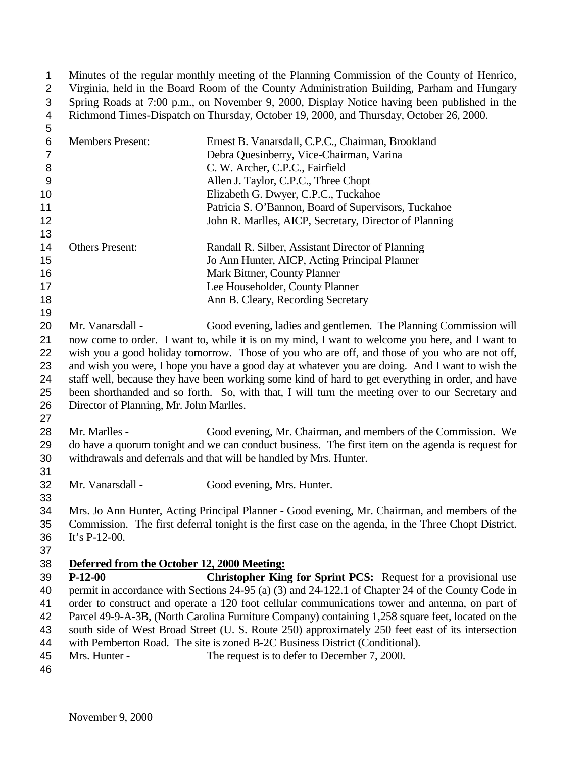Minutes of the regular monthly meeting of the Planning Commission of the County of Henrico, Virginia, held in the Board Room of the County Administration Building, Parham and Hungary Spring Roads at 7:00 p.m., on November 9, 2000, Display Notice having been published in the Richmond Times-Dispatch on Thursday, October 19, 2000, and Thursday, October 26, 2000.

| | |
|---|---|
| Members Present: | Ernest B. Vanarsdall, C.P.C., Chairman, Brookland |
| | Debra Quesinberry, Vice-Chairman, Varina |
| | C. W. Archer, C.P.C., Fairfield |
| | Allen J. Taylor, C.P.C., Three Chopt |
| | Elizabeth G. Dwyer, C.P.C., Tuckahoe |
| | Patricia S. O'Bannon, Board of Supervisors, Tuckahoe |
| | John R. Marlles, AICP, Secretary, Director of Planning |
| Others Present: | Randall R. Silber, Assistant Director of Planning |
| | Jo Ann Hunter, AICP, Acting Principal Planner |
| | Mark Bittner, County Planner |
| | Lee Householder, County Planner |
| | Ann B. Cleary, Recording Secretary |

Mr. Vanarsdall - Good evening, ladies and gentlemen. The Planning Commission will now come to order. I want to, while it is on my mind, I want to welcome you here, and I want to wish you a good holiday tomorrow. Those of you who are off, and those of you who are not off, and wish you were, I hope you have a good day at whatever you are doing. And I want to wish the staff well, because they have been working some kind of hard to get everything in order, and have been shorthanded and so forth. So, with that, I will turn the meeting over to our Secretary and Director of Planning, Mr. John Marlles.

Mr. Marlles - Good evening, Mr. Chairman, and members of the Commission. We do have a quorum tonight and we can conduct business. The first item on the agenda is request for withdrawals and deferrals and that will be handled by Mrs. Hunter.

Mr. Vanarsdall - Good evening, Mrs. Hunter.

Mrs. Jo Ann Hunter, Acting Principal Planner - Good evening, Mr. Chairman, and members of the Commission. The first deferral tonight is the first case on the agenda, in the Three Chopt District. It's P-12-00.

**Deferred from the October 12, 2000 Meeting:**

**P-12-00** **Christopher King for Sprint PCS:** Request for a provisional use permit in accordance with Sections 24-95 (a) (3) and 24-122.1 of Chapter 24 of the County Code in order to construct and operate a 120 foot cellular communications tower and antenna, on part of Parcel 49-9-A-3B, (North Carolina Furniture Company) containing 1,258 square feet, located on the south side of West Broad Street (U. S. Route 250) approximately 250 feet east of its intersection with Pemberton Road. The site is zoned B-2C Business District (Conditional).

Mrs. Hunter - The request is to defer to December 7, 2000.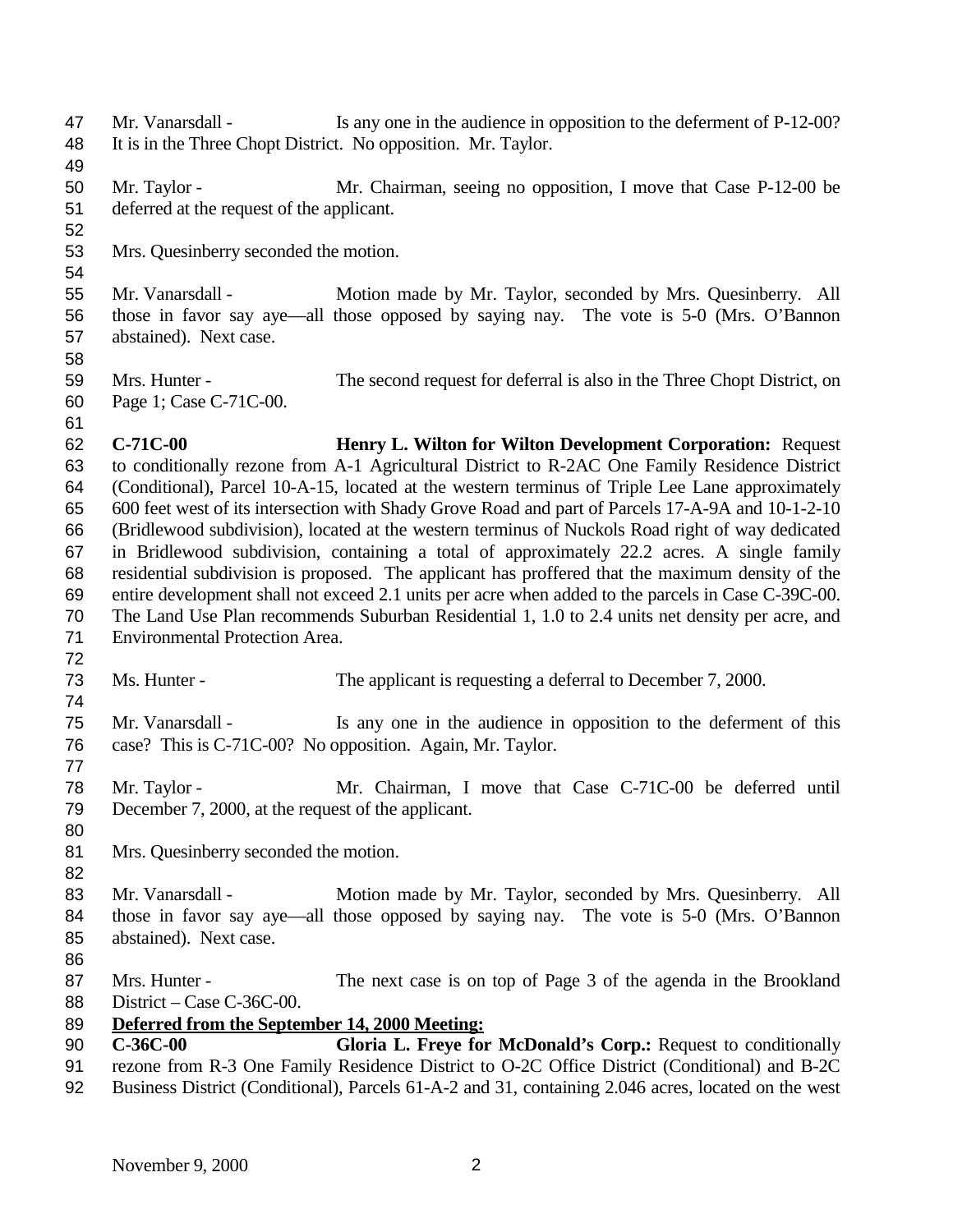Mr. Vanarsdall - Is any one in the audience in opposition to the deferment of P-12-00? It is in the Three Chopt District. No opposition. Mr. Taylor.

Mr. Taylor - Mr. Chairman, seeing no opposition, I move that Case P-12-00 be deferred at the request of the applicant.

Mrs. Quesinberry seconded the motion.

Mr. Vanarsdall - Motion made by Mr. Taylor, seconded by Mrs. Quesinberry. All those in favor say aye—all those opposed by saying nay. The vote is 5-0 (Mrs. O'Bannon abstained). Next case.

Mrs. Hunter - The second request for deferral is also in the Three Chopt District, on Page 1; Case C-71C-00.

**C-71C-00** **Henry L. Wilton for Wilton Development Corporation:** Request to conditionally rezone from A-1 Agricultural District to R-2AC One Family Residence District (Conditional), Parcel 10-A-15, located at the western terminus of Triple Lee Lane approximately 600 feet west of its intersection with Shady Grove Road and part of Parcels 17-A-9A and 10-1-2-10 (Bridlewood subdivision), located at the western terminus of Nuckols Road right of way dedicated in Bridlewood subdivision, containing a total of approximately 22.2 acres. A single family residential subdivision is proposed. The applicant has proffered that the maximum density of the entire development shall not exceed 2.1 units per acre when added to the parcels in Case C-39C-00. The Land Use Plan recommends Suburban Residential 1, 1.0 to 2.4 units net density per acre, and Environmental Protection Area.

Ms. Hunter - The applicant is requesting a deferral to December 7, 2000.

Mr. Vanarsdall - Is any one in the audience in opposition to the deferment of this case? This is C-71C-00? No opposition. Again, Mr. Taylor.

Mr. Taylor - Mr. Chairman, I move that Case C-71C-00 be deferred until December 7, 2000, at the request of the applicant.

Mrs. Quesinberry seconded the motion.

Mr. Vanarsdall - Motion made by Mr. Taylor, seconded by Mrs. Quesinberry. All those in favor say aye—all those opposed by saying nay. The vote is 5-0 (Mrs. O'Bannon abstained). Next case.

Mrs. Hunter - The next case is on top of Page 3 of the agenda in the Brookland District – Case C-36C-00.

**Deferred from the September 14, 2000 Meeting:**

**C-36C-00** **Gloria L. Freye for McDonald's Corp.:** Request to conditionally rezone from R-3 One Family Residence District to O-2C Office District (Conditional) and B-2C Business District (Conditional), Parcels 61-A-2 and 31, containing 2.046 acres, located on the west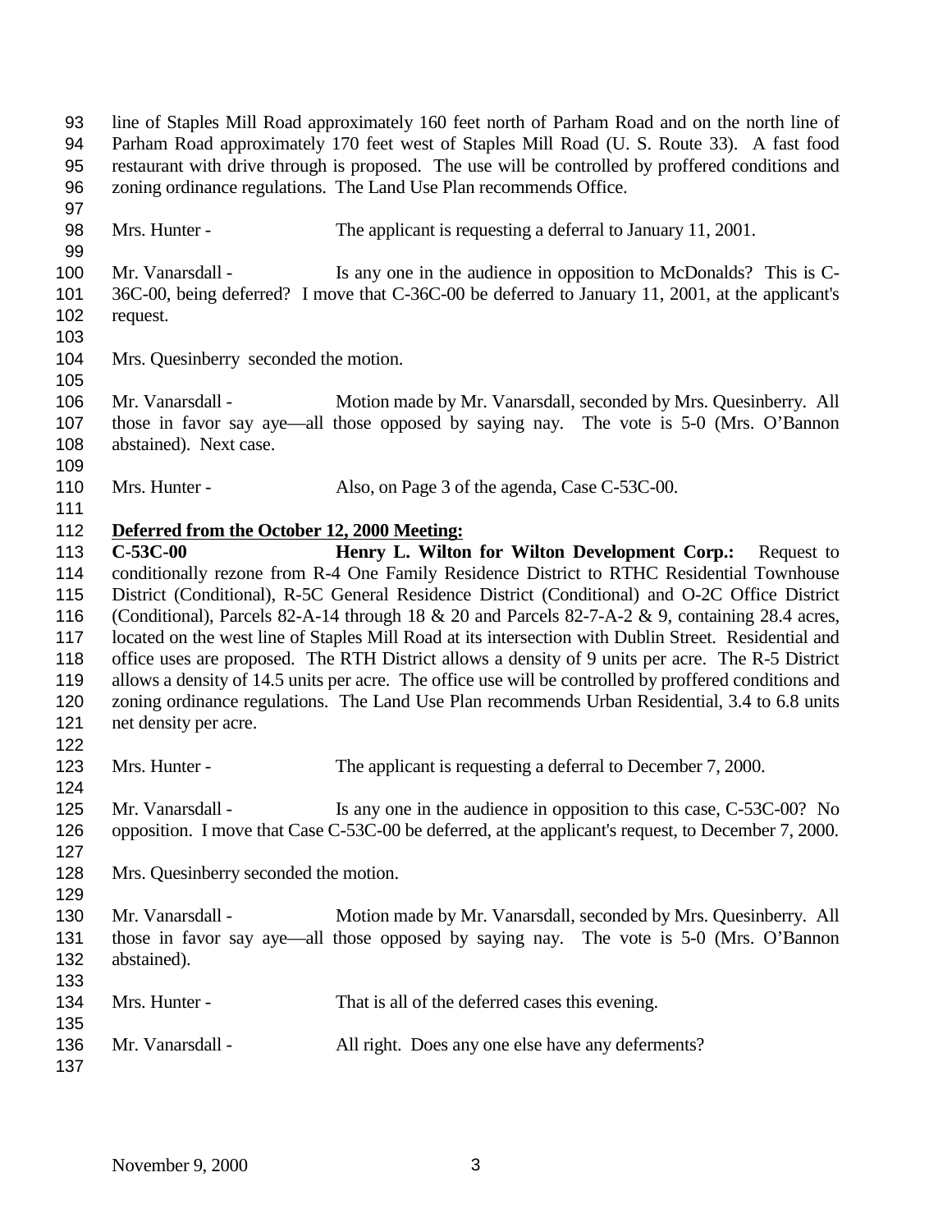line of Staples Mill Road approximately 160 feet north of Parham Road and on the north line of Parham Road approximately 170 feet west of Staples Mill Road (U. S. Route 33). A fast food restaurant with drive through is proposed. The use will be controlled by proffered conditions and zoning ordinance regulations. The Land Use Plan recommends Office.

Mrs. Hunter - The applicant is requesting a deferral to January 11, 2001.

Mr. Vanarsdall - Is any one in the audience in opposition to McDonalds? This is C-36C-00, being deferred? I move that C-36C-00 be deferred to January 11, 2001, at the applicant's request.

Mrs. Quesinberry seconded the motion.

Mr. Vanarsdall - Motion made by Mr. Vanarsdall, seconded by Mrs. Quesinberry. All those in favor say aye—all those opposed by saying nay. The vote is 5-0 (Mrs. O'Bannon abstained). Next case.

Mrs. Hunter - Also, on Page 3 of the agenda, Case C-53C-00.

**Deferred from the October 12, 2000 Meeting:**

**C-53C-00 Henry L. Wilton for Wilton Development Corp.:** Request to conditionally rezone from R-4 One Family Residence District to RTHC Residential Townhouse District (Conditional), R-5C General Residence District (Conditional) and O-2C Office District (Conditional), Parcels 82-A-14 through 18 & 20 and Parcels 82-7-A-2 & 9, containing 28.4 acres, located on the west line of Staples Mill Road at its intersection with Dublin Street. Residential and office uses are proposed. The RTH District allows a density of 9 units per acre. The R-5 District allows a density of 14.5 units per acre. The office use will be controlled by proffered conditions and zoning ordinance regulations. The Land Use Plan recommends Urban Residential, 3.4 to 6.8 units net density per acre.

Mrs. Hunter - The applicant is requesting a deferral to December 7, 2000.

Mr. Vanarsdall - Is any one in the audience in opposition to this case, C-53C-00? No opposition. I move that Case C-53C-00 be deferred, at the applicant's request, to December 7, 2000.

Mrs. Quesinberry seconded the motion.

Mr. Vanarsdall - Motion made by Mr. Vanarsdall, seconded by Mrs. Quesinberry. All those in favor say aye—all those opposed by saying nay. The vote is 5-0 (Mrs. O'Bannon abstained).

Mrs. Hunter - That is all of the deferred cases this evening.

Mr. Vanarsdall - All right. Does any one else have any deferments?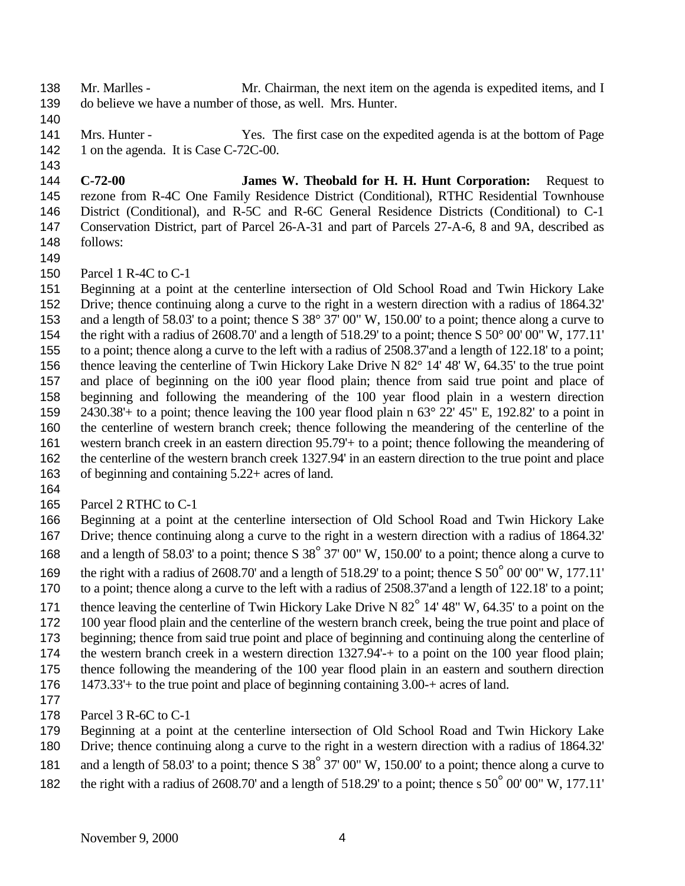Mr. Marlles - Mr. Chairman, the next item on the agenda is expedited items, and I do believe we have a number of those, as well. Mrs. Hunter.

Mrs. Hunter - Yes. The first case on the expedited agenda is at the bottom of Page 1 on the agenda. It is Case C-72C-00.

**C-72-00** **James W. Theobald for H. H. Hunt Corporation:** Request to rezone from R-4C One Family Residence District (Conditional), RTHC Residential Townhouse District (Conditional), and R-5C and R-6C General Residence Districts (Conditional) to C-1 Conservation District, part of Parcel 26-A-31 and part of Parcels 27-A-6, 8 and 9A, described as follows:

Parcel 1 R-4C to C-1

Beginning at a point at the centerline intersection of Old School Road and Twin Hickory Lake Drive; thence continuing along a curve to the right in a western direction with a radius of 1864.32' and a length of 58.03' to a point; thence S 38° 37' 00" W, 150.00' to a point; thence along a curve to the right with a radius of 2608.70' and a length of 518.29' to a point; thence S 50° 00' 00" W, 177.11' to a point; thence along a curve to the left with a radius of 2508.37'and a length of 122.18' to a point; thence leaving the centerline of Twin Hickory Lake Drive N 82° 14' 48' W, 64.35' to the true point and place of beginning on the i00 year flood plain; thence from said true point and place of beginning and following the meandering of the 100 year flood plain in a western direction 2430.38'+ to a point; thence leaving the 100 year flood plain n 63° 22' 45" E, 192.82' to a point in the centerline of western branch creek; thence following the meandering of the centerline of the western branch creek in an eastern direction 95.79'+ to a point; thence following the meandering of the centerline of the western branch creek 1327.94' in an eastern direction to the true point and place of beginning and containing 5.22+ acres of land.

Parcel 2 RTHC to C-1

Beginning at a point at the centerline intersection of Old School Road and Twin Hickory Lake Drive; thence continuing along a curve to the right in a western direction with a radius of 1864.32' and a length of 58.03' to a point; thence S 38° 37' 00" W, 150.00' to a point; thence along a curve to the right with a radius of 2608.70' and a length of 518.29' to a point; thence S 50° 00' 00" W, 177.11' to a point; thence along a curve to the left with a radius of 2508.37'and a length of 122.18' to a point; thence leaving the centerline of Twin Hickory Lake Drive N 82° 14' 48" W, 64.35' to a point on the 100 year flood plain and the centerline of the western branch creek, being the true point and place of beginning; thence from said true point and place of beginning and continuing along the centerline of the western branch creek in a western direction 1327.94'-+ to a point on the 100 year flood plain; thence following the meandering of the 100 year flood plain in an eastern and southern direction 1473.33'+ to the true point and place of beginning containing 3.00-+ acres of land.

Parcel 3 R-6C to C-1

Beginning at a point at the centerline intersection of Old School Road and Twin Hickory Lake Drive; thence continuing along a curve to the right in a western direction with a radius of 1864.32' and a length of 58.03' to a point; thence S 38° 37' 00" W, 150.00' to a point; thence along a curve to the right with a radius of 2608.70' and a length of 518.29' to a point; thence s 50° 00' 00" W, 177.11'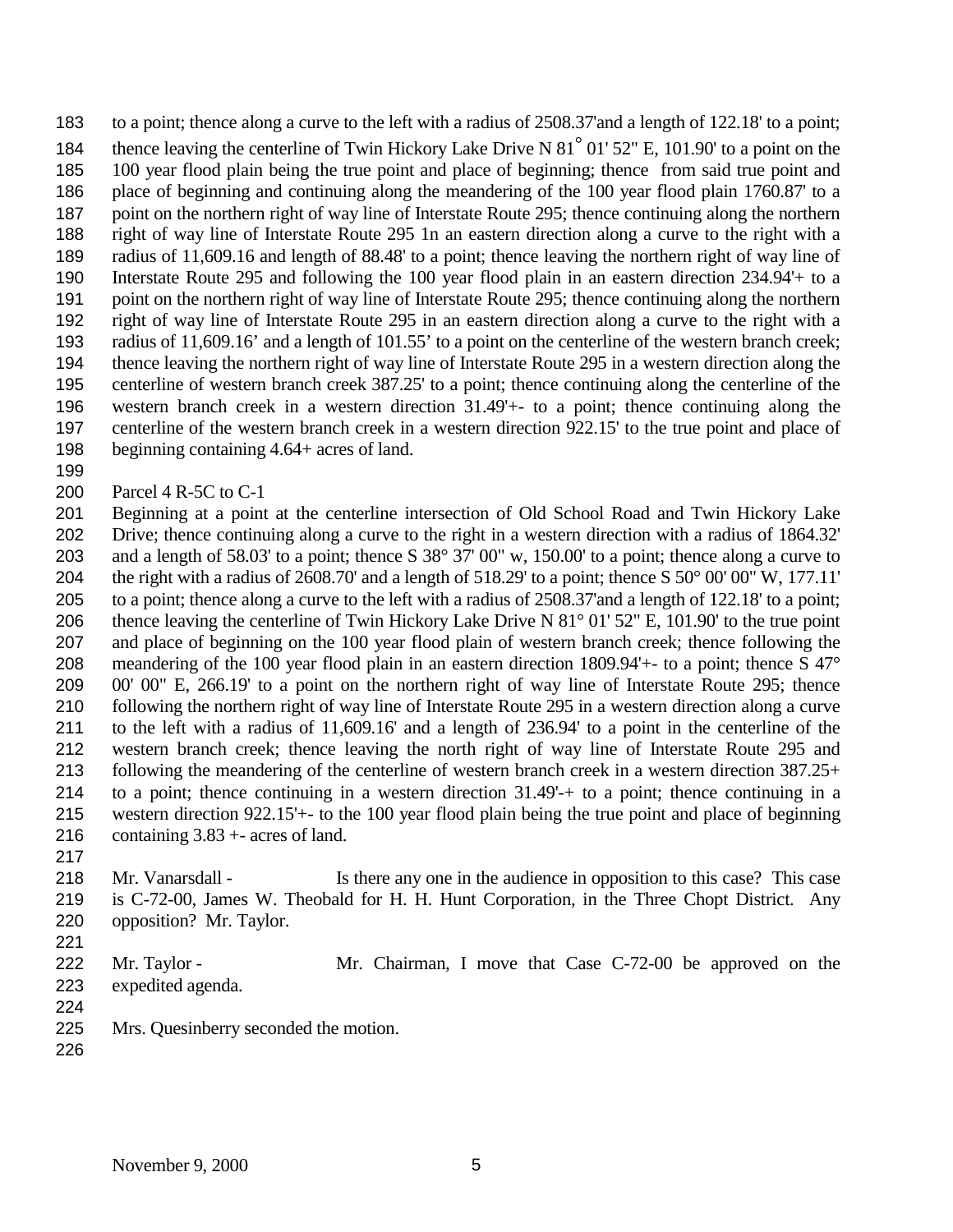to a point; thence along a curve to the left with a radius of 2508.37'and a length of 122.18' to a point; thence leaving the centerline of Twin Hickory Lake Drive N 81° 01' 52" E, 101.90' to a point on the 100 year flood plain being the true point and place of beginning; thence from said true point and place of beginning and continuing along the meandering of the 100 year flood plain 1760.87' to a point on the northern right of way line of Interstate Route 295; thence continuing along the northern right of way line of Interstate Route 295 1n an eastern direction along a curve to the right with a radius of 11,609.16 and length of 88.48' to a point; thence leaving the northern right of way line of Interstate Route 295 and following the 100 year flood plain in an eastern direction 234.94'+ to a point on the northern right of way line of Interstate Route 295; thence continuing along the northern right of way line of Interstate Route 295 in an eastern direction along a curve to the right with a radius of 11,609.16' and a length of 101.55' to a point on the centerline of the western branch creek; thence leaving the northern right of way line of Interstate Route 295 in a western direction along the centerline of western branch creek 387.25' to a point; thence continuing along the centerline of the western branch creek in a western direction 31.49'+- to a point; thence continuing along the centerline of the western branch creek in a western direction 922.15' to the true point and place of beginning containing 4.64+ acres of land.

Parcel 4 R-5C to C-1

Beginning at a point at the centerline intersection of Old School Road and Twin Hickory Lake Drive; thence continuing along a curve to the right in a western direction with a radius of 1864.32' and a length of 58.03' to a point; thence S 38° 37' 00" w, 150.00' to a point; thence along a curve to the right with a radius of 2608.70' and a length of 518.29' to a point; thence S 50° 00' 00" W, 177.11' to a point; thence along a curve to the left with a radius of 2508.37'and a length of 122.18' to a point; thence leaving the centerline of Twin Hickory Lake Drive N 81° 01' 52" E, 101.90' to the true point and place of beginning on the 100 year flood plain of western branch creek; thence following the meandering of the 100 year flood plain in an eastern direction 1809.94'+- to a point; thence S 47° 00' 00" E, 266.19' to a point on the northern right of way line of Interstate Route 295; thence following the northern right of way line of Interstate Route 295 in a western direction along a curve to the left with a radius of 11,609.16' and a length of 236.94' to a point in the centerline of the western branch creek; thence leaving the north right of way line of Interstate Route 295 and following the meandering of the centerline of western branch creek in a western direction 387.25+ to a point; thence continuing in a western direction 31.49'-+ to a point; thence continuing in a western direction 922.15'+- to the 100 year flood plain being the true point and place of beginning containing 3.83 +- acres of land.

Mr. Vanarsdall - Is there any one in the audience in opposition to this case? This case is C-72-00, James W. Theobald for H. H. Hunt Corporation, in the Three Chopt District. Any opposition? Mr. Taylor.

Mr. Taylor - Mr. Chairman, I move that Case C-72-00 be approved on the expedited agenda.

Mrs. Quesinberry seconded the motion.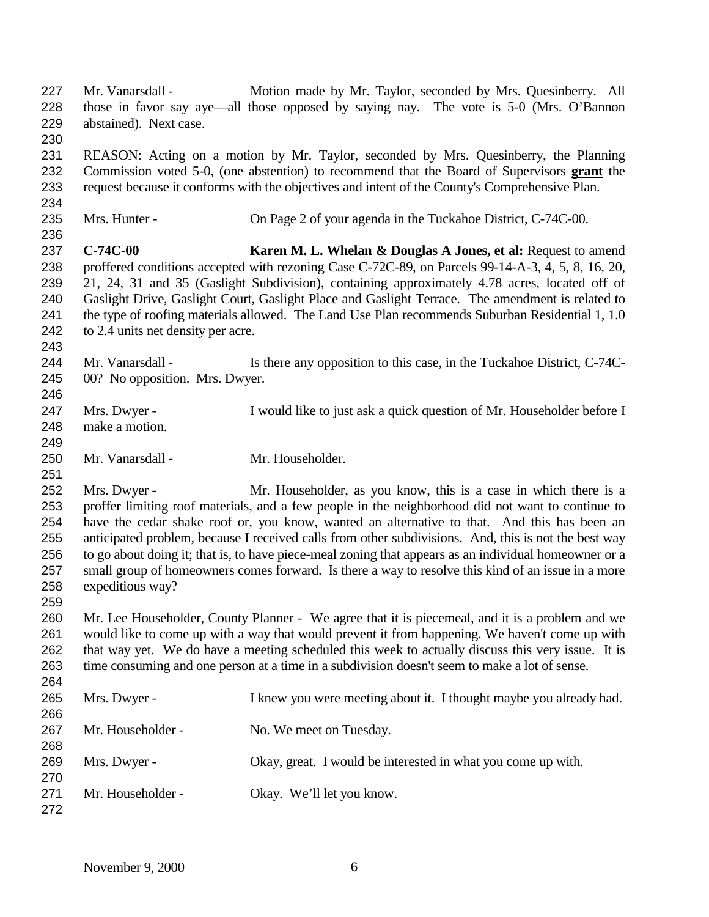Mr. Vanarsdall - Motion made by Mr. Taylor, seconded by Mrs. Quesinberry. All those in favor say aye—all those opposed by saying nay. The vote is 5-0 (Mrs. O'Bannon abstained). Next case.

REASON: Acting on a motion by Mr. Taylor, seconded by Mrs. Quesinberry, the Planning Commission voted 5-0, (one abstention) to recommend that the Board of Supervisors **grant** the request because it conforms with the objectives and intent of the County's Comprehensive Plan.

Mrs. Hunter - On Page 2 of your agenda in the Tuckahoe District, C-74C-00.

**C-74C-00** **Karen M. L. Whelan & Douglas A Jones, et al:** Request to amend proffered conditions accepted with rezoning Case C-72C-89, on Parcels 99-14-A-3, 4, 5, 8, 16, 20, 21, 24, 31 and 35 (Gaslight Subdivision), containing approximately 4.78 acres, located off of Gaslight Drive, Gaslight Court, Gaslight Place and Gaslight Terrace. The amendment is related to the type of roofing materials allowed. The Land Use Plan recommends Suburban Residential 1, 1.0 to 2.4 units net density per acre.

Mr. Vanarsdall - Is there any opposition to this case, in the Tuckahoe District, C-74C-00? No opposition. Mrs. Dwyer.

Mrs. Dwyer - I would like to just ask a quick question of Mr. Householder before I make a motion.

Mr. Vanarsdall - Mr. Householder.

Mrs. Dwyer - Mr. Householder, as you know, this is a case in which there is a proffer limiting roof materials, and a few people in the neighborhood did not want to continue to have the cedar shake roof or, you know, wanted an alternative to that. And this has been an anticipated problem, because I received calls from other subdivisions. And, this is not the best way to go about doing it; that is, to have piece-meal zoning that appears as an individual homeowner or a small group of homeowners comes forward. Is there a way to resolve this kind of an issue in a more expeditious way?

Mr. Lee Householder, County Planner - We agree that it is piecemeal, and it is a problem and we would like to come up with a way that would prevent it from happening. We haven't come up with that way yet. We do have a meeting scheduled this week to actually discuss this very issue. It is time consuming and one person at a time in a subdivision doesn't seem to make a lot of sense.

Mrs. Dwyer - I knew you were meeting about it. I thought maybe you already had.

Mr. Householder - No. We meet on Tuesday.

Mrs. Dwyer - Okay, great. I would be interested in what you come up with.

Mr. Householder - Okay. We'll let you know.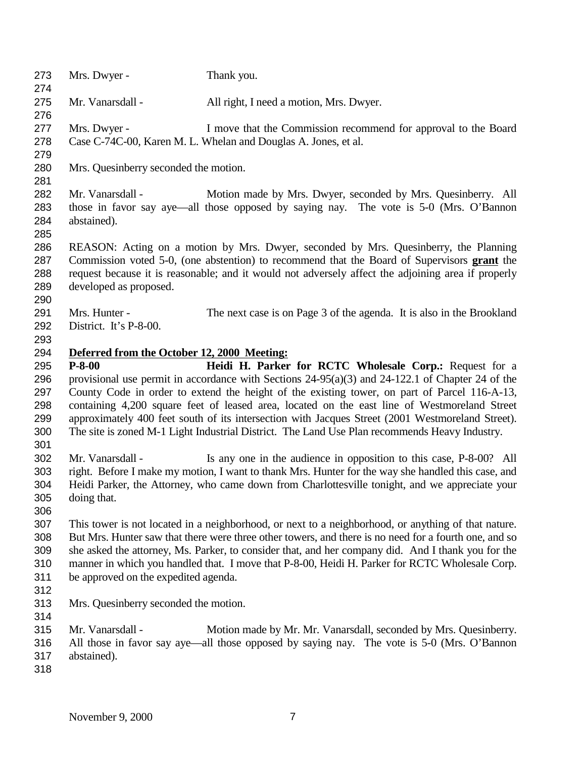Mrs. Dwyer - Thank you.

Mr. Vanarsdall - All right, I need a motion, Mrs. Dwyer.

Mrs. Dwyer - I move that the Commission recommend for approval to the Board Case C-74C-00, Karen M. L. Whelan and Douglas A. Jones, et al.

Mrs. Quesinberry seconded the motion.

Mr. Vanarsdall - Motion made by Mrs. Dwyer, seconded by Mrs. Quesinberry. All those in favor say aye—all those opposed by saying nay. The vote is 5-0 (Mrs. O'Bannon abstained).

REASON: Acting on a motion by Mrs. Dwyer, seconded by Mrs. Quesinberry, the Planning Commission voted 5-0, (one abstention) to recommend that the Board of Supervisors **grant** the request because it is reasonable; and it would not adversely affect the adjoining area if properly developed as proposed.

Mrs. Hunter - The next case is on Page 3 of the agenda. It is also in the Brookland District. It's P-8-00.

**Deferred from the October 12, 2000 Meeting:**

**P-8-00 Heidi H. Parker for RCTC Wholesale Corp.:** Request for a provisional use permit in accordance with Sections 24-95(a)(3) and 24-122.1 of Chapter 24 of the County Code in order to extend the height of the existing tower, on part of Parcel 116-A-13, containing 4,200 square feet of leased area, located on the east line of Westmoreland Street approximately 400 feet south of its intersection with Jacques Street (2001 Westmoreland Street). The site is zoned M-1 Light Industrial District. The Land Use Plan recommends Heavy Industry.

Mr. Vanarsdall - Is any one in the audience in opposition to this case, P-8-00? All right. Before I make my motion, I want to thank Mrs. Hunter for the way she handled this case, and Heidi Parker, the Attorney, who came down from Charlottesville tonight, and we appreciate your doing that.

This tower is not located in a neighborhood, or next to a neighborhood, or anything of that nature. But Mrs. Hunter saw that there were three other towers, and there is no need for a fourth one, and so she asked the attorney, Ms. Parker, to consider that, and her company did. And I thank you for the manner in which you handled that. I move that P-8-00, Heidi H. Parker for RCTC Wholesale Corp. be approved on the expedited agenda.

Mrs. Quesinberry seconded the motion.

Mr. Vanarsdall - Motion made by Mr. Mr. Vanarsdall, seconded by Mrs. Quesinberry. All those in favor say aye—all those opposed by saying nay. The vote is 5-0 (Mrs. O'Bannon abstained).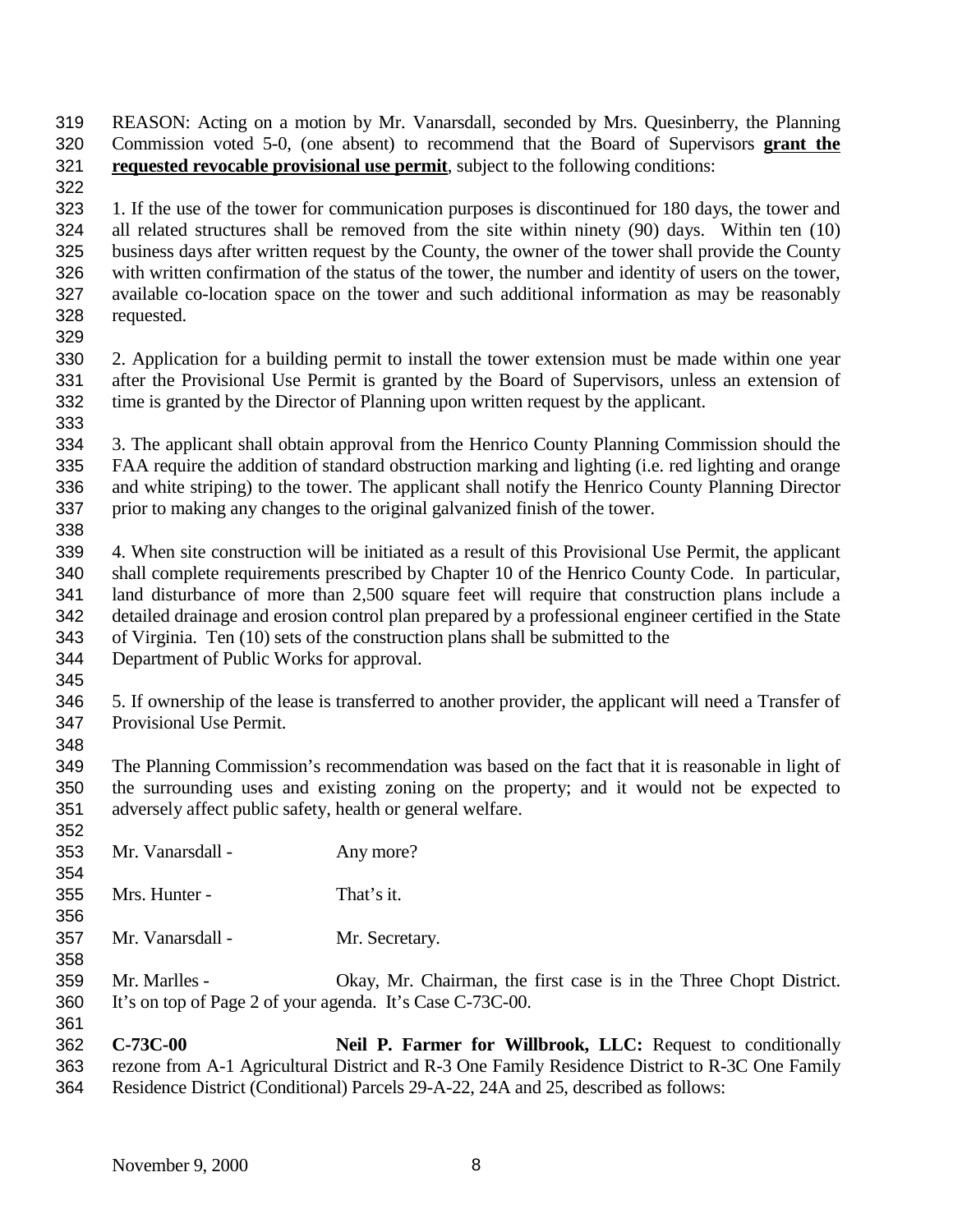REASON: Acting on a motion by Mr. Vanarsdall, seconded by Mrs. Quesinberry, the Planning Commission voted 5-0, (one absent) to recommend that the Board of Supervisors **grant the requested revocable provisional use permit**, subject to the following conditions:

1. If the use of the tower for communication purposes is discontinued for 180 days, the tower and all related structures shall be removed from the site within ninety (90) days. Within ten (10) business days after written request by the County, the owner of the tower shall provide the County with written confirmation of the status of the tower, the number and identity of users on the tower, available co-location space on the tower and such additional information as may be reasonably requested.

2. Application for a building permit to install the tower extension must be made within one year after the Provisional Use Permit is granted by the Board of Supervisors, unless an extension of time is granted by the Director of Planning upon written request by the applicant.

3. The applicant shall obtain approval from the Henrico County Planning Commission should the FAA require the addition of standard obstruction marking and lighting (i.e. red lighting and orange and white striping) to the tower. The applicant shall notify the Henrico County Planning Director prior to making any changes to the original galvanized finish of the tower.

4. When site construction will be initiated as a result of this Provisional Use Permit, the applicant shall complete requirements prescribed by Chapter 10 of the Henrico County Code. In particular, land disturbance of more than 2,500 square feet will require that construction plans include a detailed drainage and erosion control plan prepared by a professional engineer certified in the State of Virginia. Ten (10) sets of the construction plans shall be submitted to the Department of Public Works for approval.

5. If ownership of the lease is transferred to another provider, the applicant will need a Transfer of Provisional Use Permit.

The Planning Commission's recommendation was based on the fact that it is reasonable in light of the surrounding uses and existing zoning on the property; and it would not be expected to adversely affect public safety, health or general welfare.

Mr. Vanarsdall - Any more?

Mrs. Hunter - That's it.

Mr. Vanarsdall - Mr. Secretary.

Mr. Marlles - Okay, Mr. Chairman, the first case is in the Three Chopt District. It's on top of Page 2 of your agenda. It's Case C-73C-00.

**C-73C-00** **Neil P. Farmer for Willbrook, LLC:** Request to conditionally rezone from A-1 Agricultural District and R-3 One Family Residence District to R-3C One Family Residence District (Conditional) Parcels 29-A-22, 24A and 25, described as follows: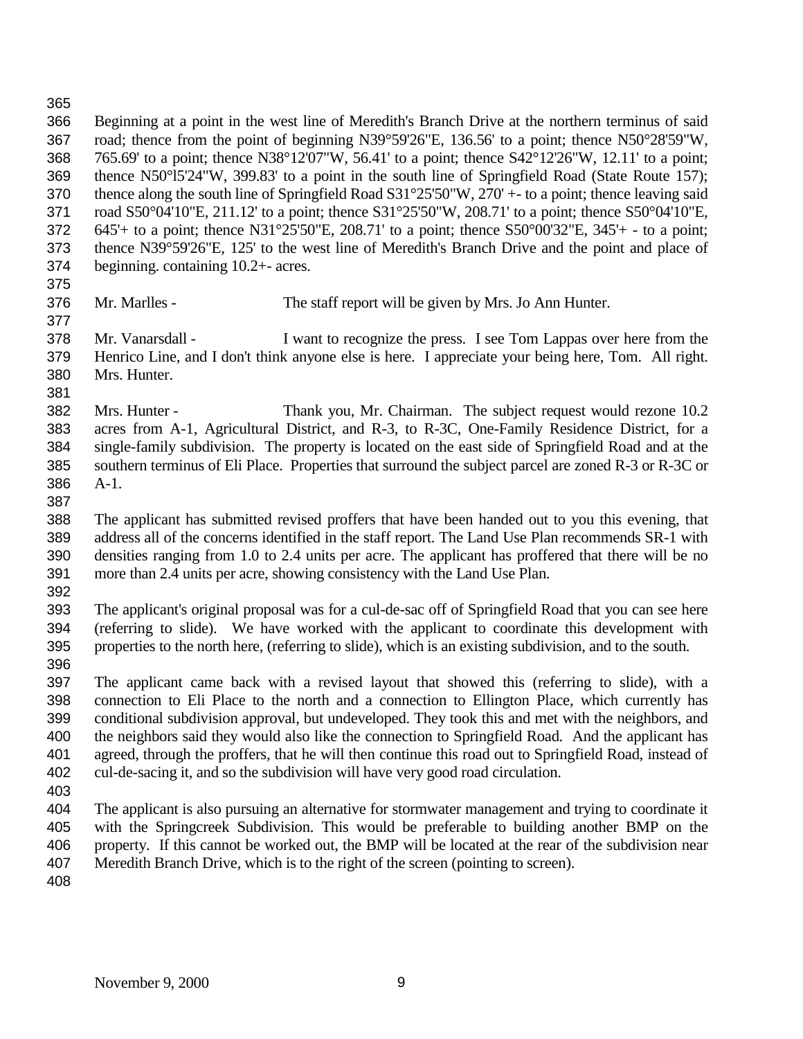Beginning at a point in the west line of Meredith's Branch Drive at the northern terminus of said road; thence from the point of beginning N39°59'26"E, 136.56' to a point; thence N50°28'59"W, 765.69' to a point; thence N38°12'07"W, 56.41' to a point; thence S42°12'26"W, 12.11' to a point; thence N50°l5'24"W, 399.83' to a point in the south line of Springfield Road (State Route 157); thence along the south line of Springfield Road S31°25'50"W, 270' +- to a point; thence leaving said road S50°04'10"E, 211.12' to a point; thence S31°25'50"W, 208.71' to a point; thence S50°04'10"E, 645'+ to a point; thence N31°25'50"E, 208.71' to a point; thence S50°00'32"E, 345'+ - to a point; thence N39°59'26"E, 125' to the west line of Meredith's Branch Drive and the point and place of beginning. containing 10.2+- acres.

Mr. Marlles - The staff report will be given by Mrs. Jo Ann Hunter.

Mr. Vanarsdall - I want to recognize the press. I see Tom Lappas over here from the Henrico Line, and I don't think anyone else is here. I appreciate your being here, Tom. All right. Mrs. Hunter.

Mrs. Hunter - Thank you, Mr. Chairman. The subject request would rezone 10.2 acres from A-1, Agricultural District, and R-3, to R-3C, One-Family Residence District, for a single-family subdivision. The property is located on the east side of Springfield Road and at the southern terminus of Eli Place. Properties that surround the subject parcel are zoned R-3 or R-3C or A-1.

The applicant has submitted revised proffers that have been handed out to you this evening, that address all of the concerns identified in the staff report. The Land Use Plan recommends SR-1 with densities ranging from 1.0 to 2.4 units per acre. The applicant has proffered that there will be no more than 2.4 units per acre, showing consistency with the Land Use Plan.

The applicant's original proposal was for a cul-de-sac off of Springfield Road that you can see here (referring to slide). We have worked with the applicant to coordinate this development with properties to the north here, (referring to slide), which is an existing subdivision, and to the south.

The applicant came back with a revised layout that showed this (referring to slide), with a connection to Eli Place to the north and a connection to Ellington Place, which currently has conditional subdivision approval, but undeveloped. They took this and met with the neighbors, and the neighbors said they would also like the connection to Springfield Road. And the applicant has agreed, through the proffers, that he will then continue this road out to Springfield Road, instead of cul-de-sacing it, and so the subdivision will have very good road circulation.

The applicant is also pursuing an alternative for stormwater management and trying to coordinate it with the Springcreek Subdivision. This would be preferable to building another BMP on the property. If this cannot be worked out, the BMP will be located at the rear of the subdivision near Meredith Branch Drive, which is to the right of the screen (pointing to screen).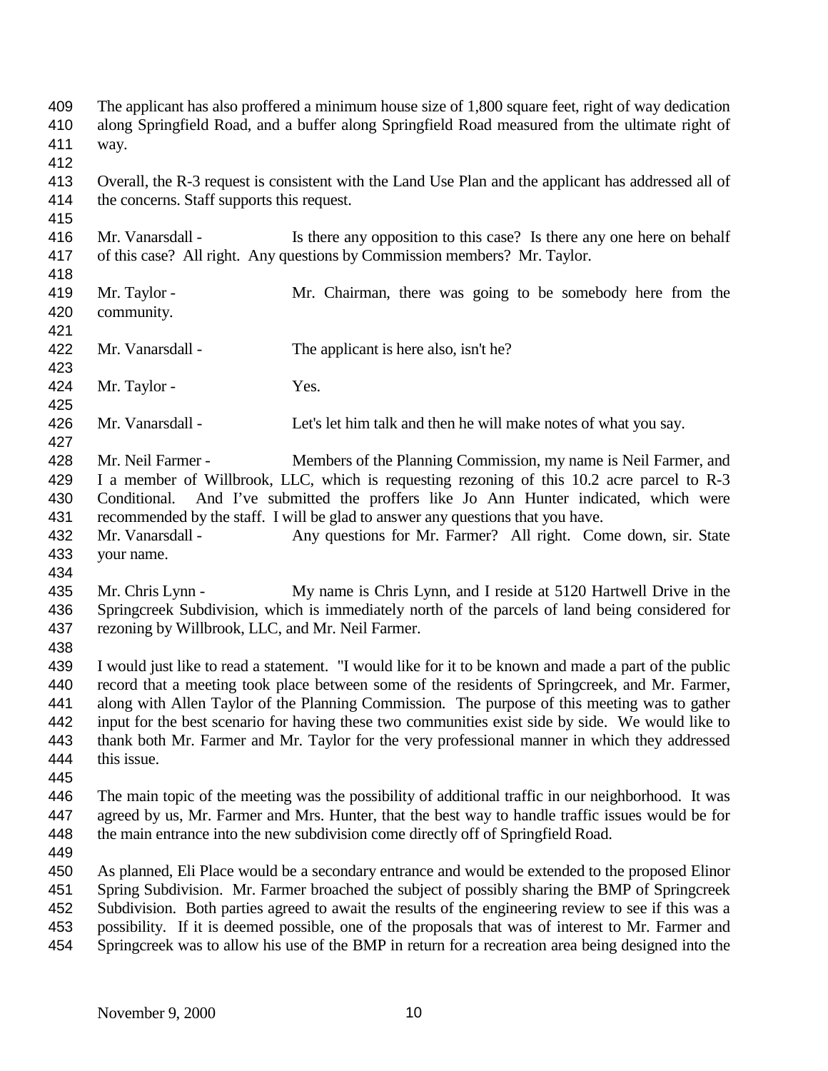The applicant has also proffered a minimum house size of 1,800 square feet, right of way dedication along Springfield Road, and a buffer along Springfield Road measured from the ultimate right of way.

Overall, the R-3 request is consistent with the Land Use Plan and the applicant has addressed all of the concerns. Staff supports this request.

Mr. Vanarsdall - Is there any opposition to this case? Is there any one here on behalf of this case? All right. Any questions by Commission members? Mr. Taylor.

Mr. Taylor - Mr. Chairman, there was going to be somebody here from the community.

Mr. Vanarsdall - The applicant is here also, isn't he?

Mr. Taylor - Yes.

Mr. Vanarsdall - Let's let him talk and then he will make notes of what you say.

Mr. Neil Farmer - Members of the Planning Commission, my name is Neil Farmer, and I a member of Willbrook, LLC, which is requesting rezoning of this 10.2 acre parcel to R-3 Conditional. And I've submitted the proffers like Jo Ann Hunter indicated, which were recommended by the staff. I will be glad to answer any questions that you have.

Mr. Vanarsdall - Any questions for Mr. Farmer? All right. Come down, sir. State your name.

Mr. Chris Lynn - My name is Chris Lynn, and I reside at 5120 Hartwell Drive in the Springcreek Subdivision, which is immediately north of the parcels of land being considered for rezoning by Willbrook, LLC, and Mr. Neil Farmer.

I would just like to read a statement. "I would like for it to be known and made a part of the public record that a meeting took place between some of the residents of Springcreek, and Mr. Farmer, along with Allen Taylor of the Planning Commission. The purpose of this meeting was to gather input for the best scenario for having these two communities exist side by side. We would like to thank both Mr. Farmer and Mr. Taylor for the very professional manner in which they addressed this issue.

The main topic of the meeting was the possibility of additional traffic in our neighborhood. It was agreed by us, Mr. Farmer and Mrs. Hunter, that the best way to handle traffic issues would be for the main entrance into the new subdivision come directly off of Springfield Road.

As planned, Eli Place would be a secondary entrance and would be extended to the proposed Elinor Spring Subdivision. Mr. Farmer broached the subject of possibly sharing the BMP of Springcreek Subdivision. Both parties agreed to await the results of the engineering review to see if this was a possibility. If it is deemed possible, one of the proposals that was of interest to Mr. Farmer and Springcreek was to allow his use of the BMP in return for a recreation area being designed into the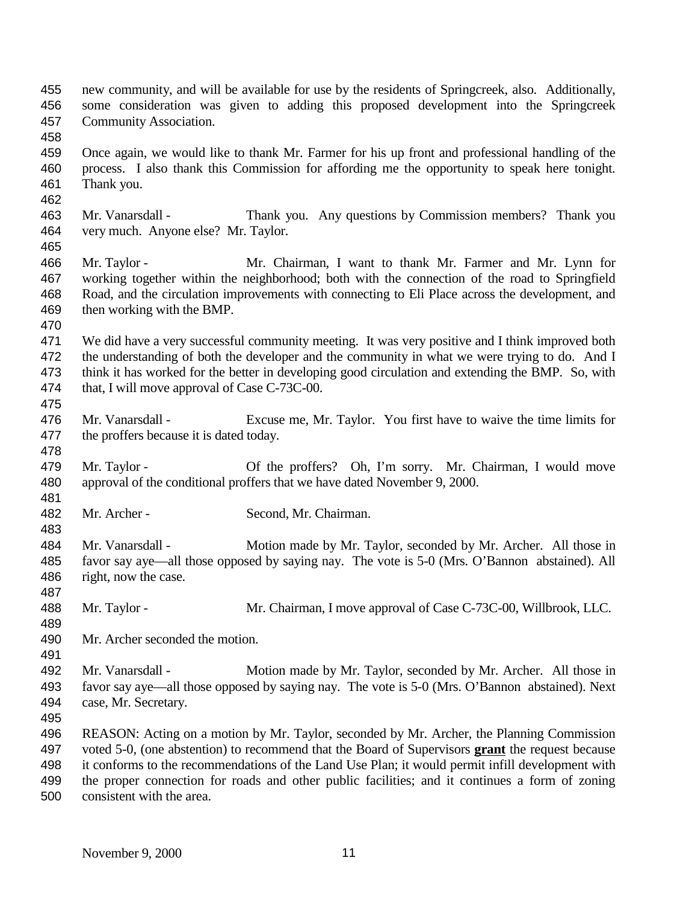new community, and will be available for use by the residents of Springcreek, also. Additionally, some consideration was given to adding this proposed development into the Springcreek Community Association.

Once again, we would like to thank Mr. Farmer for his up front and professional handling of the process. I also thank this Commission for affording me the opportunity to speak here tonight. Thank you.

Mr. Vanarsdall - Thank you. Any questions by Commission members? Thank you very much. Anyone else? Mr. Taylor.

Mr. Taylor - Mr. Chairman, I want to thank Mr. Farmer and Mr. Lynn for working together within the neighborhood; both with the connection of the road to Springfield Road, and the circulation improvements with connecting to Eli Place across the development, and then working with the BMP.

We did have a very successful community meeting. It was very positive and I think improved both the understanding of both the developer and the community in what we were trying to do. And I think it has worked for the better in developing good circulation and extending the BMP. So, with that, I will move approval of Case C-73C-00.

Mr. Vanarsdall - Excuse me, Mr. Taylor. You first have to waive the time limits for the proffers because it is dated today.

Mr. Taylor - Of the proffers? Oh, I'm sorry. Mr. Chairman, I would move approval of the conditional proffers that we have dated November 9, 2000.

Mr. Archer - Second, Mr. Chairman.

Mr. Vanarsdall - Motion made by Mr. Taylor, seconded by Mr. Archer. All those in favor say aye—all those opposed by saying nay. The vote is 5-0 (Mrs. O'Bannon abstained). All right, now the case.

Mr. Taylor - Mr. Chairman, I move approval of Case C-73C-00, Willbrook, LLC.

Mr. Archer seconded the motion.

Mr. Vanarsdall - Motion made by Mr. Taylor, seconded by Mr. Archer. All those in favor say aye—all those opposed by saying nay. The vote is 5-0 (Mrs. O'Bannon abstained). Next case, Mr. Secretary.

REASON: Acting on a motion by Mr. Taylor, seconded by Mr. Archer, the Planning Commission voted 5-0, (one abstention) to recommend that the Board of Supervisors **grant** the request because it conforms to the recommendations of the Land Use Plan; it would permit infill development with the proper connection for roads and other public facilities; and it continues a form of zoning consistent with the area.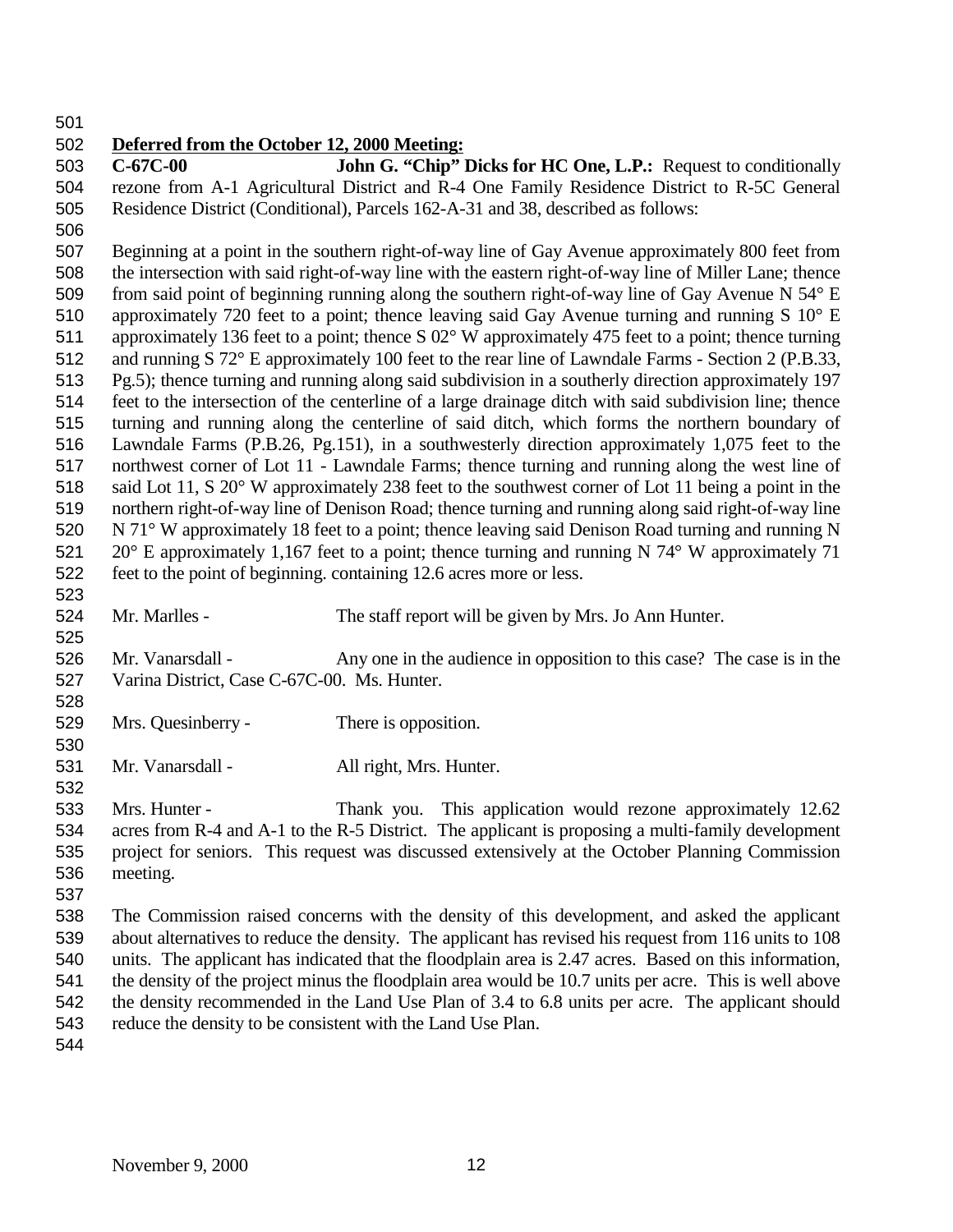**Deferred from the October 12, 2000 Meeting:**

**C-67C-00** **John G. "Chip" Dicks for HC One, L.P.:** Request to conditionally rezone from A-1 Agricultural District and R-4 One Family Residence District to R-5C General Residence District (Conditional), Parcels 162-A-31 and 38, described as follows:

Beginning at a point in the southern right-of-way line of Gay Avenue approximately 800 feet from the intersection with said right-of-way line with the eastern right-of-way line of Miller Lane; thence from said point of beginning running along the southern right-of-way line of Gay Avenue N 54° E approximately 720 feet to a point; thence leaving said Gay Avenue turning and running S 10° E approximately 136 feet to a point; thence S 02° W approximately 475 feet to a point; thence turning and running S 72° E approximately 100 feet to the rear line of Lawndale Farms - Section 2 (P.B.33, Pg.5); thence turning and running along said subdivision in a southerly direction approximately 197 feet to the intersection of the centerline of a large drainage ditch with said subdivision line; thence turning and running along the centerline of said ditch, which forms the northern boundary of Lawndale Farms (P.B.26, Pg.151), in a southwesterly direction approximately 1,075 feet to the northwest corner of Lot 11 - Lawndale Farms; thence turning and running along the west line of said Lot 11, S 20° W approximately 238 feet to the southwest corner of Lot 11 being a point in the northern right-of-way line of Denison Road; thence turning and running along said right-of-way line N 71° W approximately 18 feet to a point; thence leaving said Denison Road turning and running N 20° E approximately 1,167 feet to a point; thence turning and running N 74° W approximately 71 feet to the point of beginning. containing 12.6 acres more or less.

Mr. Marlles - The staff report will be given by Mrs. Jo Ann Hunter.

Mr. Vanarsdall - Any one in the audience in opposition to this case? The case is in the Varina District, Case C-67C-00. Ms. Hunter.

Mrs. Quesinberry - There is opposition.

Mr. Vanarsdall - All right, Mrs. Hunter.

Mrs. Hunter - Thank you. This application would rezone approximately 12.62 acres from R-4 and A-1 to the R-5 District. The applicant is proposing a multi-family development project for seniors. This request was discussed extensively at the October Planning Commission meeting.

The Commission raised concerns with the density of this development, and asked the applicant about alternatives to reduce the density. The applicant has revised his request from 116 units to 108 units. The applicant has indicated that the floodplain area is 2.47 acres. Based on this information, the density of the project minus the floodplain area would be 10.7 units per acre. This is well above the density recommended in the Land Use Plan of 3.4 to 6.8 units per acre. The applicant should reduce the density to be consistent with the Land Use Plan.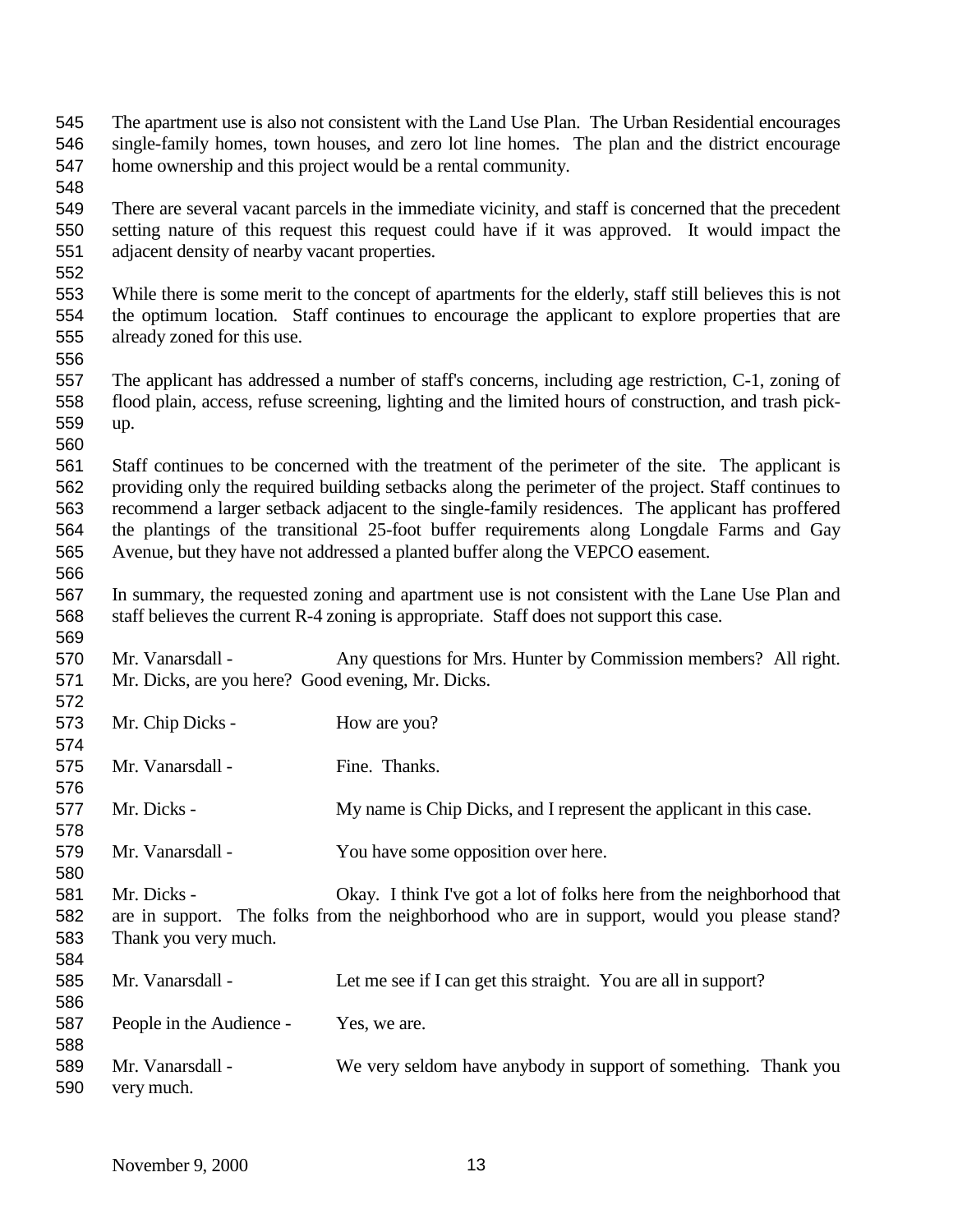The apartment use is also not consistent with the Land Use Plan. The Urban Residential encourages single-family homes, town houses, and zero lot line homes. The plan and the district encourage home ownership and this project would be a rental community.

There are several vacant parcels in the immediate vicinity, and staff is concerned that the precedent setting nature of this request this request could have if it was approved. It would impact the adjacent density of nearby vacant properties.

While there is some merit to the concept of apartments for the elderly, staff still believes this is not the optimum location. Staff continues to encourage the applicant to explore properties that are already zoned for this use.

The applicant has addressed a number of staff's concerns, including age restriction, C-1, zoning of flood plain, access, refuse screening, lighting and the limited hours of construction, and trash pick-up.

Staff continues to be concerned with the treatment of the perimeter of the site. The applicant is providing only the required building setbacks along the perimeter of the project. Staff continues to recommend a larger setback adjacent to the single-family residences. The applicant has proffered the plantings of the transitional 25-foot buffer requirements along Longdale Farms and Gay Avenue, but they have not addressed a planted buffer along the VEPCO easement.

In summary, the requested zoning and apartment use is not consistent with the Lane Use Plan and staff believes the current R-4 zoning is appropriate. Staff does not support this case.

Mr. Vanarsdall - Any questions for Mrs. Hunter by Commission members? All right. Mr. Dicks, are you here? Good evening, Mr. Dicks.

Mr. Chip Dicks - How are you?

Mr. Vanarsdall - Fine. Thanks.

Mr. Dicks - My name is Chip Dicks, and I represent the applicant in this case.

Mr. Vanarsdall - You have some opposition over here.

Mr. Dicks - Okay. I think I've got a lot of folks here from the neighborhood that are in support. The folks from the neighborhood who are in support, would you please stand? Thank you very much.

Mr. Vanarsdall - Let me see if I can get this straight. You are all in support?

People in the Audience - Yes, we are.

Mr. Vanarsdall - We very seldom have anybody in support of something. Thank you very much.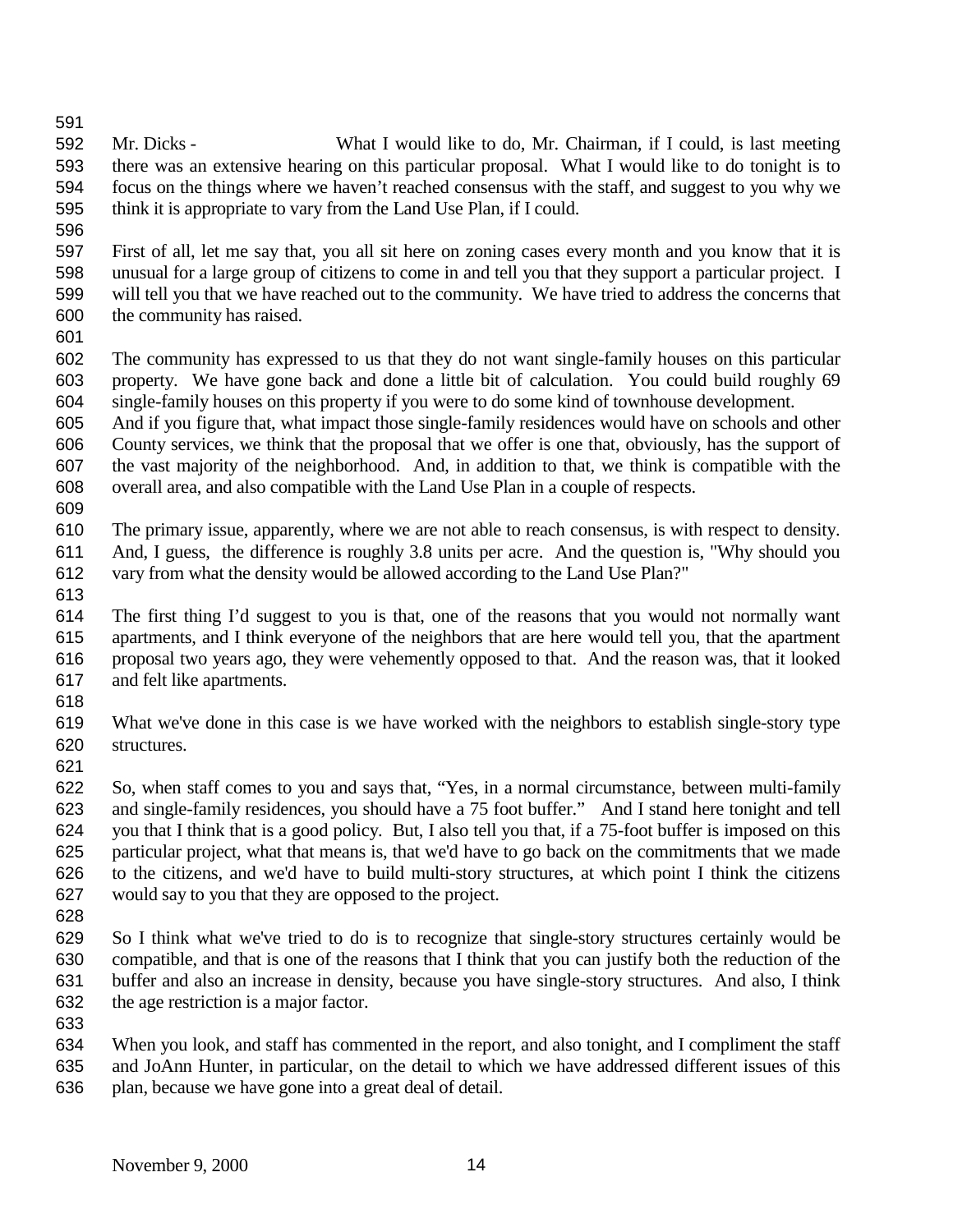Mr. Dicks - What I would like to do, Mr. Chairman, if I could, is last meeting there was an extensive hearing on this particular proposal. What I would like to do tonight is to focus on the things where we haven't reached consensus with the staff, and suggest to you why we think it is appropriate to vary from the Land Use Plan, if I could.

First of all, let me say that, you all sit here on zoning cases every month and you know that it is unusual for a large group of citizens to come in and tell you that they support a particular project. I will tell you that we have reached out to the community. We have tried to address the concerns that the community has raised.

The community has expressed to us that they do not want single-family houses on this particular property. We have gone back and done a little bit of calculation. You could build roughly 69 single-family houses on this property if you were to do some kind of townhouse development. And if you figure that, what impact those single-family residences would have on schools and other County services, we think that the proposal that we offer is one that, obviously, has the support of the vast majority of the neighborhood. And, in addition to that, we think is compatible with the overall area, and also compatible with the Land Use Plan in a couple of respects.

The primary issue, apparently, where we are not able to reach consensus, is with respect to density. And, I guess, the difference is roughly 3.8 units per acre. And the question is, "Why should you vary from what the density would be allowed according to the Land Use Plan?"

The first thing I'd suggest to you is that, one of the reasons that you would not normally want apartments, and I think everyone of the neighbors that are here would tell you, that the apartment proposal two years ago, they were vehemently opposed to that. And the reason was, that it looked and felt like apartments.

What we've done in this case is we have worked with the neighbors to establish single-story type structures.

So, when staff comes to you and says that, "Yes, in a normal circumstance, between multi-family and single-family residences, you should have a 75 foot buffer." And I stand here tonight and tell you that I think that is a good policy. But, I also tell you that, if a 75-foot buffer is imposed on this particular project, what that means is, that we'd have to go back on the commitments that we made to the citizens, and we'd have to build multi-story structures, at which point I think the citizens would say to you that they are opposed to the project.

So I think what we've tried to do is to recognize that single-story structures certainly would be compatible, and that is one of the reasons that I think that you can justify both the reduction of the buffer and also an increase in density, because you have single-story structures. And also, I think the age restriction is a major factor.

When you look, and staff has commented in the report, and also tonight, and I compliment the staff and JoAnn Hunter, in particular, on the detail to which we have addressed different issues of this plan, because we have gone into a great deal of detail.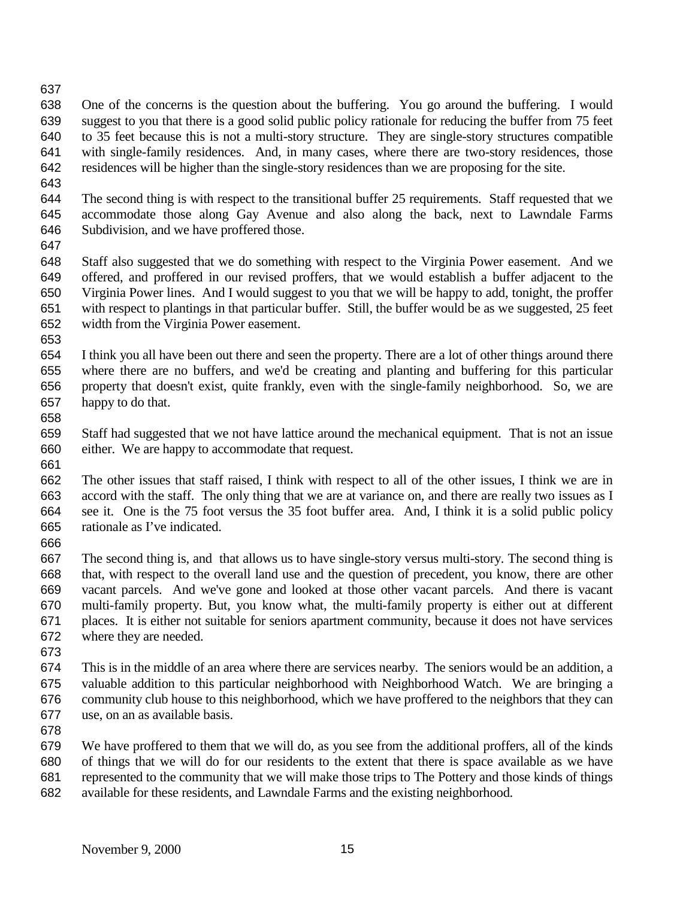One of the concerns is the question about the buffering. You go around the buffering. I would suggest to you that there is a good solid public policy rationale for reducing the buffer from 75 feet to 35 feet because this is not a multi-story structure. They are single-story structures compatible with single-family residences. And, in many cases, where there are two-story residences, those residences will be higher than the single-story residences than we are proposing for the site.

The second thing is with respect to the transitional buffer 25 requirements. Staff requested that we accommodate those along Gay Avenue and also along the back, next to Lawndale Farms Subdivision, and we have proffered those.

Staff also suggested that we do something with respect to the Virginia Power easement. And we offered, and proffered in our revised proffers, that we would establish a buffer adjacent to the Virginia Power lines. And I would suggest to you that we will be happy to add, tonight, the proffer with respect to plantings in that particular buffer. Still, the buffer would be as we suggested, 25 feet width from the Virginia Power easement.

I think you all have been out there and seen the property. There are a lot of other things around there where there are no buffers, and we'd be creating and planting and buffering for this particular property that doesn't exist, quite frankly, even with the single-family neighborhood. So, we are happy to do that.

Staff had suggested that we not have lattice around the mechanical equipment. That is not an issue either. We are happy to accommodate that request.

The other issues that staff raised, I think with respect to all of the other issues, I think we are in accord with the staff. The only thing that we are at variance on, and there are really two issues as I see it. One is the 75 foot versus the 35 foot buffer area. And, I think it is a solid public policy rationale as I've indicated.

The second thing is, and that allows us to have single-story versus multi-story. The second thing is that, with respect to the overall land use and the question of precedent, you know, there are other vacant parcels. And we've gone and looked at those other vacant parcels. And there is vacant multi-family property. But, you know what, the multi-family property is either out at different places. It is either not suitable for seniors apartment community, because it does not have services where they are needed.

This is in the middle of an area where there are services nearby. The seniors would be an addition, a valuable addition to this particular neighborhood with Neighborhood Watch. We are bringing a community club house to this neighborhood, which we have proffered to the neighbors that they can use, on an as available basis.

We have proffered to them that we will do, as you see from the additional proffers, all of the kinds of things that we will do for our residents to the extent that there is space available as we have represented to the community that we will make those trips to The Pottery and those kinds of things available for these residents, and Lawndale Farms and the existing neighborhood.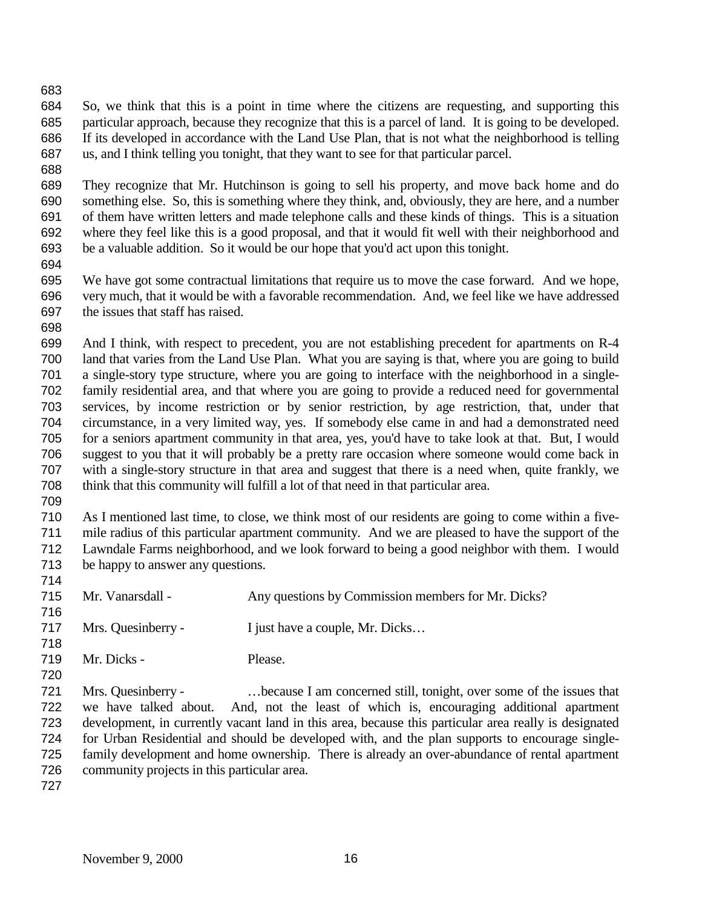So, we think that this is a point in time where the citizens are requesting, and supporting this particular approach, because they recognize that this is a parcel of land. It is going to be developed. If its developed in accordance with the Land Use Plan, that is not what the neighborhood is telling us, and I think telling you tonight, that they want to see for that particular parcel.

They recognize that Mr. Hutchinson is going to sell his property, and move back home and do something else. So, this is something where they think, and, obviously, they are here, and a number of them have written letters and made telephone calls and these kinds of things. This is a situation where they feel like this is a good proposal, and that it would fit well with their neighborhood and be a valuable addition. So it would be our hope that you'd act upon this tonight.

We have got some contractual limitations that require us to move the case forward. And we hope, very much, that it would be with a favorable recommendation. And, we feel like we have addressed the issues that staff has raised.

And I think, with respect to precedent, you are not establishing precedent for apartments on R-4 land that varies from the Land Use Plan. What you are saying is that, where you are going to build a single-story type structure, where you are going to interface with the neighborhood in a single-family residential area, and that where you are going to provide a reduced need for governmental services, by income restriction or by senior restriction, by age restriction, that, under that circumstance, in a very limited way, yes. If somebody else came in and had a demonstrated need for a seniors apartment community in that area, yes, you'd have to take look at that. But, I would suggest to you that it will probably be a pretty rare occasion where someone would come back in with a single-story structure in that area and suggest that there is a need when, quite frankly, we think that this community will fulfill a lot of that need in that particular area.

As I mentioned last time, to close, we think most of our residents are going to come within a five-mile radius of this particular apartment community. And we are pleased to have the support of the Lawndale Farms neighborhood, and we look forward to being a good neighbor with them. I would be happy to answer any questions.

Mr. Vanarsdall - Any questions by Commission members for Mr. Dicks?

Mrs. Quesinberry - I just have a couple, Mr. Dicks…

Mr. Dicks - Please.

Mrs. Quesinberry - …because I am concerned still, tonight, over some of the issues that we have talked about. And, not the least of which is, encouraging additional apartment development, in currently vacant land in this area, because this particular area really is designated for Urban Residential and should be developed with, and the plan supports to encourage single-family development and home ownership. There is already an over-abundance of rental apartment community projects in this particular area.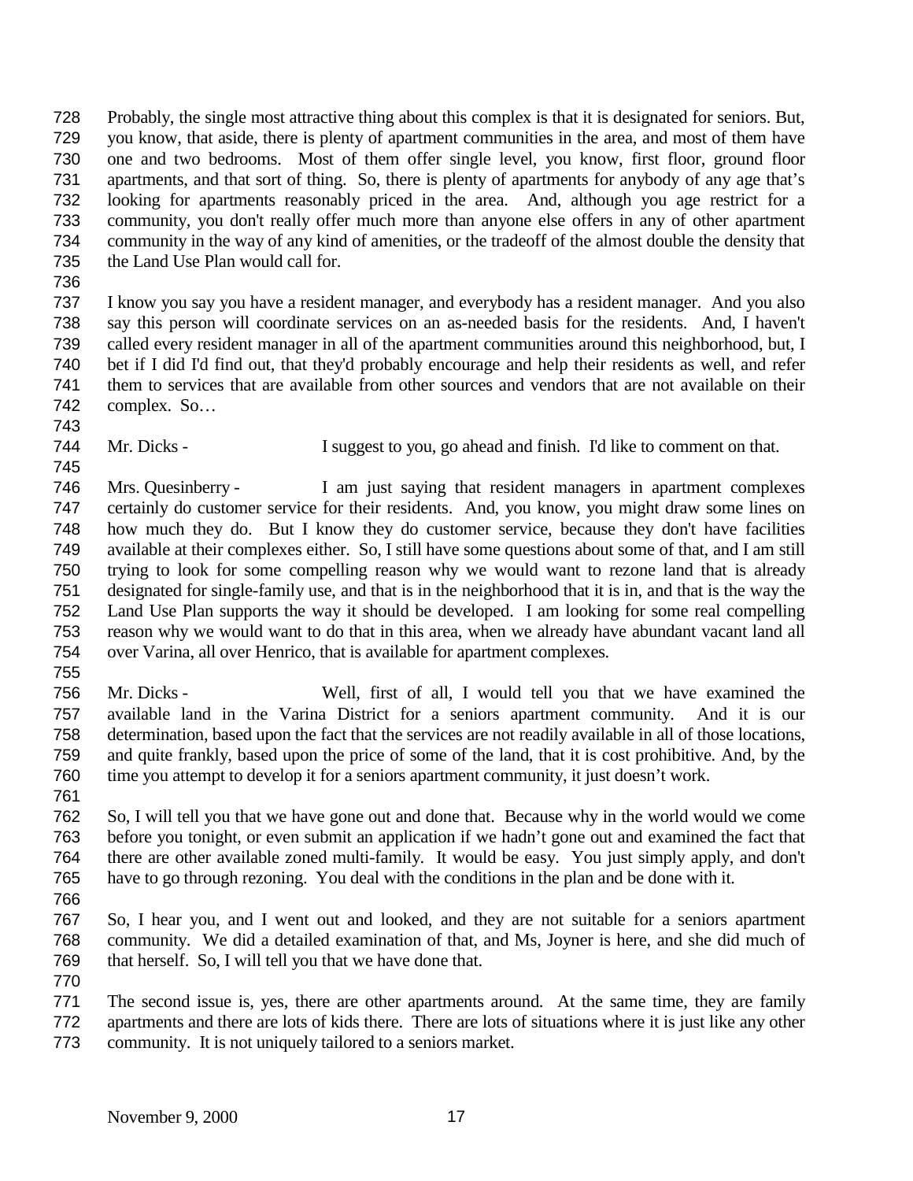Probably, the single most attractive thing about this complex is that it is designated for seniors. But, you know, that aside, there is plenty of apartment communities in the area, and most of them have one and two bedrooms. Most of them offer single level, you know, first floor, ground floor apartments, and that sort of thing. So, there is plenty of apartments for anybody of any age that's looking for apartments reasonably priced in the area. And, although you age restrict for a community, you don't really offer much more than anyone else offers in any of other apartment community in the way of any kind of amenities, or the tradeoff of the almost double the density that the Land Use Plan would call for.

I know you say you have a resident manager, and everybody has a resident manager. And you also say this person will coordinate services on an as-needed basis for the residents. And, I haven't called every resident manager in all of the apartment communities around this neighborhood, but, I bet if I did I'd find out, that they'd probably encourage and help their residents as well, and refer them to services that are available from other sources and vendors that are not available on their complex. So…

Mr. Dicks - I suggest to you, go ahead and finish. I'd like to comment on that.

Mrs. Quesinberry - I am just saying that resident managers in apartment complexes certainly do customer service for their residents. And, you know, you might draw some lines on how much they do. But I know they do customer service, because they don't have facilities available at their complexes either. So, I still have some questions about some of that, and I am still trying to look for some compelling reason why we would want to rezone land that is already designated for single-family use, and that is in the neighborhood that it is in, and that is the way the Land Use Plan supports the way it should be developed. I am looking for some real compelling reason why we would want to do that in this area, when we already have abundant vacant land all over Varina, all over Henrico, that is available for apartment complexes.

Mr. Dicks - Well, first of all, I would tell you that we have examined the available land in the Varina District for a seniors apartment community. And it is our determination, based upon the fact that the services are not readily available in all of those locations, and quite frankly, based upon the price of some of the land, that it is cost prohibitive. And, by the time you attempt to develop it for a seniors apartment community, it just doesn't work.

So, I will tell you that we have gone out and done that. Because why in the world would we come before you tonight, or even submit an application if we hadn't gone out and examined the fact that there are other available zoned multi-family. It would be easy. You just simply apply, and don't have to go through rezoning. You deal with the conditions in the plan and be done with it.

So, I hear you, and I went out and looked, and they are not suitable for a seniors apartment community. We did a detailed examination of that, and Ms, Joyner is here, and she did much of that herself. So, I will tell you that we have done that.

The second issue is, yes, there are other apartments around. At the same time, they are family apartments and there are lots of kids there. There are lots of situations where it is just like any other community. It is not uniquely tailored to a seniors market.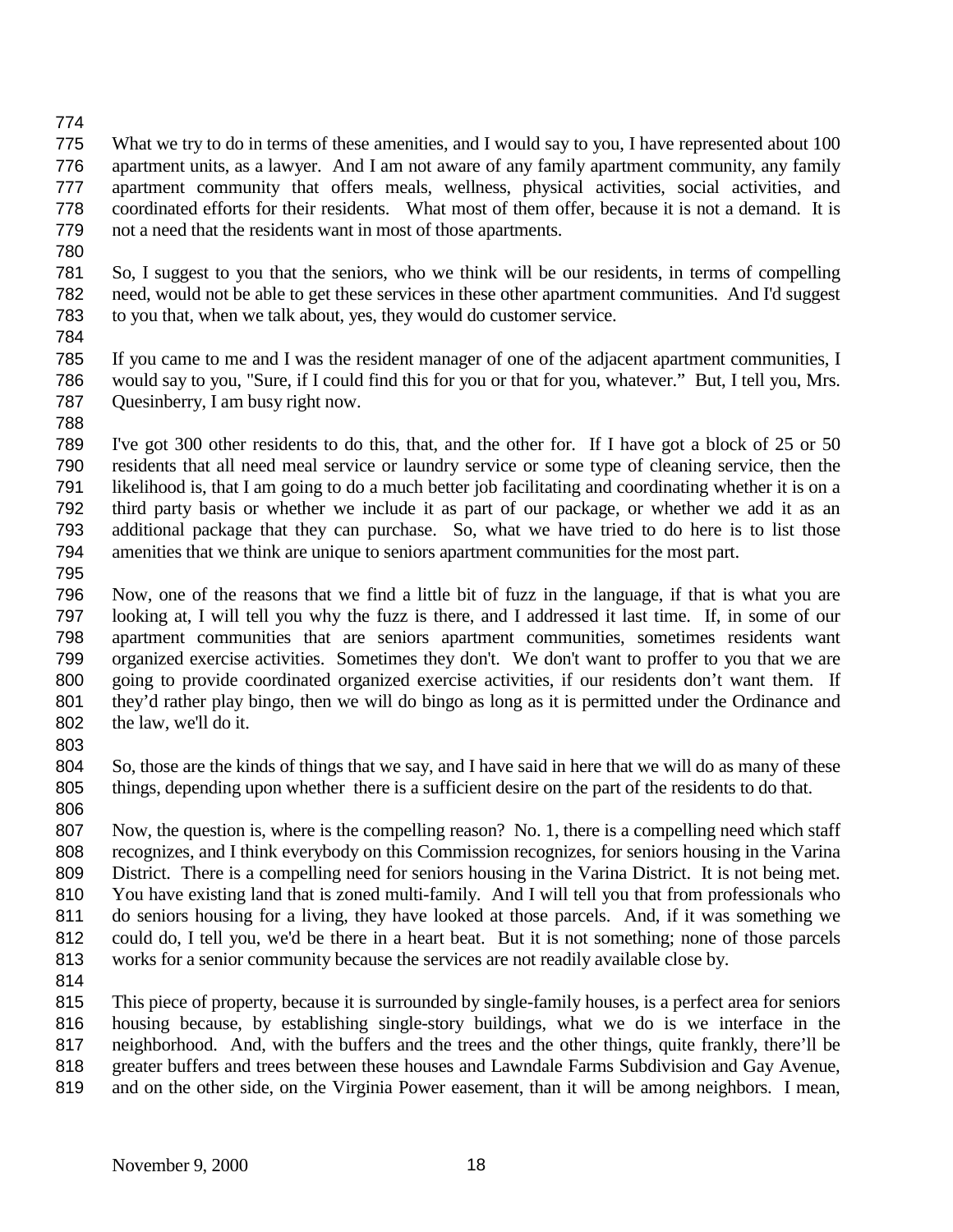What we try to do in terms of these amenities, and I would say to you, I have represented about 100 apartment units, as a lawyer. And I am not aware of any family apartment community, any family apartment community that offers meals, wellness, physical activities, social activities, and coordinated efforts for their residents. What most of them offer, because it is not a demand. It is not a need that the residents want in most of those apartments.

So, I suggest to you that the seniors, who we think will be our residents, in terms of compelling need, would not be able to get these services in these other apartment communities. And I'd suggest to you that, when we talk about, yes, they would do customer service.

If you came to me and I was the resident manager of one of the adjacent apartment communities, I would say to you, "Sure, if I could find this for you or that for you, whatever." But, I tell you, Mrs. Quesinberry, I am busy right now.

I've got 300 other residents to do this, that, and the other for. If I have got a block of 25 or 50 residents that all need meal service or laundry service or some type of cleaning service, then the likelihood is, that I am going to do a much better job facilitating and coordinating whether it is on a third party basis or whether we include it as part of our package, or whether we add it as an additional package that they can purchase. So, what we have tried to do here is to list those amenities that we think are unique to seniors apartment communities for the most part.

Now, one of the reasons that we find a little bit of fuzz in the language, if that is what you are looking at, I will tell you why the fuzz is there, and I addressed it last time. If, in some of our apartment communities that are seniors apartment communities, sometimes residents want organized exercise activities. Sometimes they don't. We don't want to proffer to you that we are going to provide coordinated organized exercise activities, if our residents don't want them. If they'd rather play bingo, then we will do bingo as long as it is permitted under the Ordinance and the law, we'll do it.

So, those are the kinds of things that we say, and I have said in here that we will do as many of these things, depending upon whether there is a sufficient desire on the part of the residents to do that.

Now, the question is, where is the compelling reason? No. 1, there is a compelling need which staff recognizes, and I think everybody on this Commission recognizes, for seniors housing in the Varina District. There is a compelling need for seniors housing in the Varina District. It is not being met. You have existing land that is zoned multi-family. And I will tell you that from professionals who do seniors housing for a living, they have looked at those parcels. And, if it was something we could do, I tell you, we'd be there in a heart beat. But it is not something; none of those parcels works for a senior community because the services are not readily available close by.

This piece of property, because it is surrounded by single-family houses, is a perfect area for seniors housing because, by establishing single-story buildings, what we do is we interface in the neighborhood. And, with the buffers and the trees and the other things, quite frankly, there'll be greater buffers and trees between these houses and Lawndale Farms Subdivision and Gay Avenue, and on the other side, on the Virginia Power easement, than it will be among neighbors. I mean,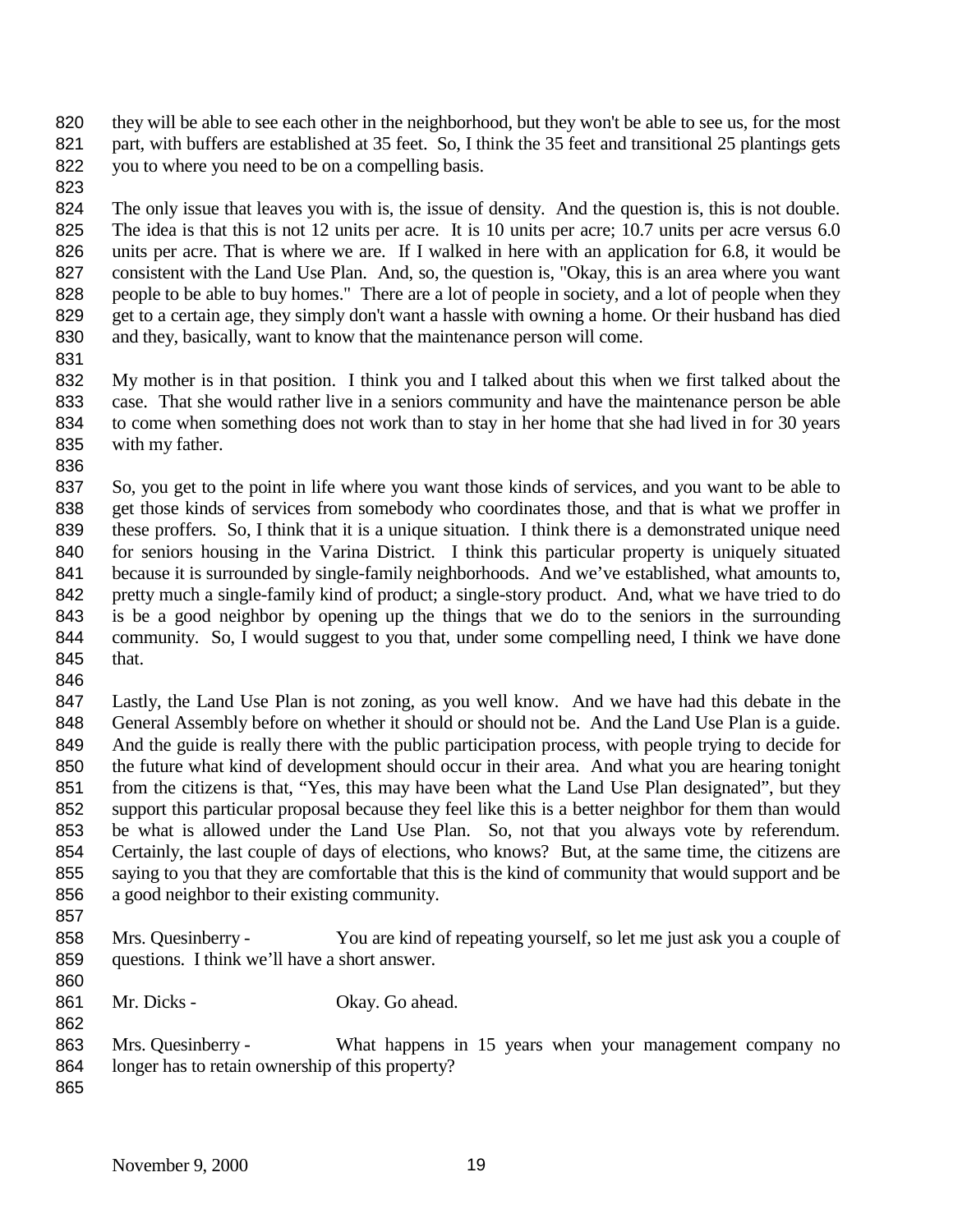they will be able to see each other in the neighborhood, but they won't be able to see us, for the most part, with buffers are established at 35 feet. So, I think the 35 feet and transitional 25 plantings gets you to where you need to be on a compelling basis.

The only issue that leaves you with is, the issue of density. And the question is, this is not double. The idea is that this is not 12 units per acre. It is 10 units per acre; 10.7 units per acre versus 6.0 units per acre. That is where we are. If I walked in here with an application for 6.8, it would be consistent with the Land Use Plan. And, so, the question is, "Okay, this is an area where you want people to be able to buy homes." There are a lot of people in society, and a lot of people when they get to a certain age, they simply don't want a hassle with owning a home. Or their husband has died and they, basically, want to know that the maintenance person will come.

My mother is in that position. I think you and I talked about this when we first talked about the case. That she would rather live in a seniors community and have the maintenance person be able to come when something does not work than to stay in her home that she had lived in for 30 years with my father.

So, you get to the point in life where you want those kinds of services, and you want to be able to get those kinds of services from somebody who coordinates those, and that is what we proffer in these proffers. So, I think that it is a unique situation. I think there is a demonstrated unique need for seniors housing in the Varina District. I think this particular property is uniquely situated because it is surrounded by single-family neighborhoods. And we've established, what amounts to, pretty much a single-family kind of product; a single-story product. And, what we have tried to do is be a good neighbor by opening up the things that we do to the seniors in the surrounding community. So, I would suggest to you that, under some compelling need, I think we have done that.

Lastly, the Land Use Plan is not zoning, as you well know. And we have had this debate in the General Assembly before on whether it should or should not be. And the Land Use Plan is a guide. And the guide is really there with the public participation process, with people trying to decide for the future what kind of development should occur in their area. And what you are hearing tonight from the citizens is that, "Yes, this may have been what the Land Use Plan designated", but they support this particular proposal because they feel like this is a better neighbor for them than would be what is allowed under the Land Use Plan. So, not that you always vote by referendum. Certainly, the last couple of days of elections, who knows? But, at the same time, the citizens are saying to you that they are comfortable that this is the kind of community that would support and be a good neighbor to their existing community.

Mrs. Quesinberry - You are kind of repeating yourself, so let me just ask you a couple of questions. I think we'll have a short answer.

Mr. Dicks - Okay. Go ahead.

Mrs. Quesinberry - What happens in 15 years when your management company no longer has to retain ownership of this property?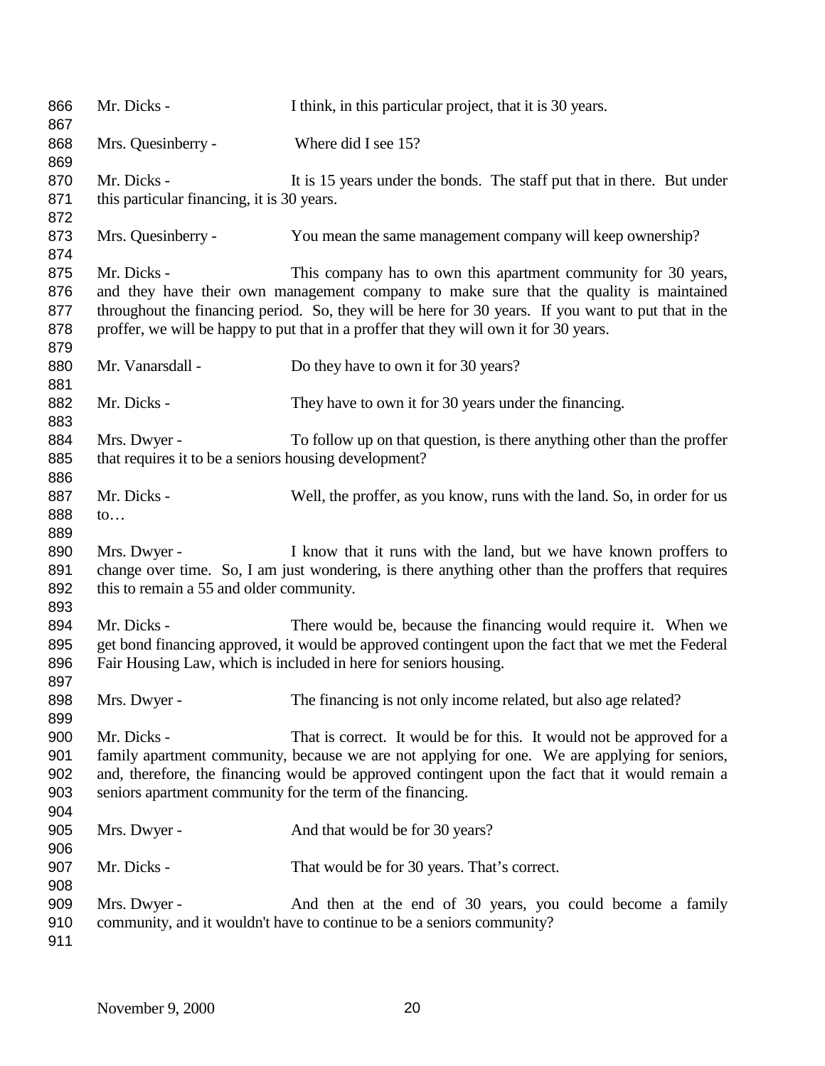Mr. Dicks - I think, in this particular project, that it is 30 years.

Mrs. Quesinberry - Where did I see 15?

Mr. Dicks - It is 15 years under the bonds. The staff put that in there. But under this particular financing, it is 30 years.

Mrs. Quesinberry - You mean the same management company will keep ownership?

Mr. Dicks - This company has to own this apartment community for 30 years, and they have their own management company to make sure that the quality is maintained throughout the financing period. So, they will be here for 30 years. If you want to put that in the proffer, we will be happy to put that in a proffer that they will own it for 30 years.

Mr. Vanarsdall - Do they have to own it for 30 years?

Mr. Dicks - They have to own it for 30 years under the financing.

Mrs. Dwyer - To follow up on that question, is there anything other than the proffer that requires it to be a seniors housing development?

Mr. Dicks - Well, the proffer, as you know, runs with the land. So, in order for us to…

Mrs. Dwyer - I know that it runs with the land, but we have known proffers to change over time. So, I am just wondering, is there anything other than the proffers that requires this to remain a 55 and older community.

Mr. Dicks - There would be, because the financing would require it. When we get bond financing approved, it would be approved contingent upon the fact that we met the Federal Fair Housing Law, which is included in here for seniors housing.

Mrs. Dwyer - The financing is not only income related, but also age related?

Mr. Dicks - That is correct. It would be for this. It would not be approved for a family apartment community, because we are not applying for one. We are applying for seniors, and, therefore, the financing would be approved contingent upon the fact that it would remain a seniors apartment community for the term of the financing.

Mrs. Dwyer - And that would be for 30 years?

Mr. Dicks - That would be for 30 years. That's correct.

Mrs. Dwyer - And then at the end of 30 years, you could become a family community, and it wouldn't have to continue to be a seniors community?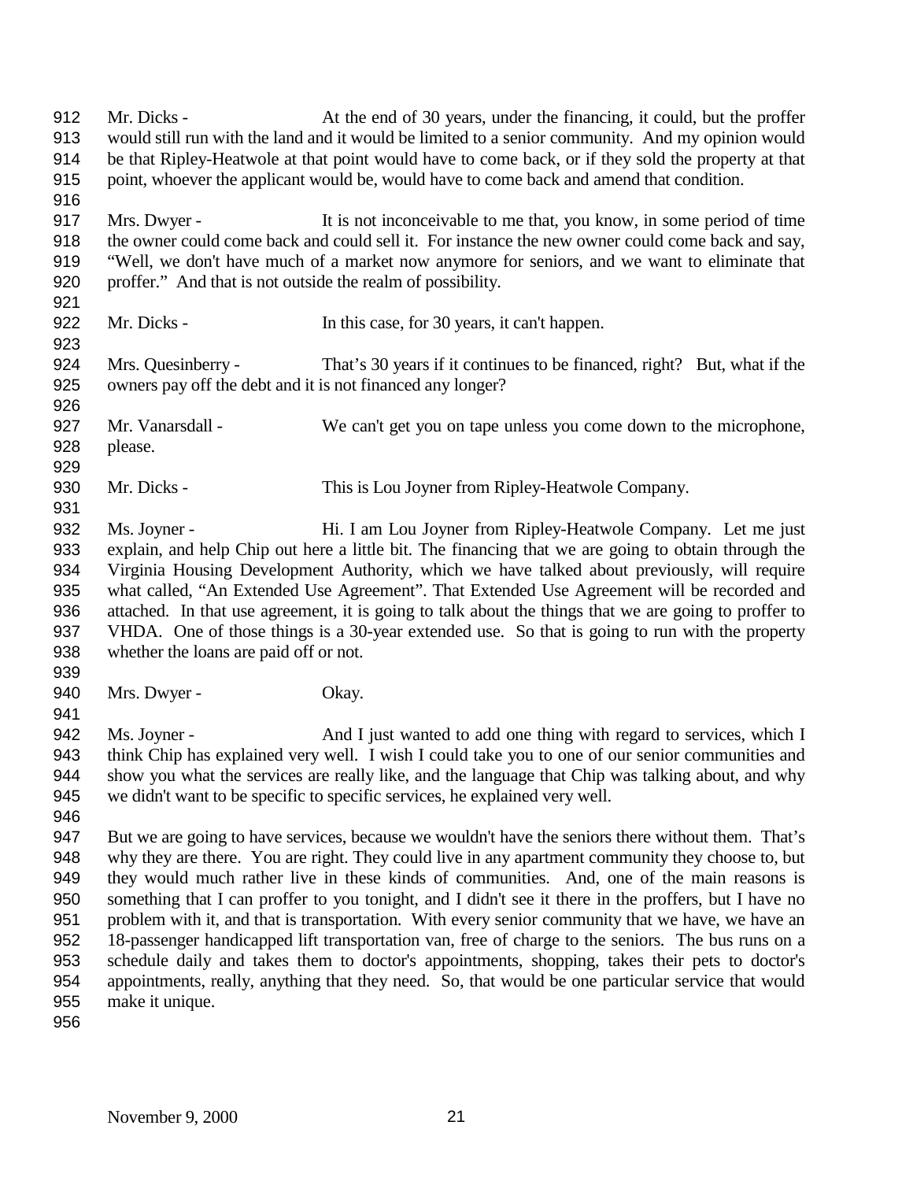Mr. Dicks - At the end of 30 years, under the financing, it could, but the proffer would still run with the land and it would be limited to a senior community. And my opinion would be that Ripley-Heatwole at that point would have to come back, or if they sold the property at that point, whoever the applicant would be, would have to come back and amend that condition.

Mrs. Dwyer - It is not inconceivable to me that, you know, in some period of time the owner could come back and could sell it. For instance the new owner could come back and say, "Well, we don't have much of a market now anymore for seniors, and we want to eliminate that proffer." And that is not outside the realm of possibility.

Mr. Dicks - In this case, for 30 years, it can't happen.

Mrs. Quesinberry - That's 30 years if it continues to be financed, right? But, what if the owners pay off the debt and it is not financed any longer?

Mr. Vanarsdall - We can't get you on tape unless you come down to the microphone, please.

Mr. Dicks - This is Lou Joyner from Ripley-Heatwole Company.

Ms. Joyner - Hi. I am Lou Joyner from Ripley-Heatwole Company. Let me just explain, and help Chip out here a little bit. The financing that we are going to obtain through the Virginia Housing Development Authority, which we have talked about previously, will require what called, "An Extended Use Agreement". That Extended Use Agreement will be recorded and attached. In that use agreement, it is going to talk about the things that we are going to proffer to VHDA. One of those things is a 30-year extended use. So that is going to run with the property whether the loans are paid off or not.

Mrs. Dwyer - Okay.

Ms. Joyner - And I just wanted to add one thing with regard to services, which I think Chip has explained very well. I wish I could take you to one of our senior communities and show you what the services are really like, and the language that Chip was talking about, and why we didn't want to be specific to specific services, he explained very well.

But we are going to have services, because we wouldn't have the seniors there without them. That's why they are there. You are right. They could live in any apartment community they choose to, but they would much rather live in these kinds of communities. And, one of the main reasons is something that I can proffer to you tonight, and I didn't see it there in the proffers, but I have no problem with it, and that is transportation. With every senior community that we have, we have an 18-passenger handicapped lift transportation van, free of charge to the seniors. The bus runs on a schedule daily and takes them to doctor's appointments, shopping, takes their pets to doctor's appointments, really, anything that they need. So, that would be one particular service that would make it unique.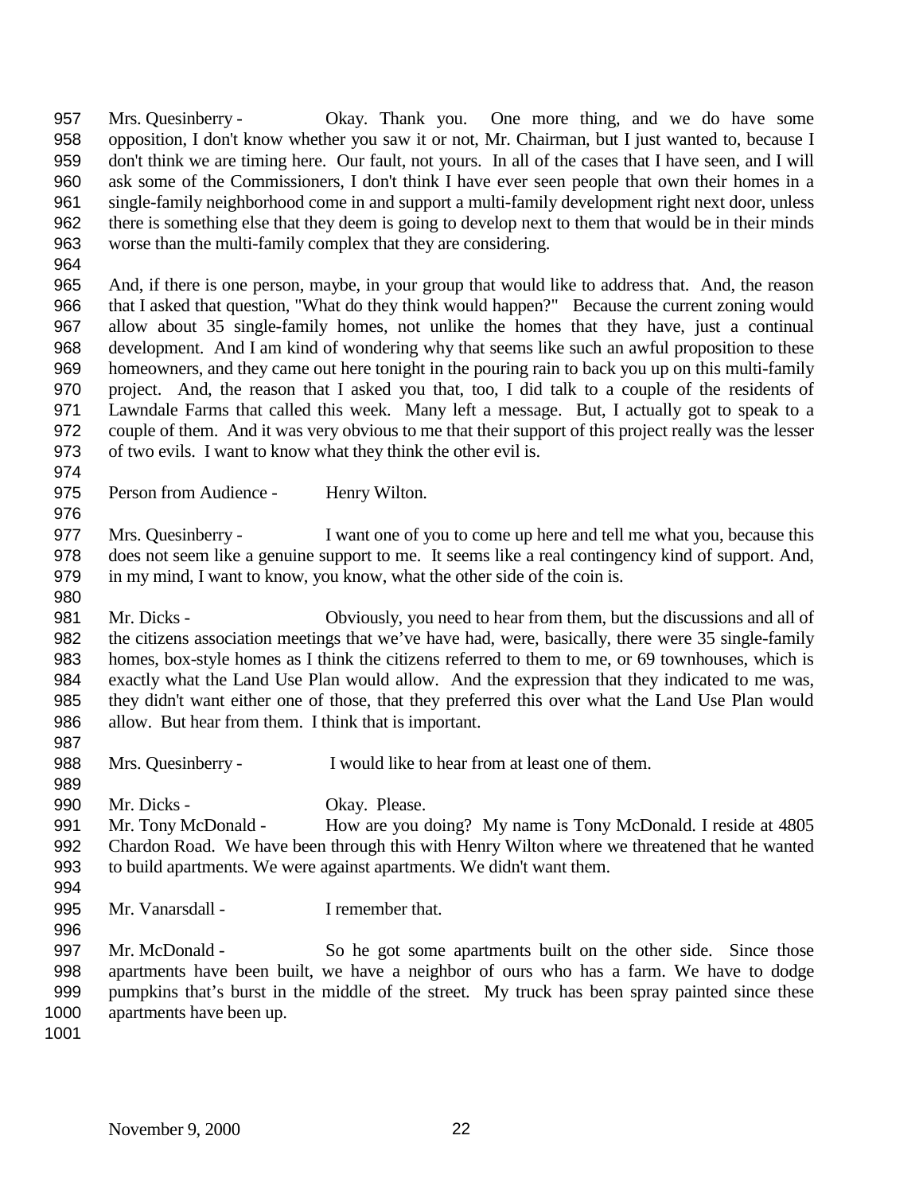Mrs. Quesinberry - Okay. Thank you. One more thing, and we do have some opposition, I don't know whether you saw it or not, Mr. Chairman, but I just wanted to, because I don't think we are timing here. Our fault, not yours. In all of the cases that I have seen, and I will ask some of the Commissioners, I don't think I have ever seen people that own their homes in a single-family neighborhood come in and support a multi-family development right next door, unless there is something else that they deem is going to develop next to them that would be in their minds worse than the multi-family complex that they are considering.

And, if there is one person, maybe, in your group that would like to address that. And, the reason that I asked that question, "What do they think would happen?" Because the current zoning would allow about 35 single-family homes, not unlike the homes that they have, just a continual development. And I am kind of wondering why that seems like such an awful proposition to these homeowners, and they came out here tonight in the pouring rain to back you up on this multi-family project. And, the reason that I asked you that, too, I did talk to a couple of the residents of Lawndale Farms that called this week. Many left a message. But, I actually got to speak to a couple of them. And it was very obvious to me that their support of this project really was the lesser of two evils. I want to know what they think the other evil is.

Person from Audience - Henry Wilton.

Mrs. Quesinberry - I want one of you to come up here and tell me what you, because this does not seem like a genuine support to me. It seems like a real contingency kind of support. And, in my mind, I want to know, you know, what the other side of the coin is.

Mr. Dicks - Obviously, you need to hear from them, but the discussions and all of the citizens association meetings that we've have had, were, basically, there were 35 single-family homes, box-style homes as I think the citizens referred to them to me, or 69 townhouses, which is exactly what the Land Use Plan would allow. And the expression that they indicated to me was, they didn't want either one of those, that they preferred this over what the Land Use Plan would allow. But hear from them. I think that is important.

Mrs. Quesinberry - I would like to hear from at least one of them.

Mr. Dicks - Okay. Please.

Mr. Tony McDonald - How are you doing? My name is Tony McDonald. I reside at 4805 Chardon Road. We have been through this with Henry Wilton where we threatened that he wanted to build apartments. We were against apartments. We didn't want them.

Mr. Vanarsdall - I remember that.

Mr. McDonald - So he got some apartments built on the other side. Since those apartments have been built, we have a neighbor of ours who has a farm. We have to dodge pumpkins that's burst in the middle of the street. My truck has been spray painted since these apartments have been up.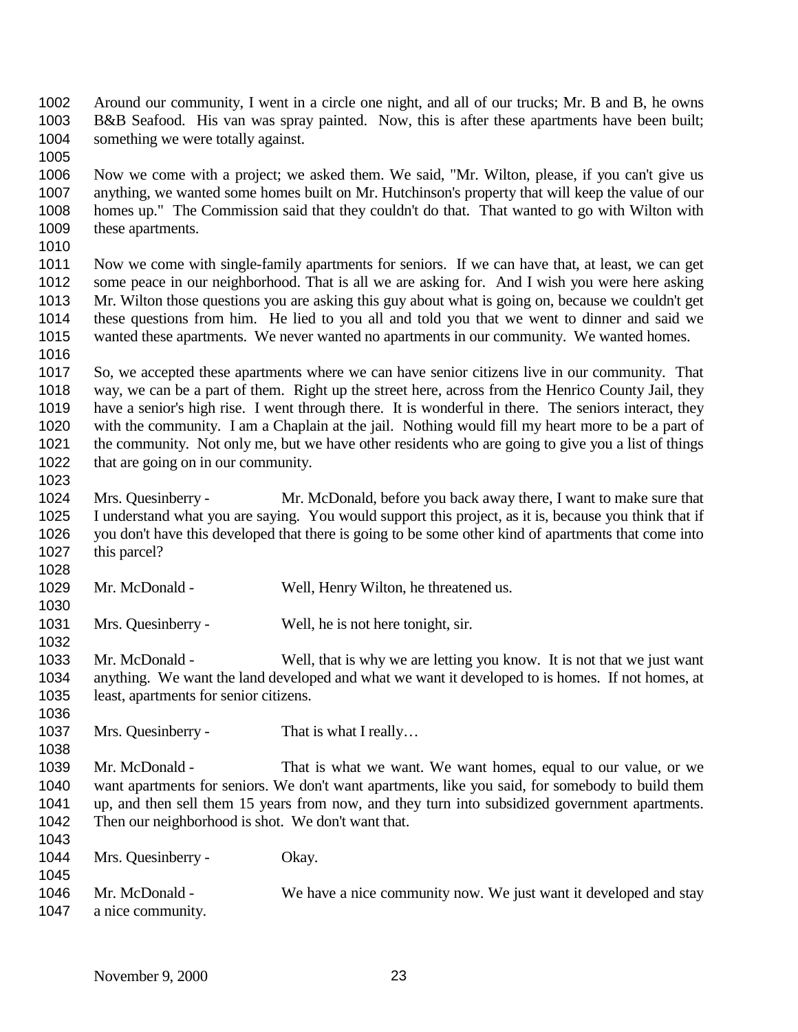Around our community, I went in a circle one night, and all of our trucks; Mr. B and B, he owns B&B Seafood. His van was spray painted. Now, this is after these apartments have been built; something we were totally against.

Now we come with a project; we asked them. We said, "Mr. Wilton, please, if you can't give us anything, we wanted some homes built on Mr. Hutchinson's property that will keep the value of our homes up." The Commission said that they couldn't do that. That wanted to go with Wilton with these apartments.

Now we come with single-family apartments for seniors. If we can have that, at least, we can get some peace in our neighborhood. That is all we are asking for. And I wish you were here asking Mr. Wilton those questions you are asking this guy about what is going on, because we couldn't get these questions from him. He lied to you all and told you that we went to dinner and said we wanted these apartments. We never wanted no apartments in our community. We wanted homes.

So, we accepted these apartments where we can have senior citizens live in our community. That way, we can be a part of them. Right up the street here, across from the Henrico County Jail, they have a senior's high rise. I went through there. It is wonderful in there. The seniors interact, they with the community. I am a Chaplain at the jail. Nothing would fill my heart more to be a part of the community. Not only me, but we have other residents who are going to give you a list of things that are going on in our community.

Mrs. Quesinberry - Mr. McDonald, before you back away there, I want to make sure that I understand what you are saying. You would support this project, as it is, because you think that if you don't have this developed that there is going to be some other kind of apartments that come into this parcel?

Mr. McDonald - Well, Henry Wilton, he threatened us.

Mrs. Quesinberry - Well, he is not here tonight, sir.

Mr. McDonald - Well, that is why we are letting you know. It is not that we just want anything. We want the land developed and what we want it developed to is homes. If not homes, at least, apartments for senior citizens.

Mrs. Quesinberry - That is what I really…

Mr. McDonald - That is what we want. We want homes, equal to our value, or we want apartments for seniors. We don't want apartments, like you said, for somebody to build them up, and then sell them 15 years from now, and they turn into subsidized government apartments. Then our neighborhood is shot. We don't want that.

Mrs. Quesinberry - Okay.

Mr. McDonald - We have a nice community now. We just want it developed and stay a nice community.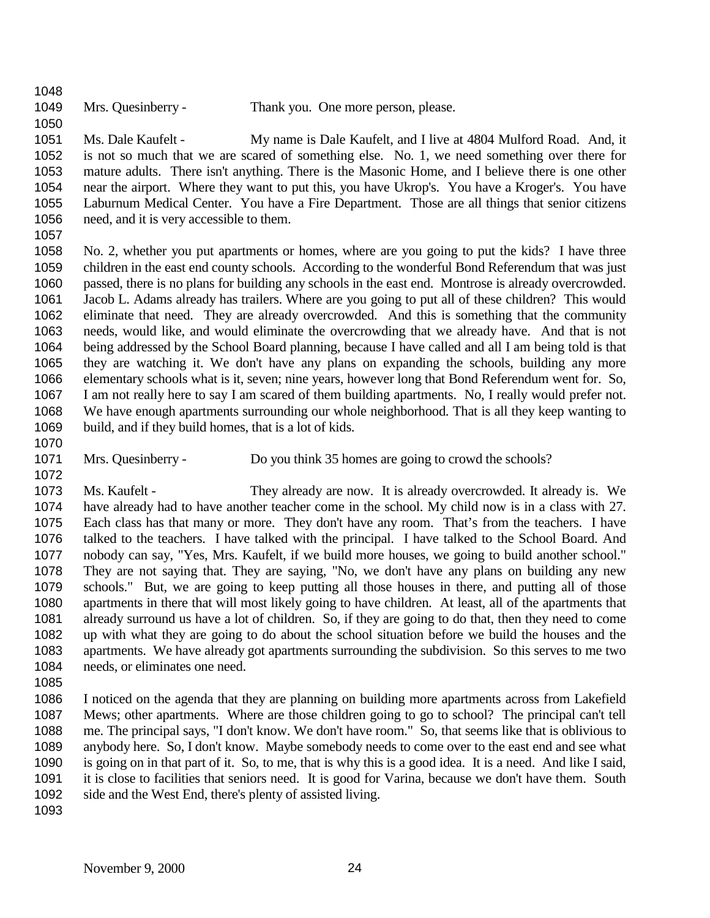Mrs. Quesinberry - Thank you. One more person, please.

Ms. Dale Kaufelt - My name is Dale Kaufelt, and I live at 4804 Mulford Road. And, it is not so much that we are scared of something else. No. 1, we need something over there for mature adults. There isn't anything. There is the Masonic Home, and I believe there is one other near the airport. Where they want to put this, you have Ukrop's. You have a Kroger's. You have Laburnum Medical Center. You have a Fire Department. Those are all things that senior citizens need, and it is very accessible to them.

No. 2, whether you put apartments or homes, where are you going to put the kids? I have three children in the east end county schools. According to the wonderful Bond Referendum that was just passed, there is no plans for building any schools in the east end. Montrose is already overcrowded. Jacob L. Adams already has trailers. Where are you going to put all of these children? This would eliminate that need. They are already overcrowded. And this is something that the community needs, would like, and would eliminate the overcrowding that we already have. And that is not being addressed by the School Board planning, because I have called and all I am being told is that they are watching it. We don't have any plans on expanding the schools, building any more elementary schools what is it, seven; nine years, however long that Bond Referendum went for. So, I am not really here to say I am scared of them building apartments. No, I really would prefer not. We have enough apartments surrounding our whole neighborhood. That is all they keep wanting to build, and if they build homes, that is a lot of kids.

Mrs. Quesinberry - Do you think 35 homes are going to crowd the schools?

Ms. Kaufelt - They already are now. It is already overcrowded. It already is. We have already had to have another teacher come in the school. My child now is in a class with 27. Each class has that many or more. They don't have any room. That's from the teachers. I have talked to the teachers. I have talked with the principal. I have talked to the School Board. And nobody can say, "Yes, Mrs. Kaufelt, if we build more houses, we going to build another school." They are not saying that. They are saying, "No, we don't have any plans on building any new schools." But, we are going to keep putting all those houses in there, and putting all of those apartments in there that will most likely going to have children. At least, all of the apartments that already surround us have a lot of children. So, if they are going to do that, then they need to come up with what they are going to do about the school situation before we build the houses and the apartments. We have already got apartments surrounding the subdivision. So this serves to me two needs, or eliminates one need.

I noticed on the agenda that they are planning on building more apartments across from Lakefield Mews; other apartments. Where are those children going to go to school? The principal can't tell me. The principal says, "I don't know. We don't have room." So, that seems like that is oblivious to anybody here. So, I don't know. Maybe somebody needs to come over to the east end and see what is going on in that part of it. So, to me, that is why this is a good idea. It is a need. And like I said, it is close to facilities that seniors need. It is good for Varina, because we don't have them. South side and the West End, there's plenty of assisted living.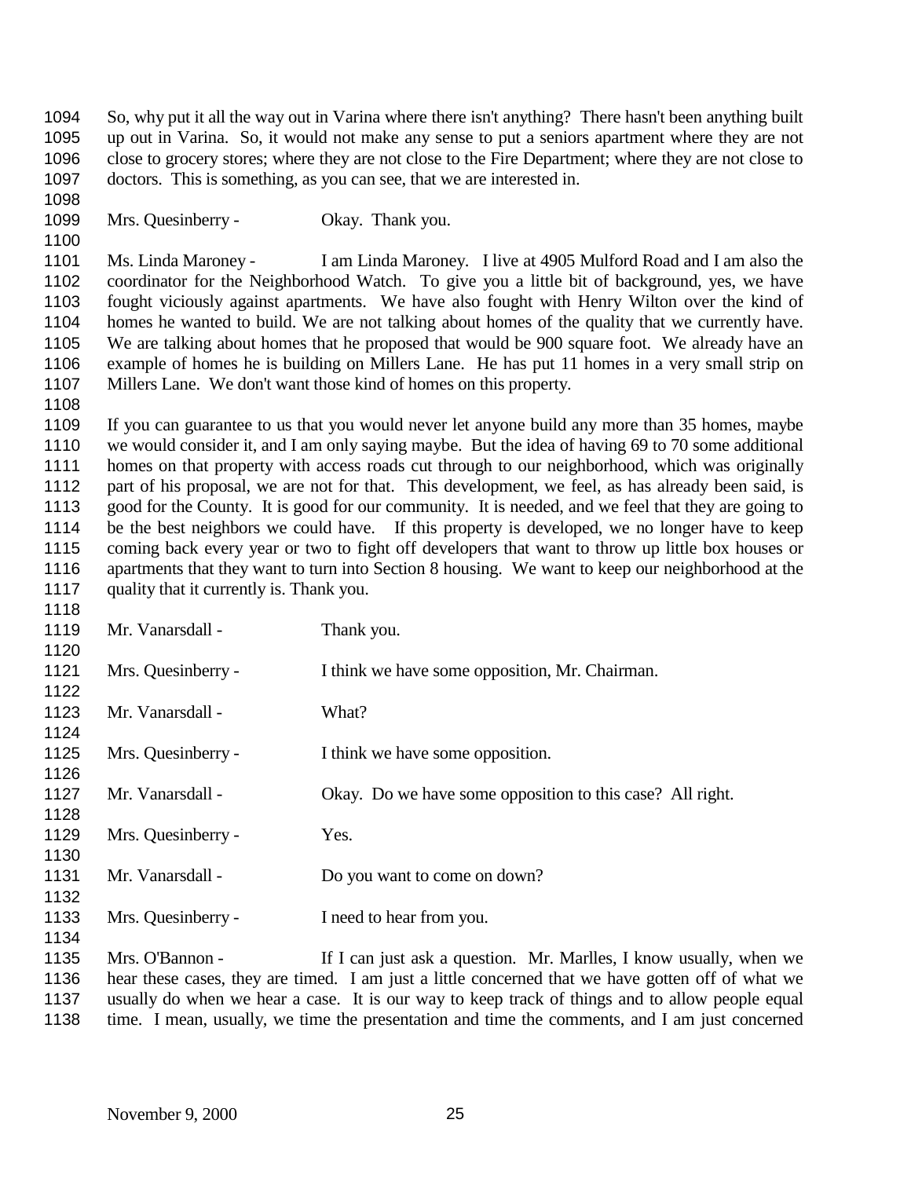So, why put it all the way out in Varina where there isn't anything? There hasn't been anything built up out in Varina. So, it would not make any sense to put a seniors apartment where they are not close to grocery stores; where they are not close to the Fire Department; where they are not close to doctors. This is something, as you can see, that we are interested in.

Mrs. Quesinberry - Okay. Thank you.

Ms. Linda Maroney - I am Linda Maroney. I live at 4905 Mulford Road and I am also the coordinator for the Neighborhood Watch. To give you a little bit of background, yes, we have fought viciously against apartments. We have also fought with Henry Wilton over the kind of homes he wanted to build. We are not talking about homes of the quality that we currently have. We are talking about homes that he proposed that would be 900 square foot. We already have an example of homes he is building on Millers Lane. He has put 11 homes in a very small strip on Millers Lane. We don't want those kind of homes on this property.

If you can guarantee to us that you would never let anyone build any more than 35 homes, maybe we would consider it, and I am only saying maybe. But the idea of having 69 to 70 some additional homes on that property with access roads cut through to our neighborhood, which was originally part of his proposal, we are not for that. This development, we feel, as has already been said, is good for the County. It is good for our community. It is needed, and we feel that they are going to be the best neighbors we could have. If this property is developed, we no longer have to keep coming back every year or two to fight off developers that want to throw up little box houses or apartments that they want to turn into Section 8 housing. We want to keep our neighborhood at the quality that it currently is. Thank you.

Mr. Vanarsdall - Thank you.

Mrs. Quesinberry - I think we have some opposition, Mr. Chairman.

Mr. Vanarsdall - What?

Mrs. Quesinberry - I think we have some opposition.

Mr. Vanarsdall - Okay. Do we have some opposition to this case? All right.

Mrs. Quesinberry - Yes.

Mr. Vanarsdall - Do you want to come on down?

Mrs. Quesinberry - I need to hear from you.

Mrs. O'Bannon - If I can just ask a question. Mr. Marlles, I know usually, when we hear these cases, they are timed. I am just a little concerned that we have gotten off of what we usually do when we hear a case. It is our way to keep track of things and to allow people equal time. I mean, usually, we time the presentation and time the comments, and I am just concerned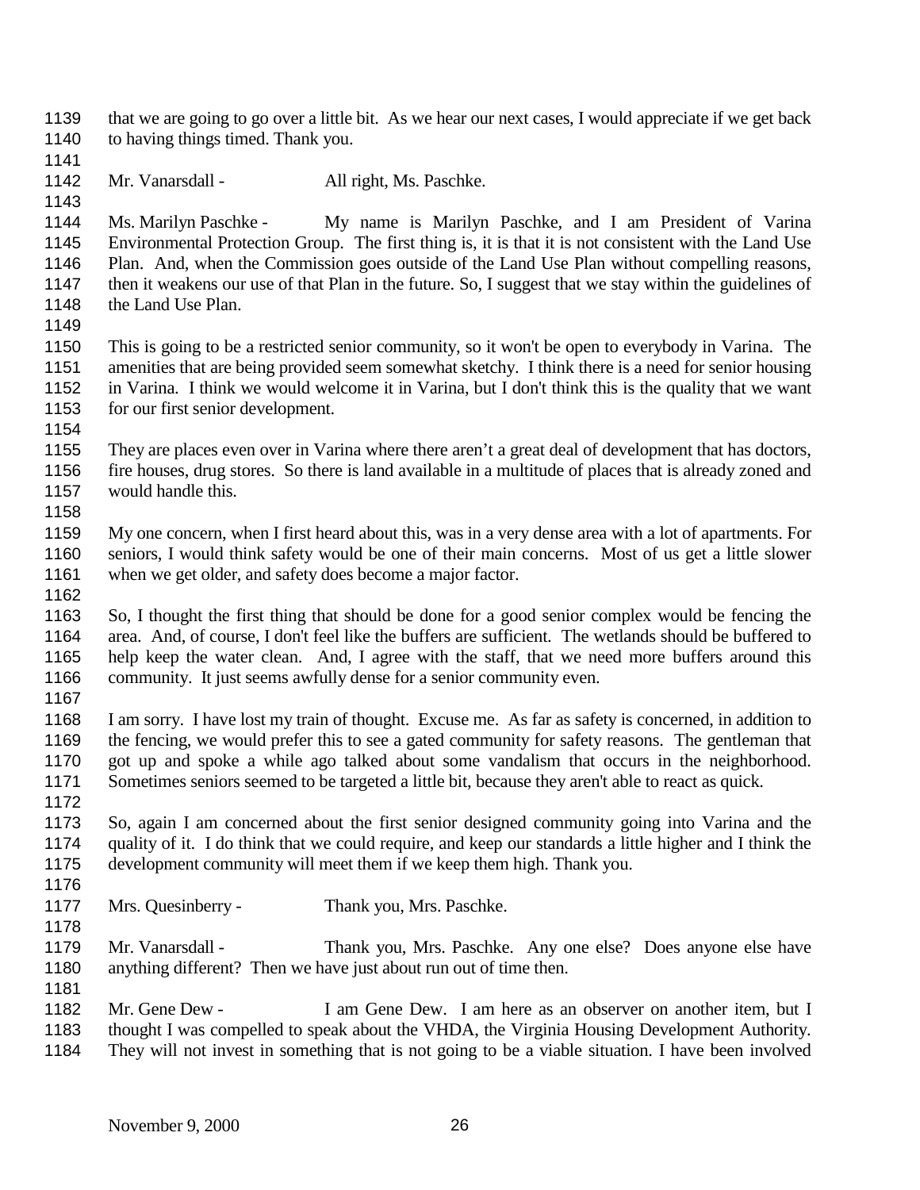that we are going to go over a little bit. As we hear our next cases, I would appreciate if we get back to having things timed. Thank you.

Mr. Vanarsdall - All right, Ms. Paschke.

Ms. Marilyn Paschke - My name is Marilyn Paschke, and I am President of Varina Environmental Protection Group. The first thing is, it is that it is not consistent with the Land Use Plan. And, when the Commission goes outside of the Land Use Plan without compelling reasons, then it weakens our use of that Plan in the future. So, I suggest that we stay within the guidelines of the Land Use Plan.

This is going to be a restricted senior community, so it won't be open to everybody in Varina. The amenities that are being provided seem somewhat sketchy. I think there is a need for senior housing in Varina. I think we would welcome it in Varina, but I don't think this is the quality that we want for our first senior development.

They are places even over in Varina where there aren't a great deal of development that has doctors, fire houses, drug stores. So there is land available in a multitude of places that is already zoned and would handle this.

My one concern, when I first heard about this, was in a very dense area with a lot of apartments. For seniors, I would think safety would be one of their main concerns. Most of us get a little slower when we get older, and safety does become a major factor.

So, I thought the first thing that should be done for a good senior complex would be fencing the area. And, of course, I don't feel like the buffers are sufficient. The wetlands should be buffered to help keep the water clean. And, I agree with the staff, that we need more buffers around this community. It just seems awfully dense for a senior community even.

I am sorry. I have lost my train of thought. Excuse me. As far as safety is concerned, in addition to the fencing, we would prefer this to see a gated community for safety reasons. The gentleman that got up and spoke a while ago talked about some vandalism that occurs in the neighborhood. Sometimes seniors seemed to be targeted a little bit, because they aren't able to react as quick.

So, again I am concerned about the first senior designed community going into Varina and the quality of it. I do think that we could require, and keep our standards a little higher and I think the development community will meet them if we keep them high. Thank you.

Mrs. Quesinberry - Thank you, Mrs. Paschke.

Mr. Vanarsdall - Thank you, Mrs. Paschke. Any one else? Does anyone else have anything different? Then we have just about run out of time then.

Mr. Gene Dew - I am Gene Dew. I am here as an observer on another item, but I thought I was compelled to speak about the VHDA, the Virginia Housing Development Authority. They will not invest in something that is not going to be a viable situation. I have been involved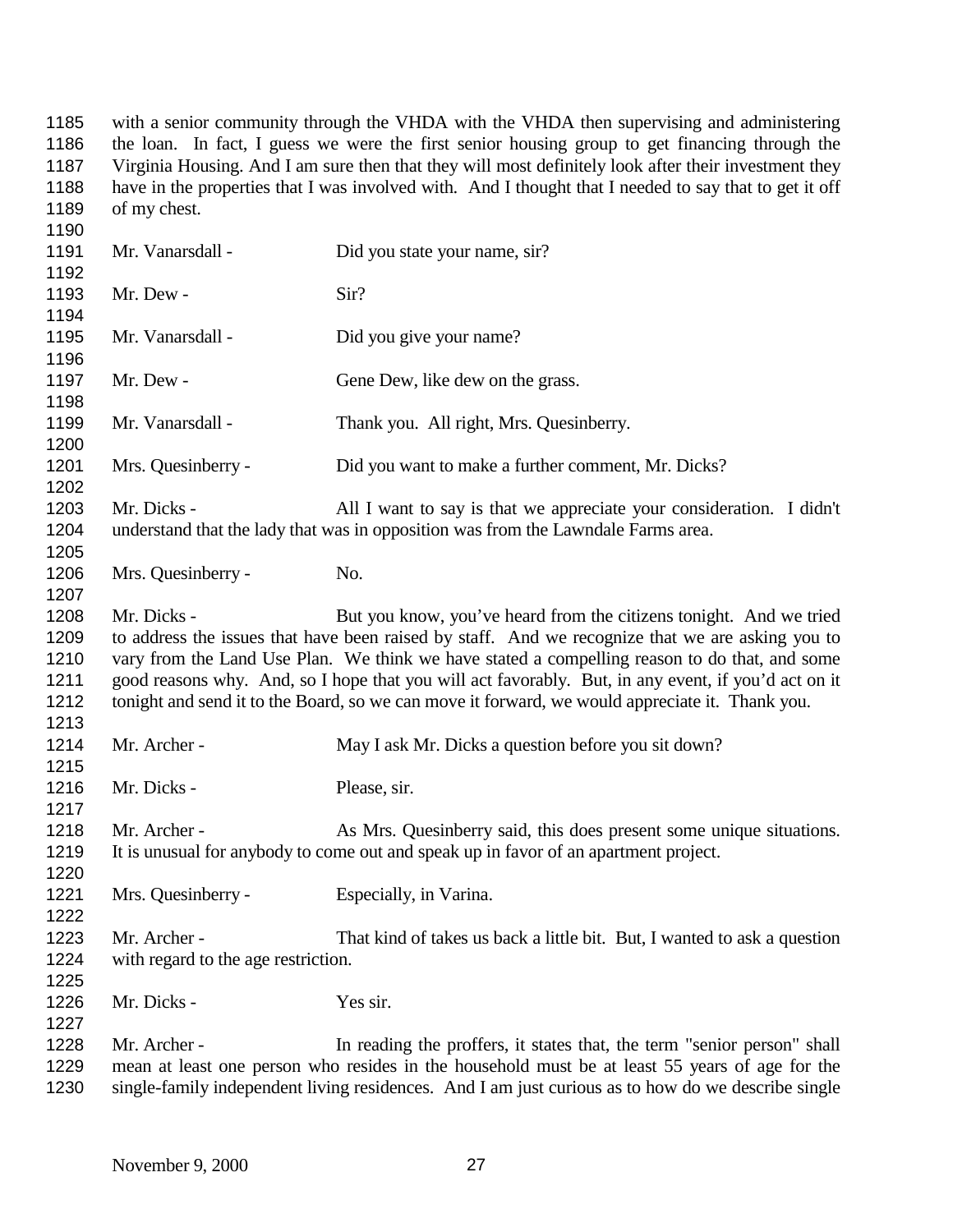with a senior community through the VHDA with the VHDA then supervising and administering the loan. In fact, I guess we were the first senior housing group to get financing through the Virginia Housing. And I am sure then that they will most definitely look after their investment they have in the properties that I was involved with. And I thought that I needed to say that to get it off of my chest.

Mr. Vanarsdall - Did you state your name, sir?

Mr. Dew - Sir?

Mr. Vanarsdall - Did you give your name?

Mr. Dew - Gene Dew, like dew on the grass.

Mr. Vanarsdall - Thank you. All right, Mrs. Quesinberry.

Mrs. Quesinberry - Did you want to make a further comment, Mr. Dicks?

Mr. Dicks - All I want to say is that we appreciate your consideration. I didn't understand that the lady that was in opposition was from the Lawndale Farms area.

Mrs. Quesinberry - No.

Mr. Dicks - But you know, you've heard from the citizens tonight. And we tried to address the issues that have been raised by staff. And we recognize that we are asking you to vary from the Land Use Plan. We think we have stated a compelling reason to do that, and some good reasons why. And, so I hope that you will act favorably. But, in any event, if you'd act on it tonight and send it to the Board, so we can move it forward, we would appreciate it. Thank you.

Mr. Archer - May I ask Mr. Dicks a question before you sit down?

Mr. Dicks - Please, sir.

Mr. Archer - As Mrs. Quesinberry said, this does present some unique situations. It is unusual for anybody to come out and speak up in favor of an apartment project.

Mrs. Quesinberry - Especially, in Varina.

Mr. Archer - That kind of takes us back a little bit. But, I wanted to ask a question with regard to the age restriction.

Mr. Dicks - Yes sir.

Mr. Archer - In reading the proffers, it states that, the term "senior person" shall mean at least one person who resides in the household must be at least 55 years of age for the single-family independent living residences. And I am just curious as to how do we describe single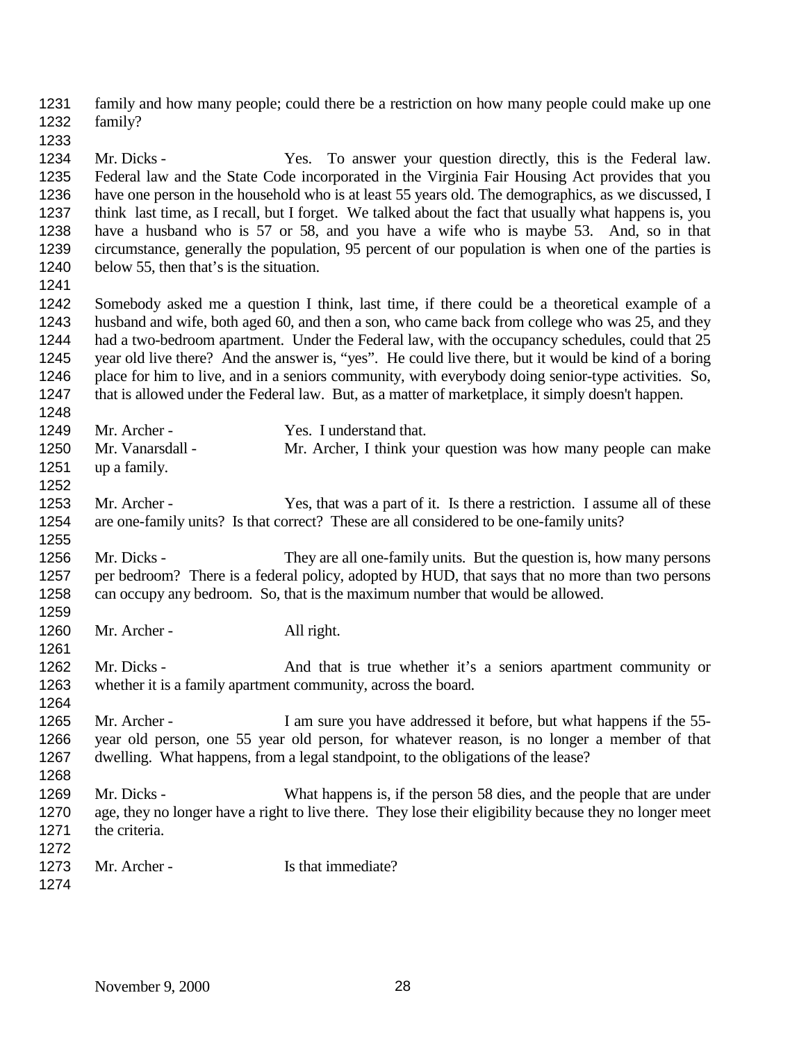family and how many people; could there be a restriction on how many people could make up one family?

Mr. Dicks - Yes. To answer your question directly, this is the Federal law. Federal law and the State Code incorporated in the Virginia Fair Housing Act provides that you have one person in the household who is at least 55 years old. The demographics, as we discussed, I think last time, as I recall, but I forget. We talked about the fact that usually what happens is, you have a husband who is 57 or 58, and you have a wife who is maybe 53. And, so in that circumstance, generally the population, 95 percent of our population is when one of the parties is below 55, then that's is the situation.

Somebody asked me a question I think, last time, if there could be a theoretical example of a husband and wife, both aged 60, and then a son, who came back from college who was 25, and they had a two-bedroom apartment. Under the Federal law, with the occupancy schedules, could that 25 year old live there? And the answer is, "yes". He could live there, but it would be kind of a boring place for him to live, and in a seniors community, with everybody doing senior-type activities. So, that is allowed under the Federal law. But, as a matter of marketplace, it simply doesn't happen.

Mr. Archer - Yes. I understand that.

Mr. Vanarsdall - Mr. Archer, I think your question was how many people can make up a family.

Mr. Archer - Yes, that was a part of it. Is there a restriction. I assume all of these are one-family units? Is that correct? These are all considered to be one-family units?

Mr. Dicks - They are all one-family units. But the question is, how many persons per bedroom? There is a federal policy, adopted by HUD, that says that no more than two persons can occupy any bedroom. So, that is the maximum number that would be allowed.

Mr. Archer - All right.

Mr. Dicks - And that is true whether it's a seniors apartment community or whether it is a family apartment community, across the board.

Mr. Archer - I am sure you have addressed it before, but what happens if the 55-year old person, one 55 year old person, for whatever reason, is no longer a member of that dwelling. What happens, from a legal standpoint, to the obligations of the lease?

Mr. Dicks - What happens is, if the person 58 dies, and the people that are under age, they no longer have a right to live there. They lose their eligibility because they no longer meet the criteria.

Mr. Archer - Is that immediate?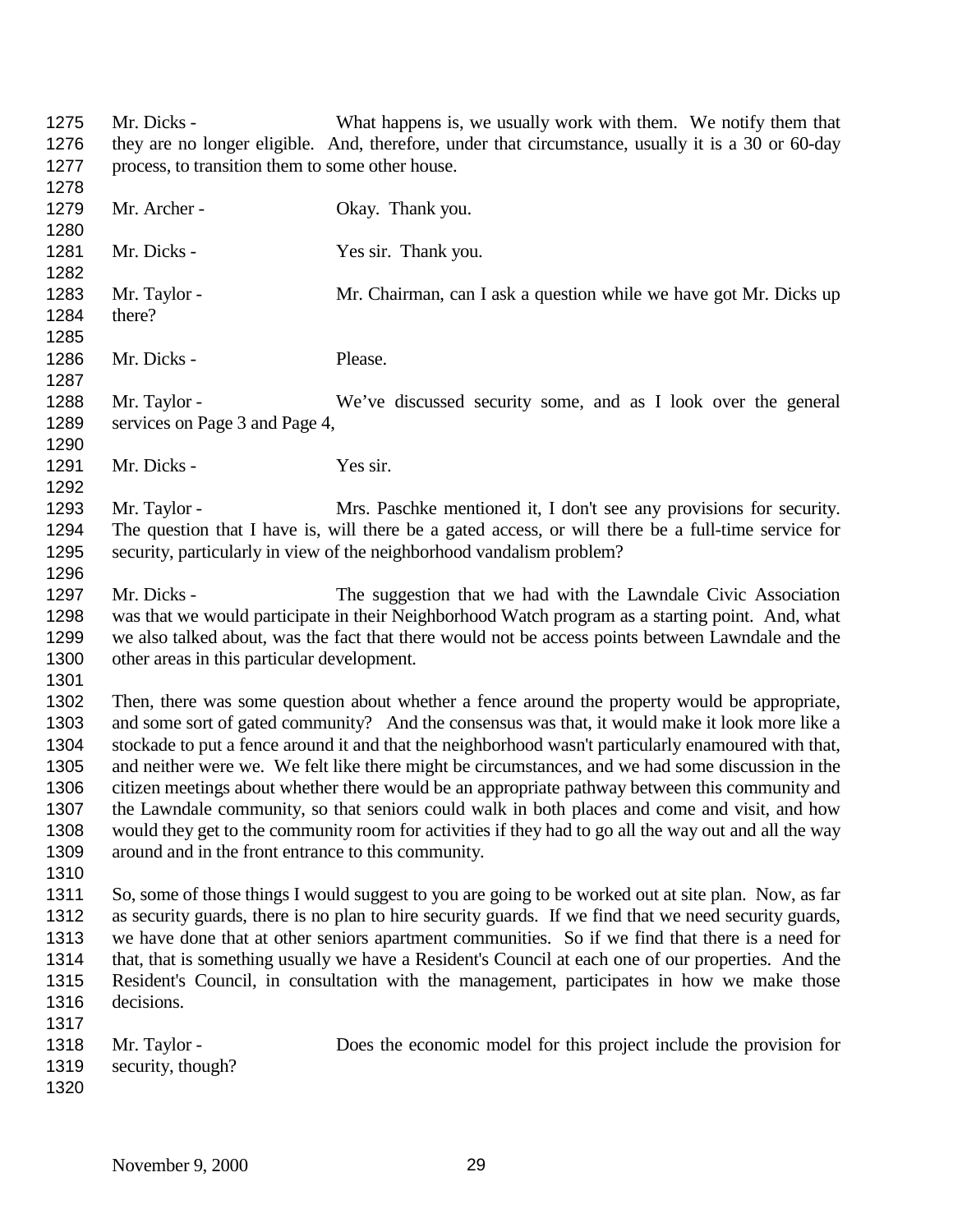Mr. Dicks - What happens is, we usually work with them. We notify them that they are no longer eligible. And, therefore, under that circumstance, usually it is a 30 or 60-day process, to transition them to some other house.

Mr. Archer - Okay. Thank you.

Mr. Dicks - Yes sir. Thank you.

Mr. Taylor - Mr. Chairman, can I ask a question while we have got Mr. Dicks up there?

Mr. Dicks - Please.

Mr. Taylor - We've discussed security some, and as I look over the general services on Page 3 and Page 4,

Mr. Dicks - Yes sir.

Mr. Taylor - Mrs. Paschke mentioned it, I don't see any provisions for security. The question that I have is, will there be a gated access, or will there be a full-time service for security, particularly in view of the neighborhood vandalism problem?

Mr. Dicks - The suggestion that we had with the Lawndale Civic Association was that we would participate in their Neighborhood Watch program as a starting point. And, what we also talked about, was the fact that there would not be access points between Lawndale and the other areas in this particular development.

Then, there was some question about whether a fence around the property would be appropriate, and some sort of gated community? And the consensus was that, it would make it look more like a stockade to put a fence around it and that the neighborhood wasn't particularly enamoured with that, and neither were we. We felt like there might be circumstances, and we had some discussion in the citizen meetings about whether there would be an appropriate pathway between this community and the Lawndale community, so that seniors could walk in both places and come and visit, and how would they get to the community room for activities if they had to go all the way out and all the way around and in the front entrance to this community.

So, some of those things I would suggest to you are going to be worked out at site plan. Now, as far as security guards, there is no plan to hire security guards. If we find that we need security guards, we have done that at other seniors apartment communities. So if we find that there is a need for that, that is something usually we have a Resident's Council at each one of our properties. And the Resident's Council, in consultation with the management, participates in how we make those decisions.

Mr. Taylor - Does the economic model for this project include the provision for security, though?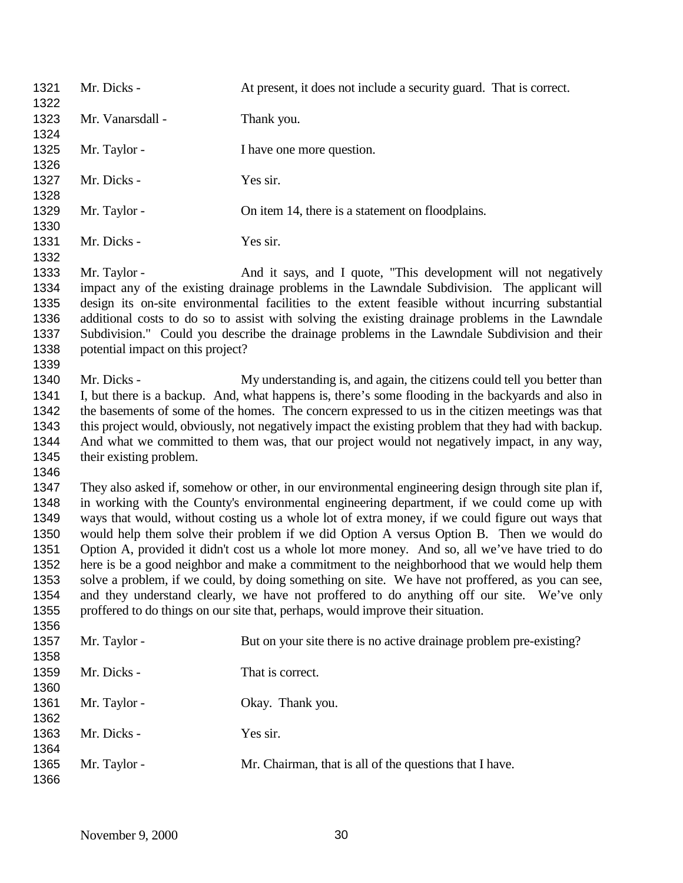Mr. Dicks - At present, it does not include a security guard. That is correct.

Mr. Vanarsdall - Thank you.

Mr. Taylor - I have one more question.

Mr. Dicks - Yes sir.

Mr. Taylor - On item 14, there is a statement on floodplains.

Mr. Dicks - Yes sir.

Mr. Taylor - And it says, and I quote, "This development will not negatively impact any of the existing drainage problems in the Lawndale Subdivision. The applicant will design its on-site environmental facilities to the extent feasible without incurring substantial additional costs to do so to assist with solving the existing drainage problems in the Lawndale Subdivision." Could you describe the drainage problems in the Lawndale Subdivision and their potential impact on this project?

Mr. Dicks - My understanding is, and again, the citizens could tell you better than I, but there is a backup. And, what happens is, there's some flooding in the backyards and also in the basements of some of the homes. The concern expressed to us in the citizen meetings was that this project would, obviously, not negatively impact the existing problem that they had with backup. And what we committed to them was, that our project would not negatively impact, in any way, their existing problem.

They also asked if, somehow or other, in our environmental engineering design through site plan if, in working with the County's environmental engineering department, if we could come up with ways that would, without costing us a whole lot of extra money, if we could figure out ways that would help them solve their problem if we did Option A versus Option B. Then we would do Option A, provided it didn't cost us a whole lot more money. And so, all we've have tried to do here is be a good neighbor and make a commitment to the neighborhood that we would help them solve a problem, if we could, by doing something on site. We have not proffered, as you can see, and they understand clearly, we have not proffered to do anything off our site. We've only proffered to do things on our site that, perhaps, would improve their situation.

Mr. Taylor - But on your site there is no active drainage problem pre-existing?

Mr. Dicks - That is correct.

Mr. Taylor - Okay. Thank you.

Mr. Dicks - Yes sir.

Mr. Taylor - Mr. Chairman, that is all of the questions that I have.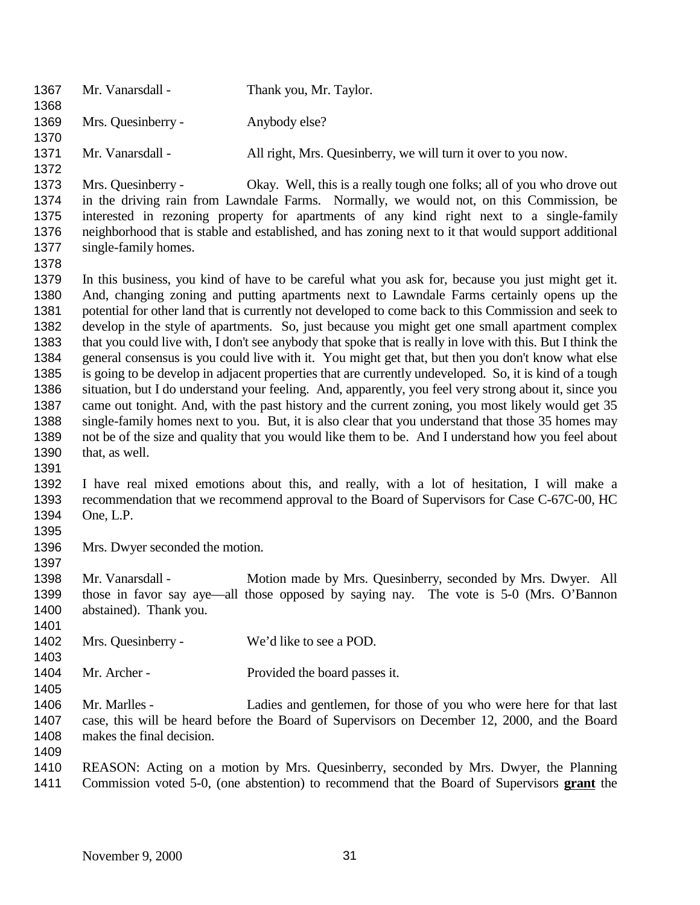Mr. Vanarsdall - Thank you, Mr. Taylor.

Mrs. Quesinberry - Anybody else?

Mr. Vanarsdall - All right, Mrs. Quesinberry, we will turn it over to you now.

Mrs. Quesinberry - Okay. Well, this is a really tough one folks; all of you who drove out in the driving rain from Lawndale Farms. Normally, we would not, on this Commission, be interested in rezoning property for apartments of any kind right next to a single-family neighborhood that is stable and established, and has zoning next to it that would support additional single-family homes.

In this business, you kind of have to be careful what you ask for, because you just might get it. And, changing zoning and putting apartments next to Lawndale Farms certainly opens up the potential for other land that is currently not developed to come back to this Commission and seek to develop in the style of apartments. So, just because you might get one small apartment complex that you could live with, I don't see anybody that spoke that is really in love with this. But I think the general consensus is you could live with it. You might get that, but then you don't know what else is going to be develop in adjacent properties that are currently undeveloped. So, it is kind of a tough situation, but I do understand your feeling. And, apparently, you feel very strong about it, since you came out tonight. And, with the past history and the current zoning, you most likely would get 35 single-family homes next to you. But, it is also clear that you understand that those 35 homes may not be of the size and quality that you would like them to be. And I understand how you feel about that, as well.

I have real mixed emotions about this, and really, with a lot of hesitation, I will make a recommendation that we recommend approval to the Board of Supervisors for Case C-67C-00, HC One, L.P.

Mrs. Dwyer seconded the motion.

Mr. Vanarsdall - Motion made by Mrs. Quesinberry, seconded by Mrs. Dwyer. All those in favor say aye—all those opposed by saying nay. The vote is 5-0 (Mrs. O'Bannon abstained). Thank you.

Mrs. Quesinberry - We'd like to see a POD.

Mr. Archer - Provided the board passes it.

Mr. Marlles - Ladies and gentlemen, for those of you who were here for that last case, this will be heard before the Board of Supervisors on December 12, 2000, and the Board makes the final decision.

REASON: Acting on a motion by Mrs. Quesinberry, seconded by Mrs. Dwyer, the Planning Commission voted 5-0, (one abstention) to recommend that the Board of Supervisors **grant** the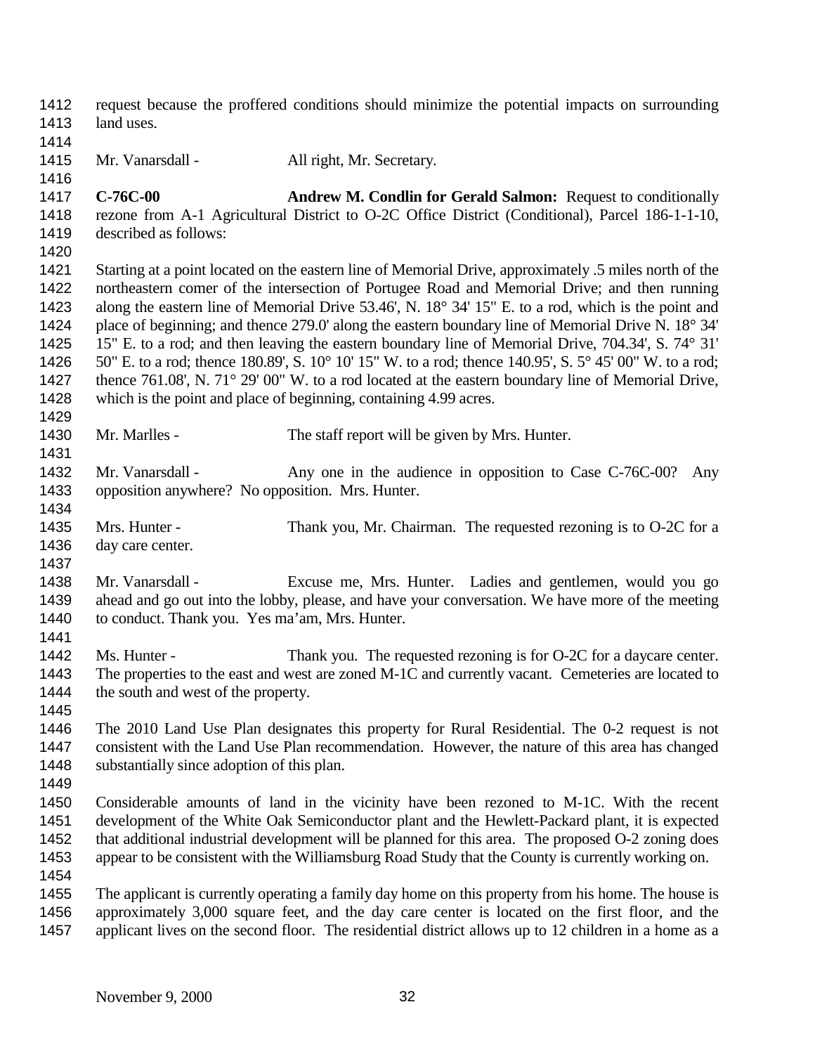request because the proffered conditions should minimize the potential impacts on surrounding land uses.

Mr. Vanarsdall - All right, Mr. Secretary.

**C-76C-00** **Andrew M. Condlin for Gerald Salmon:** Request to conditionally rezone from A-1 Agricultural District to O-2C Office District (Conditional), Parcel 186-1-1-10, described as follows:

Starting at a point located on the eastern line of Memorial Drive, approximately .5 miles north of the northeastern comer of the intersection of Portugee Road and Memorial Drive; and then running along the eastern line of Memorial Drive 53.46', N. 18° 34' 15" E. to a rod, which is the point and place of beginning; and thence 279.0' along the eastern boundary line of Memorial Drive N. 18° 34' 15" E. to a rod; and then leaving the eastern boundary line of Memorial Drive, 704.34', S. 74° 31' 50" E. to a rod; thence 180.89', S. 10° 10' 15" W. to a rod; thence 140.95', S. 5° 45' 00" W. to a rod; thence 761.08', N. 71° 29' 00" W. to a rod located at the eastern boundary line of Memorial Drive, which is the point and place of beginning, containing 4.99 acres.

Mr. Marlles - The staff report will be given by Mrs. Hunter.

Mr. Vanarsdall - Any one in the audience in opposition to Case C-76C-00? Any opposition anywhere? No opposition. Mrs. Hunter.

Mrs. Hunter - Thank you, Mr. Chairman. The requested rezoning is to O-2C for a day care center.

Mr. Vanarsdall - Excuse me, Mrs. Hunter. Ladies and gentlemen, would you go ahead and go out into the lobby, please, and have your conversation. We have more of the meeting to conduct. Thank you. Yes ma'am, Mrs. Hunter.

Ms. Hunter - Thank you. The requested rezoning is for O-2C for a daycare center. The properties to the east and west are zoned M-1C and currently vacant. Cemeteries are located to the south and west of the property.

The 2010 Land Use Plan designates this property for Rural Residential. The 0-2 request is not consistent with the Land Use Plan recommendation. However, the nature of this area has changed substantially since adoption of this plan.

Considerable amounts of land in the vicinity have been rezoned to M-1C. With the recent development of the White Oak Semiconductor plant and the Hewlett-Packard plant, it is expected that additional industrial development will be planned for this area. The proposed O-2 zoning does appear to be consistent with the Williamsburg Road Study that the County is currently working on.

The applicant is currently operating a family day home on this property from his home. The house is approximately 3,000 square feet, and the day care center is located on the first floor, and the applicant lives on the second floor. The residential district allows up to 12 children in a home as a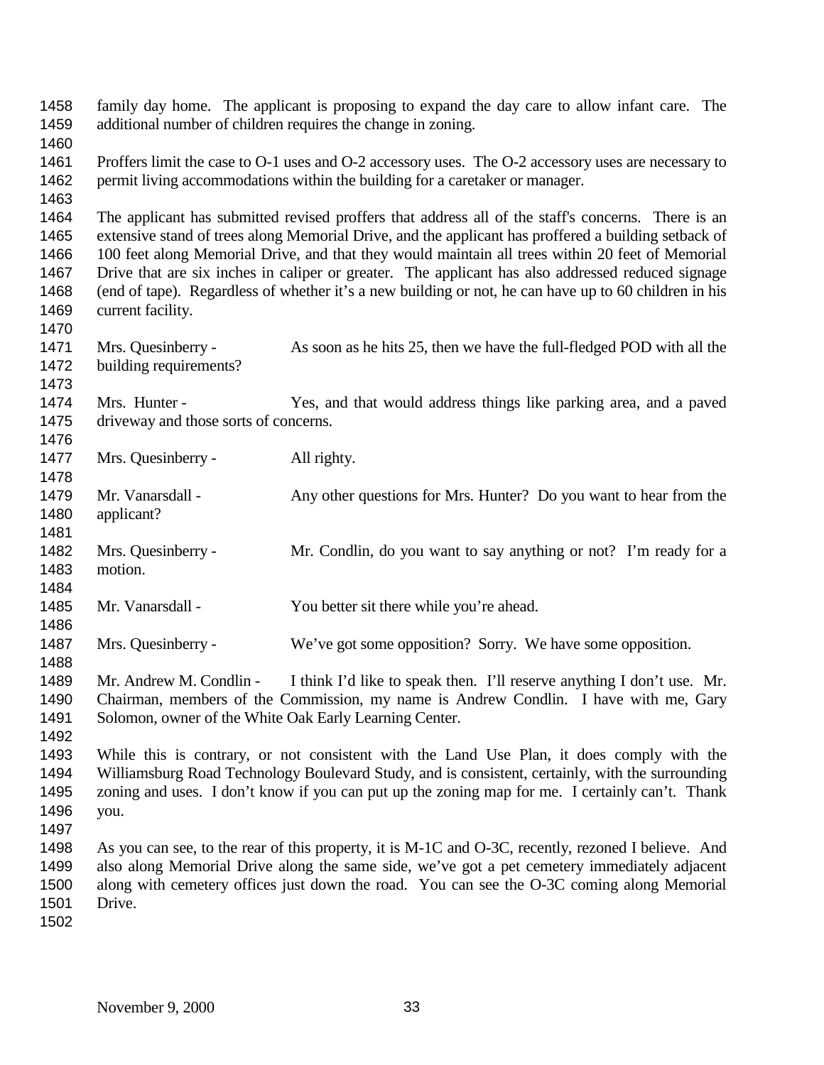family day home. The applicant is proposing to expand the day care to allow infant care. The additional number of children requires the change in zoning.

Proffers limit the case to O-1 uses and O-2 accessory uses. The O-2 accessory uses are necessary to permit living accommodations within the building for a caretaker or manager.

The applicant has submitted revised proffers that address all of the staff's concerns. There is an extensive stand of trees along Memorial Drive, and the applicant has proffered a building setback of 100 feet along Memorial Drive, and that they would maintain all trees within 20 feet of Memorial Drive that are six inches in caliper or greater. The applicant has also addressed reduced signage (end of tape). Regardless of whether it's a new building or not, he can have up to 60 children in his current facility.

Mrs. Quesinberry - As soon as he hits 25, then we have the full-fledged POD with all the building requirements?

Mrs. Hunter - Yes, and that would address things like parking area, and a paved driveway and those sorts of concerns.

Mrs. Quesinberry - All righty.

Mr. Vanarsdall - Any other questions for Mrs. Hunter? Do you want to hear from the applicant?

Mrs. Quesinberry - Mr. Condlin, do you want to say anything or not? I'm ready for a motion.

Mr. Vanarsdall - You better sit there while you're ahead.

Mrs. Quesinberry - We've got some opposition? Sorry. We have some opposition.

Mr. Andrew M. Condlin - I think I'd like to speak then. I'll reserve anything I don't use. Mr. Chairman, members of the Commission, my name is Andrew Condlin. I have with me, Gary Solomon, owner of the White Oak Early Learning Center.

While this is contrary, or not consistent with the Land Use Plan, it does comply with the Williamsburg Road Technology Boulevard Study, and is consistent, certainly, with the surrounding zoning and uses. I don't know if you can put up the zoning map for me. I certainly can't. Thank you.

As you can see, to the rear of this property, it is M-1C and O-3C, recently, rezoned I believe. And also along Memorial Drive along the same side, we've got a pet cemetery immediately adjacent along with cemetery offices just down the road. You can see the O-3C coming along Memorial Drive.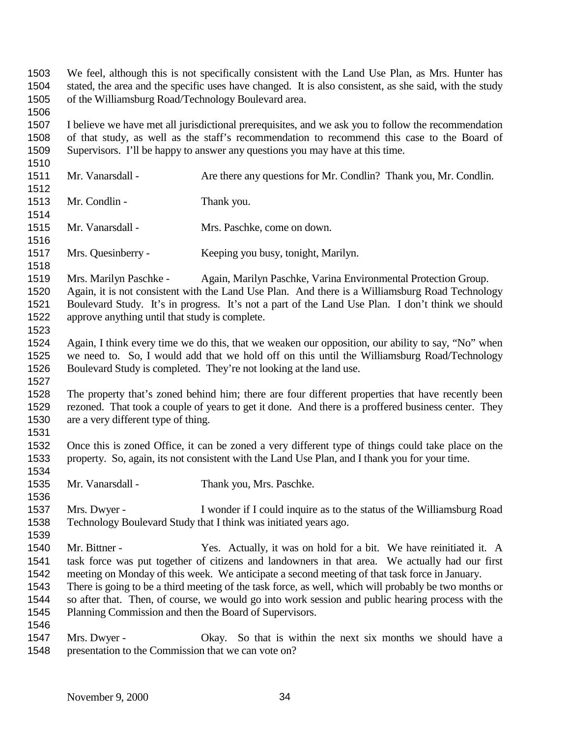We feel, although this is not specifically consistent with the Land Use Plan, as Mrs. Hunter has stated, the area and the specific uses have changed. It is also consistent, as she said, with the study of the Williamsburg Road/Technology Boulevard area.

I believe we have met all jurisdictional prerequisites, and we ask you to follow the recommendation of that study, as well as the staff's recommendation to recommend this case to the Board of Supervisors. I'll be happy to answer any questions you may have at this time.

Mr. Vanarsdall - Are there any questions for Mr. Condlin? Thank you, Mr. Condlin.

Mr. Condlin - Thank you.

Mr. Vanarsdall - Mrs. Paschke, come on down.

Mrs. Quesinberry - Keeping you busy, tonight, Marilyn.

Mrs. Marilyn Paschke - Again, Marilyn Paschke, Varina Environmental Protection Group. Again, it is not consistent with the Land Use Plan. And there is a Williamsburg Road Technology Boulevard Study. It's in progress. It's not a part of the Land Use Plan. I don't think we should approve anything until that study is complete.

Again, I think every time we do this, that we weaken our opposition, our ability to say, "No" when we need to. So, I would add that we hold off on this until the Williamsburg Road/Technology Boulevard Study is completed. They're not looking at the land use.

The property that's zoned behind him; there are four different properties that have recently been rezoned. That took a couple of years to get it done. And there is a proffered business center. They are a very different type of thing.

Once this is zoned Office, it can be zoned a very different type of things could take place on the property. So, again, its not consistent with the Land Use Plan, and I thank you for your time.

Mr. Vanarsdall - Thank you, Mrs. Paschke.

Mrs. Dwyer - I wonder if I could inquire as to the status of the Williamsburg Road Technology Boulevard Study that I think was initiated years ago.

Mr. Bittner - Yes. Actually, it was on hold for a bit. We have reinitiated it. A task force was put together of citizens and landowners in that area. We actually had our first meeting on Monday of this week. We anticipate a second meeting of that task force in January. There is going to be a third meeting of the task force, as well, which will probably be two months or so after that. Then, of course, we would go into work session and public hearing process with the Planning Commission and then the Board of Supervisors.

Mrs. Dwyer - Okay. So that is within the next six months we should have a presentation to the Commission that we can vote on?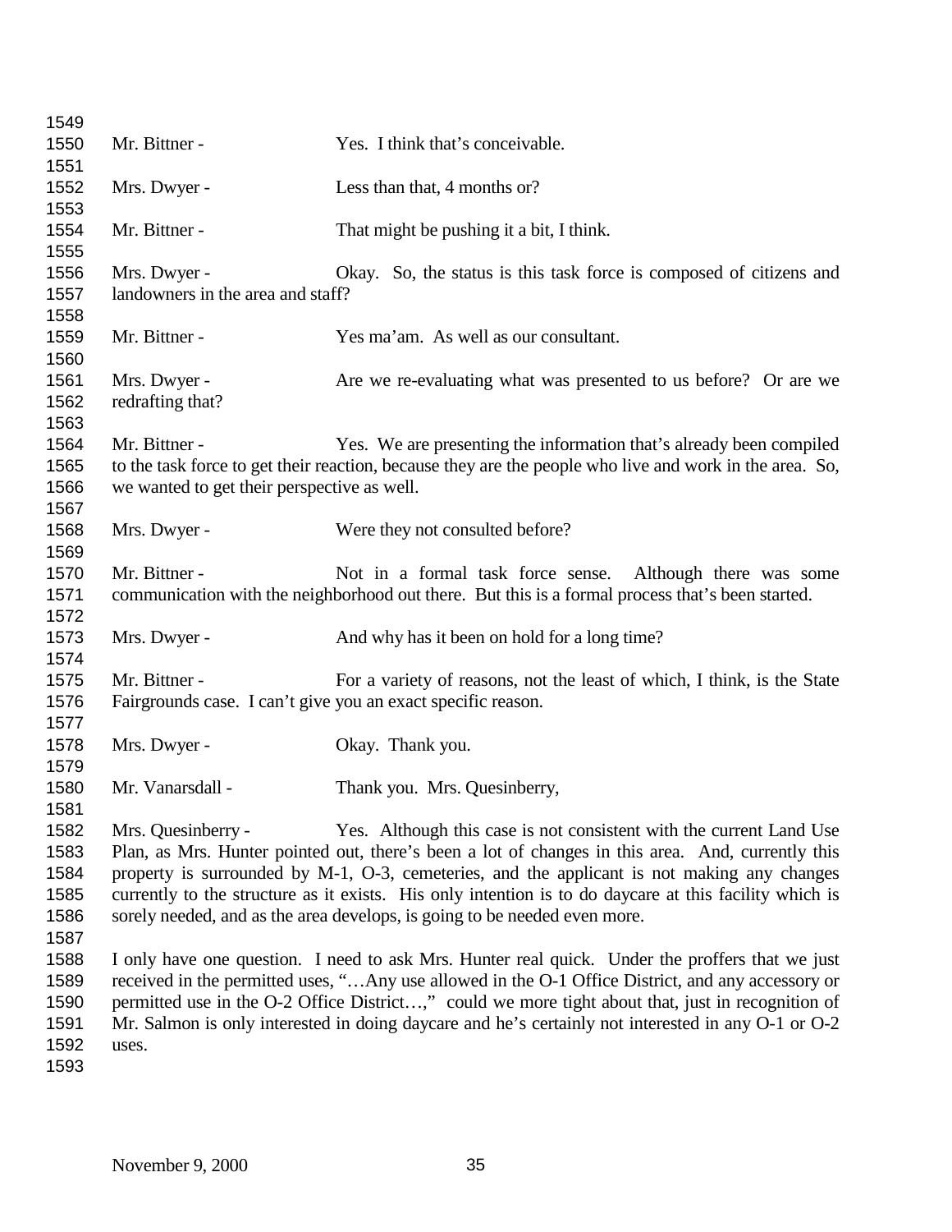Mr. Bittner - Yes. I think that's conceivable.

Mrs. Dwyer - Less than that, 4 months or?

Mr. Bittner - That might be pushing it a bit, I think.

Mrs. Dwyer - Okay. So, the status is this task force is composed of citizens and landowners in the area and staff?

Mr. Bittner - Yes ma'am. As well as our consultant.

Mrs. Dwyer - Are we re-evaluating what was presented to us before? Or are we redrafting that?

Mr. Bittner - Yes. We are presenting the information that's already been compiled to the task force to get their reaction, because they are the people who live and work in the area. So, we wanted to get their perspective as well.

Mrs. Dwyer - Were they not consulted before?

Mr. Bittner - Not in a formal task force sense. Although there was some communication with the neighborhood out there. But this is a formal process that's been started.

Mrs. Dwyer - And why has it been on hold for a long time?

Mr. Bittner - For a variety of reasons, not the least of which, I think, is the State Fairgrounds case. I can't give you an exact specific reason.

Mrs. Dwyer - Okay. Thank you.

Mr. Vanarsdall - Thank you. Mrs. Quesinberry,

Mrs. Quesinberry - Yes. Although this case is not consistent with the current Land Use Plan, as Mrs. Hunter pointed out, there's been a lot of changes in this area. And, currently this property is surrounded by M-1, O-3, cemeteries, and the applicant is not making any changes currently to the structure as it exists. His only intention is to do daycare at this facility which is sorely needed, and as the area develops, is going to be needed even more.

I only have one question. I need to ask Mrs. Hunter real quick. Under the proffers that we just received in the permitted uses, "…Any use allowed in the O-1 Office District, and any accessory or permitted use in the O-2 Office District…," could we more tight about that, just in recognition of Mr. Salmon is only interested in doing daycare and he's certainly not interested in any O-1 or O-2 uses.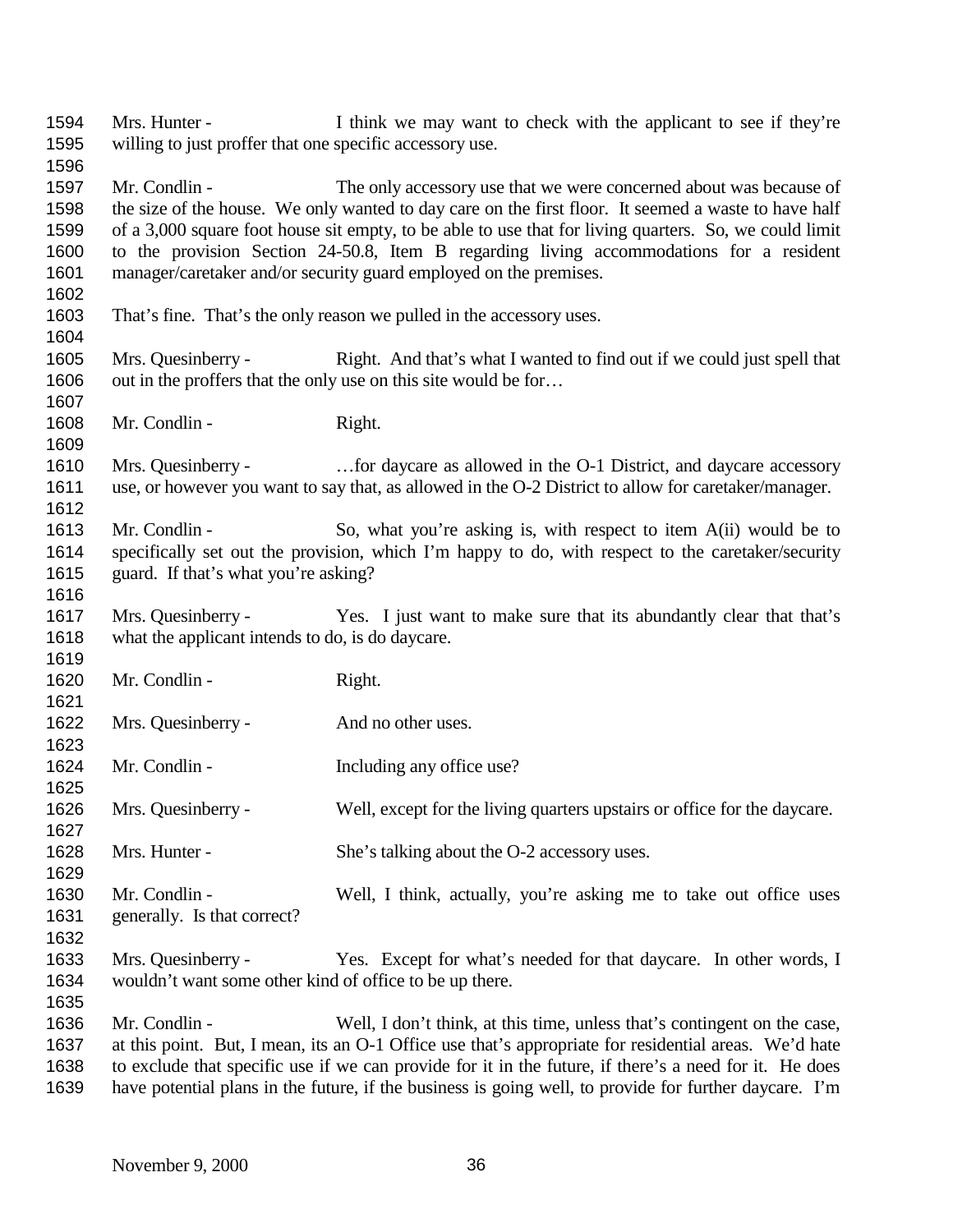Mrs. Hunter - I think we may want to check with the applicant to see if they're willing to just proffer that one specific accessory use.

Mr. Condlin - The only accessory use that we were concerned about was because of the size of the house. We only wanted to day care on the first floor. It seemed a waste to have half of a 3,000 square foot house sit empty, to be able to use that for living quarters. So, we could limit to the provision Section 24-50.8, Item B regarding living accommodations for a resident manager/caretaker and/or security guard employed on the premises.

That's fine. That's the only reason we pulled in the accessory uses.

Mrs. Quesinberry - Right. And that's what I wanted to find out if we could just spell that out in the proffers that the only use on this site would be for…

Mr. Condlin - Right.

Mrs. Quesinberry - …for daycare as allowed in the O-1 District, and daycare accessory use, or however you want to say that, as allowed in the O-2 District to allow for caretaker/manager.

Mr. Condlin - So, what you're asking is, with respect to item A(ii) would be to specifically set out the provision, which I'm happy to do, with respect to the caretaker/security guard. If that's what you're asking?

Mrs. Quesinberry - Yes. I just want to make sure that its abundantly clear that that's what the applicant intends to do, is do daycare.

Mr. Condlin - Right.

Mrs. Quesinberry - And no other uses.

Mr. Condlin - Including any office use?

Mrs. Quesinberry - Well, except for the living quarters upstairs or office for the daycare.

Mrs. Hunter - She's talking about the O-2 accessory uses.

Mr. Condlin - Well, I think, actually, you're asking me to take out office uses generally. Is that correct?

Mrs. Quesinberry - Yes. Except for what's needed for that daycare. In other words, I wouldn't want some other kind of office to be up there.

Mr. Condlin - Well, I don't think, at this time, unless that's contingent on the case, at this point. But, I mean, its an O-1 Office use that's appropriate for residential areas. We'd hate to exclude that specific use if we can provide for it in the future, if there's a need for it. He does have potential plans in the future, if the business is going well, to provide for further daycare. I'm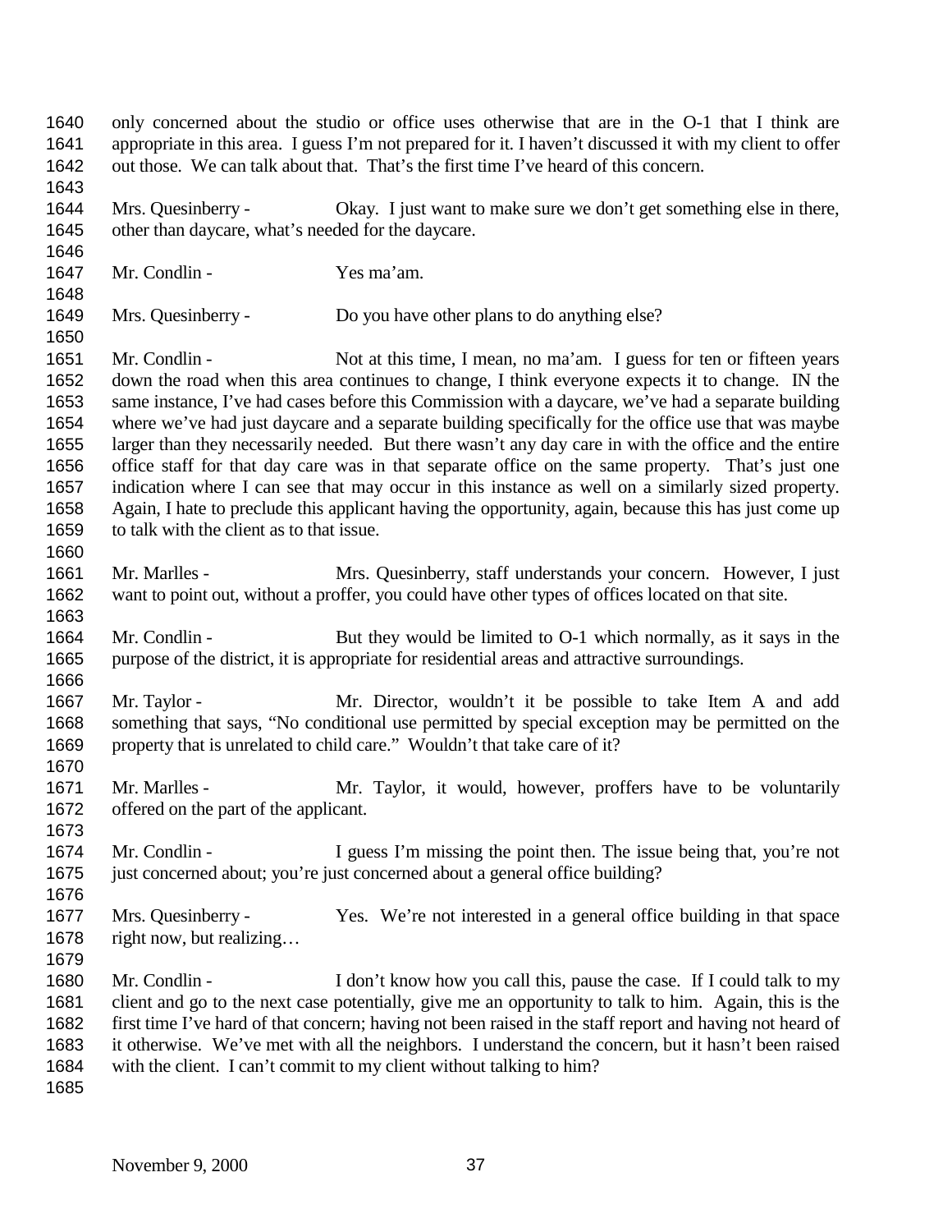only concerned about the studio or office uses otherwise that are in the O-1 that I think are appropriate in this area. I guess I'm not prepared for it. I haven't discussed it with my client to offer out those. We can talk about that. That's the first time I've heard of this concern.

Mrs. Quesinberry - Okay. I just want to make sure we don't get something else in there, other than daycare, what's needed for the daycare.

Mr. Condlin - Yes ma'am.

Mrs. Quesinberry - Do you have other plans to do anything else?

Mr. Condlin - Not at this time, I mean, no ma'am. I guess for ten or fifteen years down the road when this area continues to change, I think everyone expects it to change. IN the same instance, I've had cases before this Commission with a daycare, we've had a separate building where we've had just daycare and a separate building specifically for the office use that was maybe larger than they necessarily needed. But there wasn't any day care in with the office and the entire office staff for that day care was in that separate office on the same property. That's just one indication where I can see that may occur in this instance as well on a similarly sized property. Again, I hate to preclude this applicant having the opportunity, again, because this has just come up to talk with the client as to that issue.

Mr. Marlles - Mrs. Quesinberry, staff understands your concern. However, I just want to point out, without a proffer, you could have other types of offices located on that site.

Mr. Condlin - But they would be limited to O-1 which normally, as it says in the purpose of the district, it is appropriate for residential areas and attractive surroundings.

Mr. Taylor - Mr. Director, wouldn't it be possible to take Item A and add something that says, "No conditional use permitted by special exception may be permitted on the property that is unrelated to child care." Wouldn't that take care of it?

Mr. Marlles - Mr. Taylor, it would, however, proffers have to be voluntarily offered on the part of the applicant.

Mr. Condlin - I guess I'm missing the point then. The issue being that, you're not just concerned about; you're just concerned about a general office building?

Mrs. Quesinberry - Yes. We're not interested in a general office building in that space right now, but realizing…

Mr. Condlin - I don't know how you call this, pause the case. If I could talk to my client and go to the next case potentially, give me an opportunity to talk to him. Again, this is the first time I've hard of that concern; having not been raised in the staff report and having not heard of it otherwise. We've met with all the neighbors. I understand the concern, but it hasn't been raised with the client. I can't commit to my client without talking to him?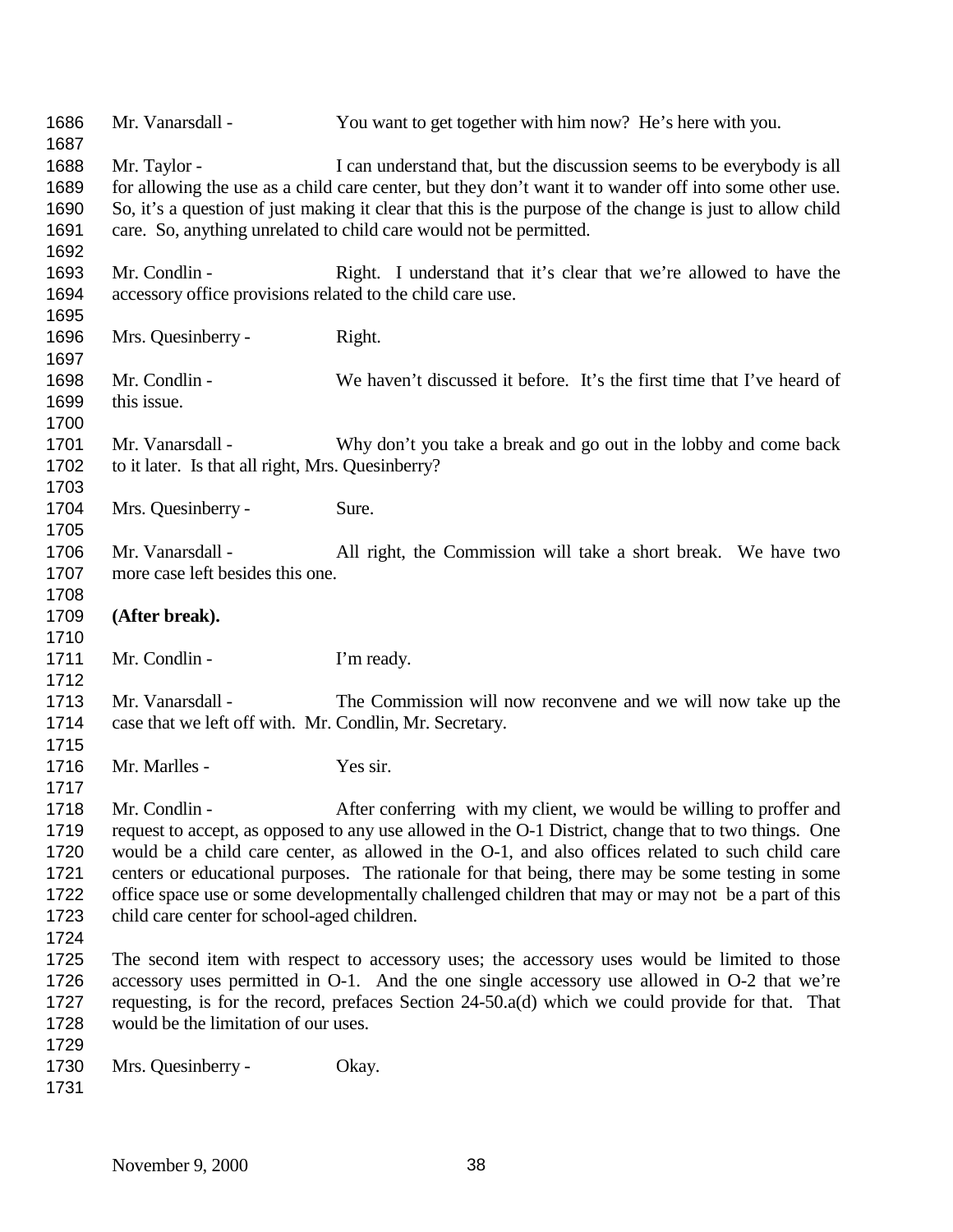Mr. Vanarsdall - You want to get together with him now? He's here with you.

Mr. Taylor - I can understand that, but the discussion seems to be everybody is all for allowing the use as a child care center, but they don't want it to wander off into some other use. So, it's a question of just making it clear that this is the purpose of the change is just to allow child care. So, anything unrelated to child care would not be permitted.

Mr. Condlin - Right. I understand that it's clear that we're allowed to have the accessory office provisions related to the child care use.

Mrs. Quesinberry - Right.

Mr. Condlin - We haven't discussed it before. It's the first time that I've heard of this issue.

Mr. Vanarsdall - Why don't you take a break and go out in the lobby and come back to it later. Is that all right, Mrs. Quesinberry?

Mrs. Quesinberry - Sure.

Mr. Vanarsdall - All right, the Commission will take a short break. We have two more case left besides this one.

**(After break).**

Mr. Condlin - I'm ready.

Mr. Vanarsdall - The Commission will now reconvene and we will now take up the case that we left off with. Mr. Condlin, Mr. Secretary.

Mr. Marlles - Yes sir.

Mr. Condlin - After conferring with my client, we would be willing to proffer and request to accept, as opposed to any use allowed in the O-1 District, change that to two things. One would be a child care center, as allowed in the O-1, and also offices related to such child care centers or educational purposes. The rationale for that being, there may be some testing in some office space use or some developmentally challenged children that may or may not be a part of this child care center for school-aged children.

The second item with respect to accessory uses; the accessory uses would be limited to those accessory uses permitted in O-1. And the one single accessory use allowed in O-2 that we're requesting, is for the record, prefaces Section 24-50.a(d) which we could provide for that. That would be the limitation of our uses.

Mrs. Quesinberry - Okay.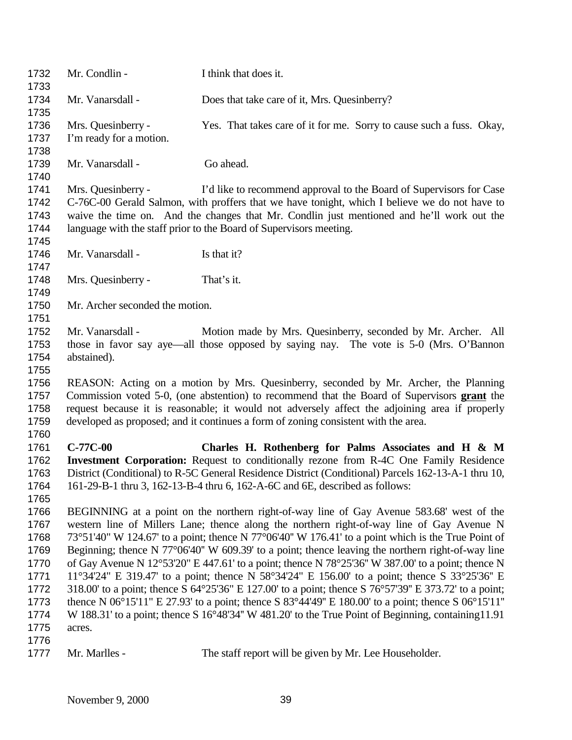Mr. Condlin - I think that does it.

Mr. Vanarsdall - Does that take care of it, Mrs. Quesinberry?

Mrs. Quesinberry - Yes. That takes care of it for me. Sorry to cause such a fuss. Okay, I'm ready for a motion.

Mr. Vanarsdall - Go ahead.

Mrs. Quesinberry - I'd like to recommend approval to the Board of Supervisors for Case C-76C-00 Gerald Salmon, with proffers that we have tonight, which I believe we do not have to waive the time on. And the changes that Mr. Condlin just mentioned and he'll work out the language with the staff prior to the Board of Supervisors meeting.

Mr. Vanarsdall - Is that it?

Mrs. Quesinberry - That's it.

Mr. Archer seconded the motion.

Mr. Vanarsdall - Motion made by Mrs. Quesinberry, seconded by Mr. Archer. All those in favor say aye—all those opposed by saying nay. The vote is 5-0 (Mrs. O'Bannon abstained).

REASON: Acting on a motion by Mrs. Quesinberry, seconded by Mr. Archer, the Planning Commission voted 5-0, (one abstention) to recommend that the Board of Supervisors **grant** the request because it is reasonable; it would not adversely affect the adjoining area if properly developed as proposed; and it continues a form of zoning consistent with the area.

**C-77C-00 Charles H. Rothenberg for Palms Associates and H & M Investment Corporation:** Request to conditionally rezone from R-4C One Family Residence District (Conditional) to R-5C General Residence District (Conditional) Parcels 162-13-A-1 thru 10, 161-29-B-1 thru 3, 162-13-B-4 thru 6, 162-A-6C and 6E, described as follows:

BEGINNING at a point on the northern right-of-way line of Gay Avenue 583.68' west of the western line of Millers Lane; thence along the northern right-of-way line of Gay Avenue N 73°51'40" W 124.67' to a point; thence N 77°06'40" W 176.41' to a point which is the True Point of Beginning; thence N 77°06'40" W 609.39' to a point; thence leaving the northern right-of-way line of Gay Avenue N 12°53'20" E 447.61' to a point; thence N 78°25'36" W 387.00' to a point; thence N 11°34'24" E 319.47' to a point; thence N 58°34'24" E 156.00' to a point; thence S 33°25'36" E 318.00' to a point; thence S 64°25'36" E 127.00' to a point; thence S 76°57'39" E 373.72' to a point; thence N 06°15'11" E 27.93' to a point; thence S 83°44'49" E 180.00' to a point; thence S 06°15'11" W 188.31' to a point; thence S 16°48'34" W 481.20' to the True Point of Beginning, containing11.91 acres.

Mr. Marlles - The staff report will be given by Mr. Lee Householder.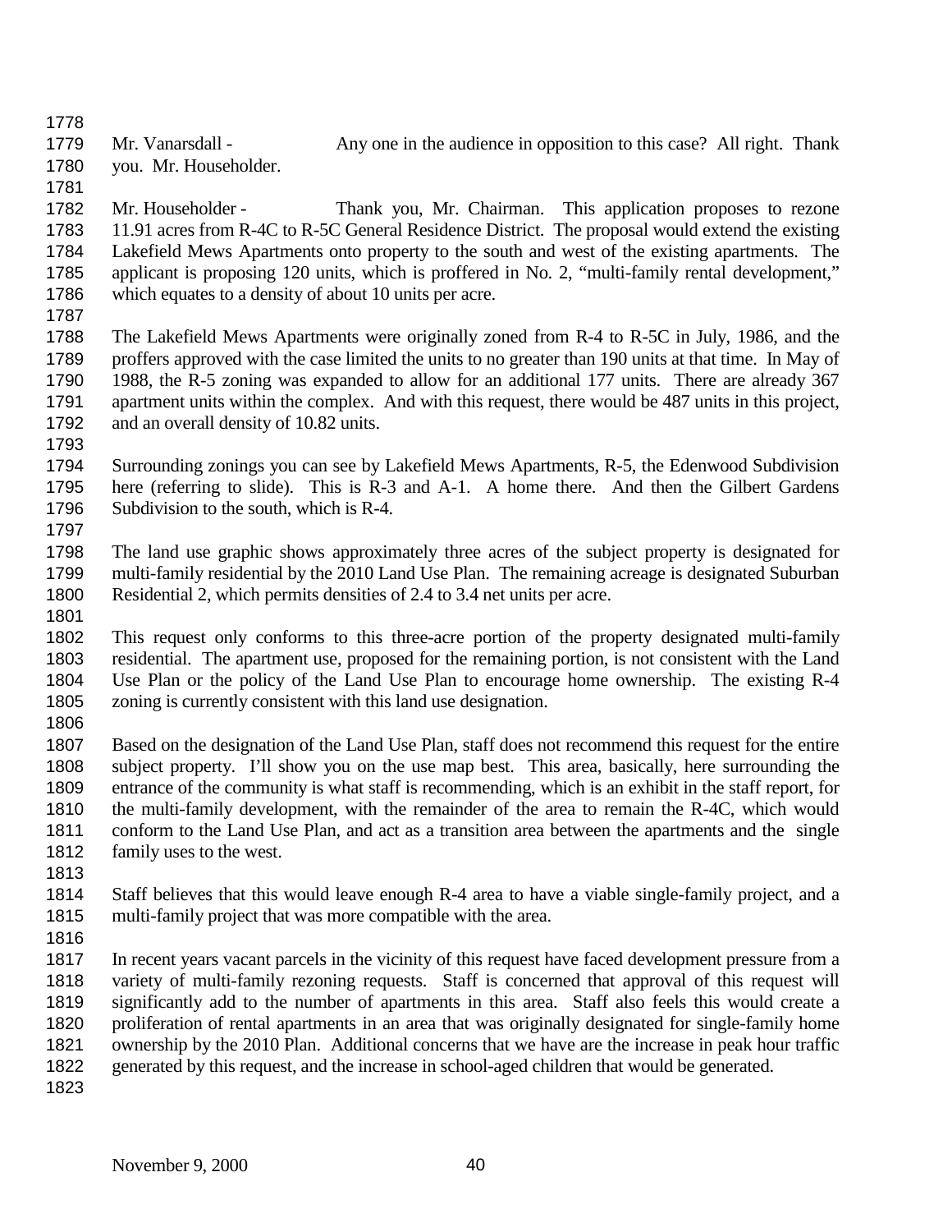Mr. Vanarsdall - Any one in the audience in opposition to this case? All right. Thank you. Mr. Householder.

Mr. Householder - Thank you, Mr. Chairman. This application proposes to rezone 11.91 acres from R-4C to R-5C General Residence District. The proposal would extend the existing Lakefield Mews Apartments onto property to the south and west of the existing apartments. The applicant is proposing 120 units, which is proffered in No. 2, "multi-family rental development," which equates to a density of about 10 units per acre.

The Lakefield Mews Apartments were originally zoned from R-4 to R-5C in July, 1986, and the proffers approved with the case limited the units to no greater than 190 units at that time. In May of 1988, the R-5 zoning was expanded to allow for an additional 177 units. There are already 367 apartment units within the complex. And with this request, there would be 487 units in this project, and an overall density of 10.82 units.

Surrounding zonings you can see by Lakefield Mews Apartments, R-5, the Edenwood Subdivision here (referring to slide). This is R-3 and A-1. A home there. And then the Gilbert Gardens Subdivision to the south, which is R-4.

The land use graphic shows approximately three acres of the subject property is designated for multi-family residential by the 2010 Land Use Plan. The remaining acreage is designated Suburban Residential 2, which permits densities of 2.4 to 3.4 net units per acre.

This request only conforms to this three-acre portion of the property designated multi-family residential. The apartment use, proposed for the remaining portion, is not consistent with the Land Use Plan or the policy of the Land Use Plan to encourage home ownership. The existing R-4 zoning is currently consistent with this land use designation.

Based on the designation of the Land Use Plan, staff does not recommend this request for the entire subject property. I'll show you on the use map best. This area, basically, here surrounding the entrance of the community is what staff is recommending, which is an exhibit in the staff report, for the multi-family development, with the remainder of the area to remain the R-4C, which would conform to the Land Use Plan, and act as a transition area between the apartments and the single family uses to the west.

Staff believes that this would leave enough R-4 area to have a viable single-family project, and a multi-family project that was more compatible with the area.

In recent years vacant parcels in the vicinity of this request have faced development pressure from a variety of multi-family rezoning requests. Staff is concerned that approval of this request will significantly add to the number of apartments in this area. Staff also feels this would create a proliferation of rental apartments in an area that was originally designated for single-family home ownership by the 2010 Plan. Additional concerns that we have are the increase in peak hour traffic generated by this request, and the increase in school-aged children that would be generated.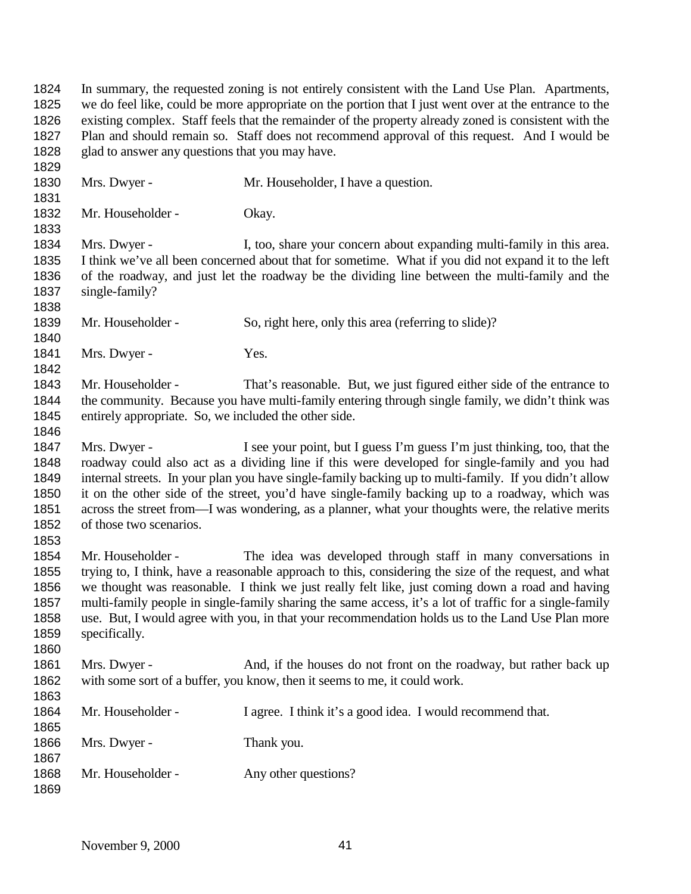In summary, the requested zoning is not entirely consistent with the Land Use Plan. Apartments, we do feel like, could be more appropriate on the portion that I just went over at the entrance to the existing complex. Staff feels that the remainder of the property already zoned is consistent with the Plan and should remain so. Staff does not recommend approval of this request. And I would be glad to answer any questions that you may have.

Mrs. Dwyer - Mr. Householder, I have a question.

Mr. Householder - Okay.

Mrs. Dwyer - I, too, share your concern about expanding multi-family in this area. I think we've all been concerned about that for sometime. What if you did not expand it to the left of the roadway, and just let the roadway be the dividing line between the multi-family and the single-family?

Mr. Householder - So, right here, only this area (referring to slide)?

Mrs. Dwyer - Yes.

Mr. Householder - That's reasonable. But, we just figured either side of the entrance to the community. Because you have multi-family entering through single family, we didn't think was entirely appropriate. So, we included the other side.

Mrs. Dwyer - I see your point, but I guess I'm guess I'm just thinking, too, that the roadway could also act as a dividing line if this were developed for single-family and you had internal streets. In your plan you have single-family backing up to multi-family. If you didn't allow it on the other side of the street, you'd have single-family backing up to a roadway, which was across the street from—I was wondering, as a planner, what your thoughts were, the relative merits of those two scenarios.

Mr. Householder - The idea was developed through staff in many conversations in trying to, I think, have a reasonable approach to this, considering the size of the request, and what we thought was reasonable. I think we just really felt like, just coming down a road and having multi-family people in single-family sharing the same access, it's a lot of traffic for a single-family use. But, I would agree with you, in that your recommendation holds us to the Land Use Plan more specifically.

Mrs. Dwyer - And, if the houses do not front on the roadway, but rather back up with some sort of a buffer, you know, then it seems to me, it could work.

Mr. Householder - I agree. I think it's a good idea. I would recommend that.

Mrs. Dwyer - Thank you.

Mr. Householder - Any other questions?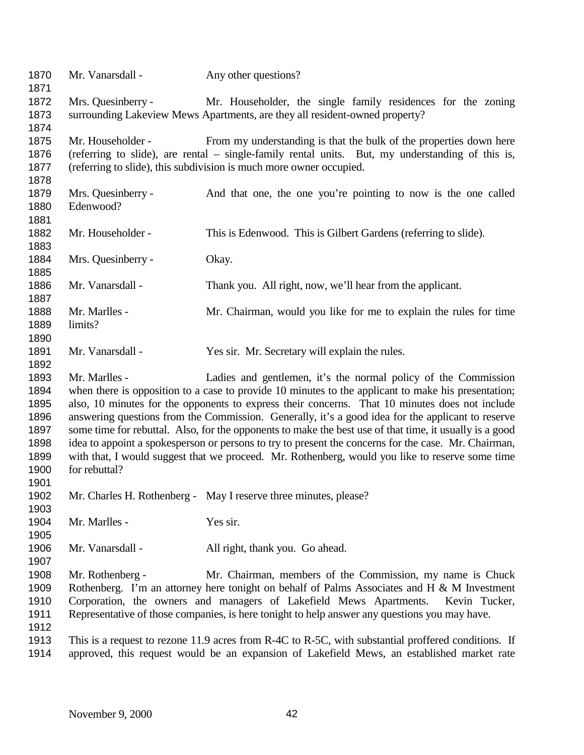Mr. Vanarsdall - Any other questions?

Mrs. Quesinberry - Mr. Householder, the single family residences for the zoning surrounding Lakeview Mews Apartments, are they all resident-owned property?

Mr. Householder - From my understanding is that the bulk of the properties down here (referring to slide), are rental – single-family rental units. But, my understanding of this is, (referring to slide), this subdivision is much more owner occupied.

Mrs. Quesinberry - And that one, the one you're pointing to now is the one called Edenwood?

Mr. Householder - This is Edenwood. This is Gilbert Gardens (referring to slide).

Mrs. Quesinberry - Okay.

Mr. Vanarsdall - Thank you. All right, now, we'll hear from the applicant.

Mr. Marlles - Mr. Chairman, would you like for me to explain the rules for time limits?

Mr. Vanarsdall - Yes sir. Mr. Secretary will explain the rules.

Mr. Marlles - Ladies and gentlemen, it's the normal policy of the Commission when there is opposition to a case to provide 10 minutes to the applicant to make his presentation; also, 10 minutes for the opponents to express their concerns. That 10 minutes does not include answering questions from the Commission. Generally, it's a good idea for the applicant to reserve some time for rebuttal. Also, for the opponents to make the best use of that time, it usually is a good idea to appoint a spokesperson or persons to try to present the concerns for the case. Mr. Chairman, with that, I would suggest that we proceed. Mr. Rothenberg, would you like to reserve some time for rebuttal?

Mr. Charles H. Rothenberg - May I reserve three minutes, please?

Mr. Marlles - Yes sir.

Mr. Vanarsdall - All right, thank you. Go ahead.

Mr. Rothenberg - Mr. Chairman, members of the Commission, my name is Chuck Rothenberg. I'm an attorney here tonight on behalf of Palms Associates and H & M Investment Corporation, the owners and managers of Lakefield Mews Apartments. Kevin Tucker, Representative of those companies, is here tonight to help answer any questions you may have.

This is a request to rezone 11.9 acres from R-4C to R-5C, with substantial proffered conditions. If approved, this request would be an expansion of Lakefield Mews, an established market rate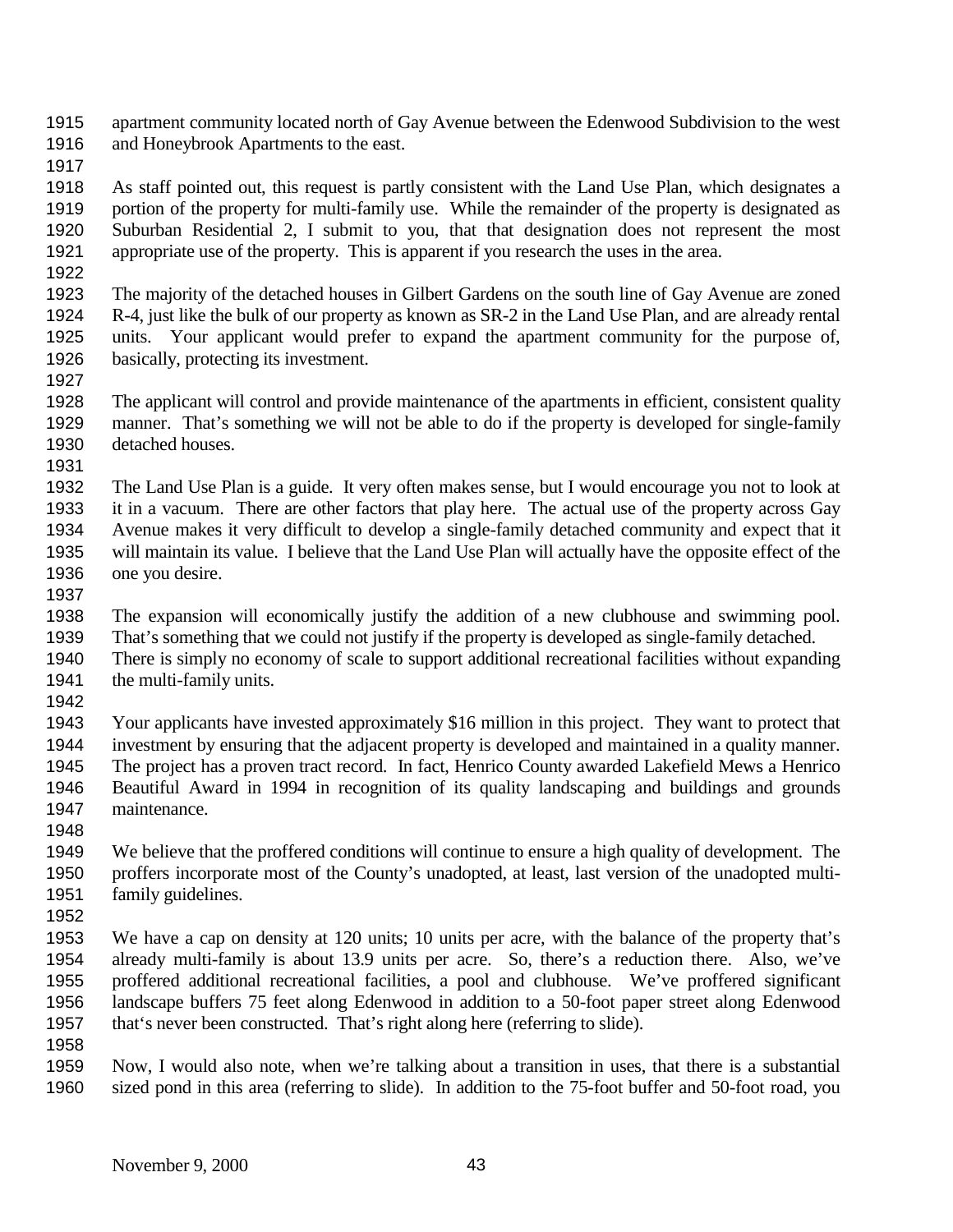apartment community located north of Gay Avenue between the Edenwood Subdivision to the west and Honeybrook Apartments to the east.

As staff pointed out, this request is partly consistent with the Land Use Plan, which designates a portion of the property for multi-family use. While the remainder of the property is designated as Suburban Residential 2, I submit to you, that that designation does not represent the most appropriate use of the property. This is apparent if you research the uses in the area.

The majority of the detached houses in Gilbert Gardens on the south line of Gay Avenue are zoned R-4, just like the bulk of our property as known as SR-2 in the Land Use Plan, and are already rental units. Your applicant would prefer to expand the apartment community for the purpose of, basically, protecting its investment.

The applicant will control and provide maintenance of the apartments in efficient, consistent quality manner. That's something we will not be able to do if the property is developed for single-family detached houses.

The Land Use Plan is a guide. It very often makes sense, but I would encourage you not to look at it in a vacuum. There are other factors that play here. The actual use of the property across Gay Avenue makes it very difficult to develop a single-family detached community and expect that it will maintain its value. I believe that the Land Use Plan will actually have the opposite effect of the one you desire.

The expansion will economically justify the addition of a new clubhouse and swimming pool. That's something that we could not justify if the property is developed as single-family detached. There is simply no economy of scale to support additional recreational facilities without expanding the multi-family units.

Your applicants have invested approximately $16 million in this project. They want to protect that investment by ensuring that the adjacent property is developed and maintained in a quality manner. The project has a proven tract record. In fact, Henrico County awarded Lakefield Mews a Henrico Beautiful Award in 1994 in recognition of its quality landscaping and buildings and grounds maintenance.

We believe that the proffered conditions will continue to ensure a high quality of development. The proffers incorporate most of the County's unadopted, at least, last version of the unadopted multi-family guidelines.

We have a cap on density at 120 units; 10 units per acre, with the balance of the property that's already multi-family is about 13.9 units per acre. So, there's a reduction there. Also, we've proffered additional recreational facilities, a pool and clubhouse. We've proffered significant landscape buffers 75 feet along Edenwood in addition to a 50-foot paper street along Edenwood that's never been constructed. That's right along here (referring to slide).

Now, I would also note, when we're talking about a transition in uses, that there is a substantial sized pond in this area (referring to slide). In addition to the 75-foot buffer and 50-foot road, you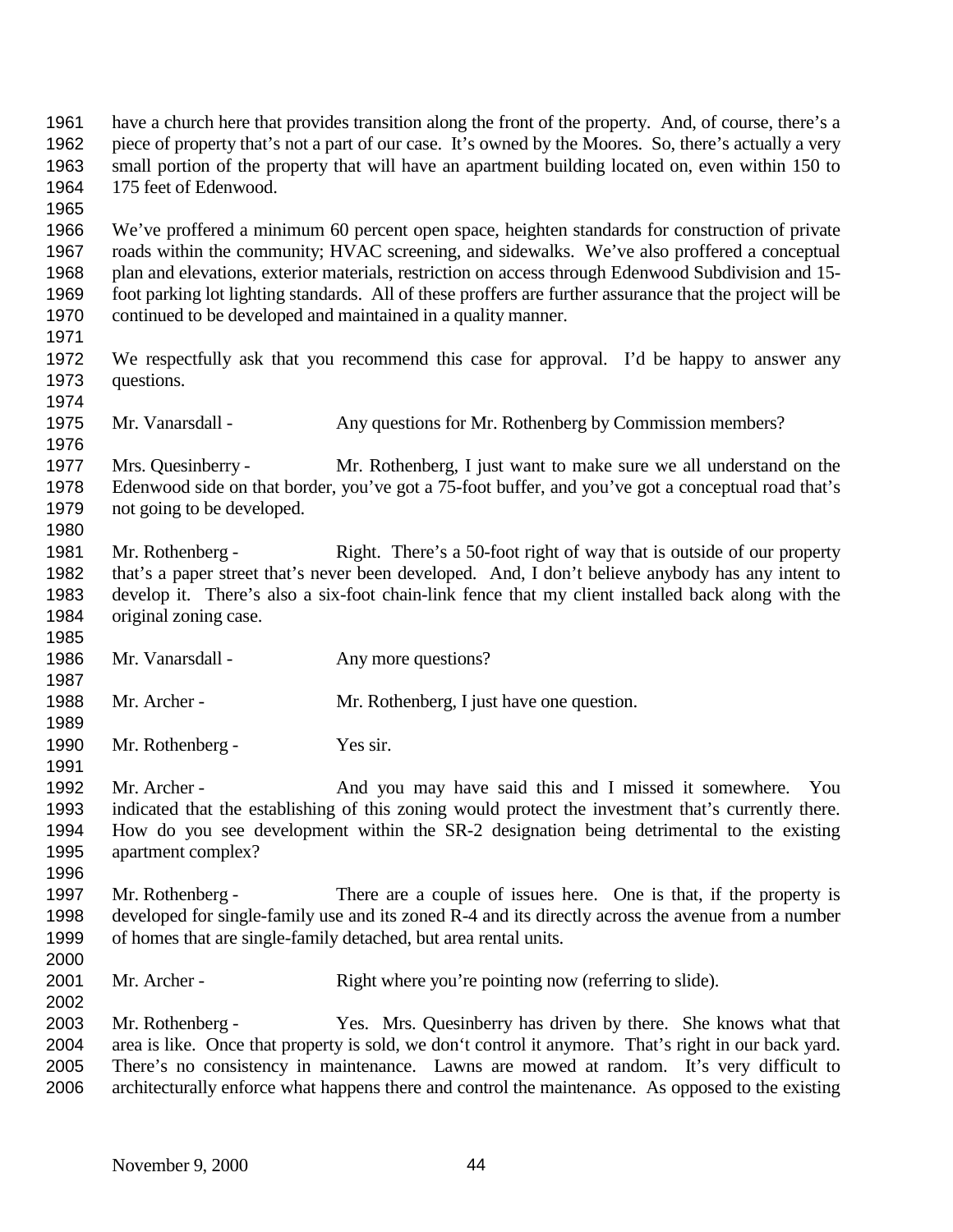have a church here that provides transition along the front of the property. And, of course, there's a piece of property that's not a part of our case. It's owned by the Moores. So, there's actually a very small portion of the property that will have an apartment building located on, even within 150 to 175 feet of Edenwood.

We've proffered a minimum 60 percent open space, heighten standards for construction of private roads within the community; HVAC screening, and sidewalks. We've also proffered a conceptual plan and elevations, exterior materials, restriction on access through Edenwood Subdivision and 15-foot parking lot lighting standards. All of these proffers are further assurance that the project will be continued to be developed and maintained in a quality manner.

We respectfully ask that you recommend this case for approval. I'd be happy to answer any questions.

Mr. Vanarsdall - Any questions for Mr. Rothenberg by Commission members?

Mrs. Quesinberry - Mr. Rothenberg, I just want to make sure we all understand on the Edenwood side on that border, you've got a 75-foot buffer, and you've got a conceptual road that's not going to be developed.

Mr. Rothenberg - Right. There's a 50-foot right of way that is outside of our property that's a paper street that's never been developed. And, I don't believe anybody has any intent to develop it. There's also a six-foot chain-link fence that my client installed back along with the original zoning case.

Mr. Vanarsdall - Any more questions?

Mr. Archer - Mr. Rothenberg, I just have one question.

Mr. Rothenberg - Yes sir.

Mr. Archer - And you may have said this and I missed it somewhere. You indicated that the establishing of this zoning would protect the investment that's currently there. How do you see development within the SR-2 designation being detrimental to the existing apartment complex?

Mr. Rothenberg - There are a couple of issues here. One is that, if the property is developed for single-family use and its zoned R-4 and its directly across the avenue from a number of homes that are single-family detached, but area rental units.

Mr. Archer - Right where you're pointing now (referring to slide).

Mr. Rothenberg - Yes. Mrs. Quesinberry has driven by there. She knows what that area is like. Once that property is sold, we don't control it anymore. That's right in our back yard. There's no consistency in maintenance. Lawns are mowed at random. It's very difficult to architecturally enforce what happens there and control the maintenance. As opposed to the existing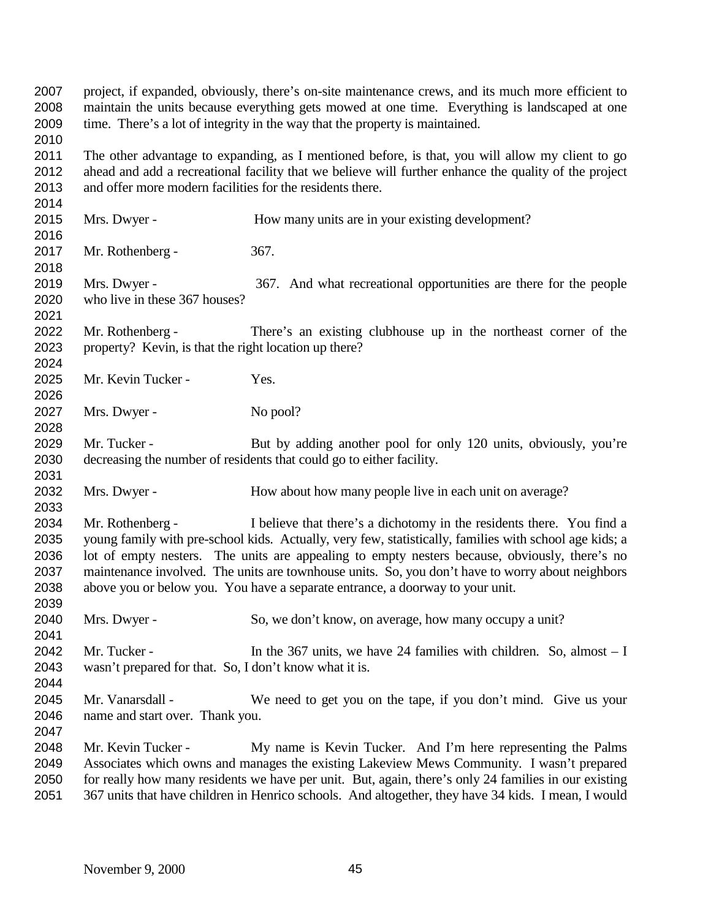project, if expanded, obviously, there's on-site maintenance crews, and its much more efficient to maintain the units because everything gets mowed at one time. Everything is landscaped at one time. There's a lot of integrity in the way that the property is maintained.

The other advantage to expanding, as I mentioned before, is that, you will allow my client to go ahead and add a recreational facility that we believe will further enhance the quality of the project and offer more modern facilities for the residents there.

Mrs. Dwyer - How many units are in your existing development?

Mr. Rothenberg - 367.

Mrs. Dwyer - 367. And what recreational opportunities are there for the people who live in these 367 houses?

Mr. Rothenberg - There's an existing clubhouse up in the northeast corner of the property? Kevin, is that the right location up there?

Mr. Kevin Tucker - Yes.

Mrs. Dwyer - No pool?

Mr. Tucker - But by adding another pool for only 120 units, obviously, you're decreasing the number of residents that could go to either facility.

Mrs. Dwyer - How about how many people live in each unit on average?

Mr. Rothenberg - I believe that there's a dichotomy in the residents there. You find a young family with pre-school kids. Actually, very few, statistically, families with school age kids; a lot of empty nesters. The units are appealing to empty nesters because, obviously, there's no maintenance involved. The units are townhouse units. So, you don't have to worry about neighbors above you or below you. You have a separate entrance, a doorway to your unit.

Mrs. Dwyer - So, we don't know, on average, how many occupy a unit?

Mr. Tucker - In the 367 units, we have 24 families with children. So, almost – I wasn't prepared for that. So, I don't know what it is.

Mr. Vanarsdall - We need to get you on the tape, if you don't mind. Give us your name and start over. Thank you.

Mr. Kevin Tucker - My name is Kevin Tucker. And I'm here representing the Palms Associates which owns and manages the existing Lakeview Mews Community. I wasn't prepared for really how many residents we have per unit. But, again, there's only 24 families in our existing 367 units that have children in Henrico schools. And altogether, they have 34 kids. I mean, I would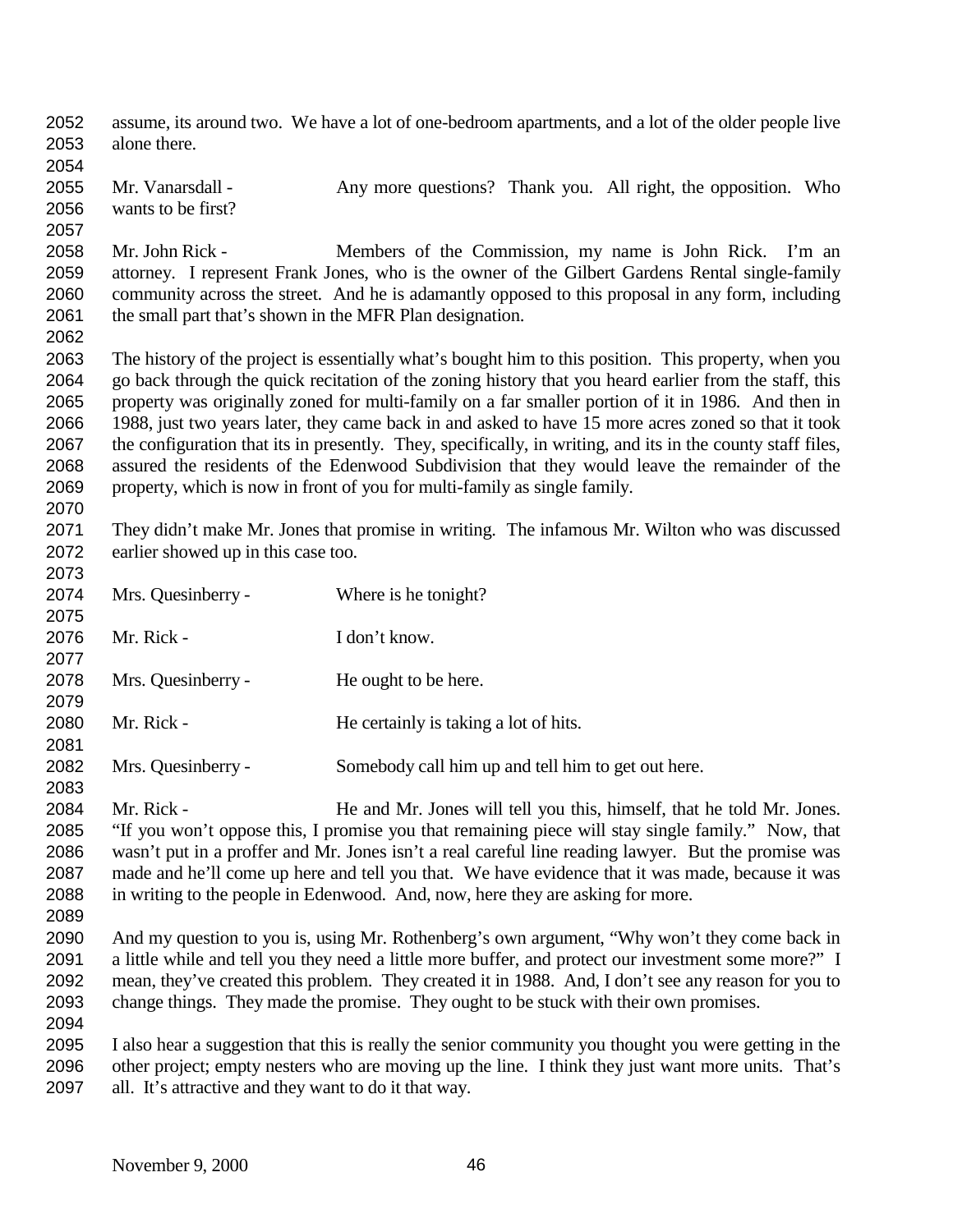assume, its around two. We have a lot of one-bedroom apartments, and a lot of the older people live alone there.

Mr. Vanarsdall - Any more questions? Thank you. All right, the opposition. Who wants to be first?

Mr. John Rick - Members of the Commission, my name is John Rick. I'm an attorney. I represent Frank Jones, who is the owner of the Gilbert Gardens Rental single-family community across the street. And he is adamantly opposed to this proposal in any form, including the small part that's shown in the MFR Plan designation.

The history of the project is essentially what's bought him to this position. This property, when you go back through the quick recitation of the zoning history that you heard earlier from the staff, this property was originally zoned for multi-family on a far smaller portion of it in 1986. And then in 1988, just two years later, they came back in and asked to have 15 more acres zoned so that it took the configuration that its in presently. They, specifically, in writing, and its in the county staff files, assured the residents of the Edenwood Subdivision that they would leave the remainder of the property, which is now in front of you for multi-family as single family.

They didn't make Mr. Jones that promise in writing. The infamous Mr. Wilton who was discussed earlier showed up in this case too.

Mrs. Quesinberry - Where is he tonight?

Mr. Rick - I don't know.

Mrs. Quesinberry - He ought to be here.

Mr. Rick - He certainly is taking a lot of hits.

Mrs. Quesinberry - Somebody call him up and tell him to get out here.

Mr. Rick - He and Mr. Jones will tell you this, himself, that he told Mr. Jones. "If you won't oppose this, I promise you that remaining piece will stay single family." Now, that wasn't put in a proffer and Mr. Jones isn't a real careful line reading lawyer. But the promise was made and he'll come up here and tell you that. We have evidence that it was made, because it was in writing to the people in Edenwood. And, now, here they are asking for more.

And my question to you is, using Mr. Rothenberg's own argument, "Why won't they come back in a little while and tell you they need a little more buffer, and protect our investment some more?" I mean, they've created this problem. They created it in 1988. And, I don't see any reason for you to change things. They made the promise. They ought to be stuck with their own promises.

I also hear a suggestion that this is really the senior community you thought you were getting in the other project; empty nesters who are moving up the line. I think they just want more units. That's all. It's attractive and they want to do it that way.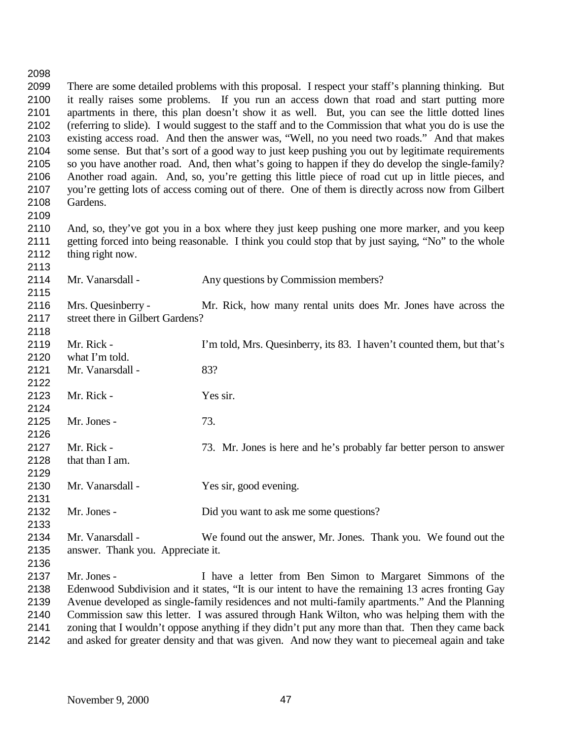There are some detailed problems with this proposal. I respect your staff's planning thinking. But it really raises some problems. If you run an access down that road and start putting more apartments in there, this plan doesn't show it as well. But, you can see the little dotted lines (referring to slide). I would suggest to the staff and to the Commission that what you do is use the existing access road. And then the answer was, "Well, no you need two roads." And that makes some sense. But that's sort of a good way to just keep pushing you out by legitimate requirements so you have another road. And, then what's going to happen if they do develop the single-family? Another road again. And, so, you're getting this little piece of road cut up in little pieces, and you're getting lots of access coming out of there. One of them is directly across now from Gilbert Gardens.

And, so, they've got you in a box where they just keep pushing one more marker, and you keep getting forced into being reasonable. I think you could stop that by just saying, "No" to the whole thing right now.

Mr. Vanarsdall - Any questions by Commission members?

Mrs. Quesinberry - Mr. Rick, how many rental units does Mr. Jones have across the street there in Gilbert Gardens?

Mr. Rick - I'm told, Mrs. Quesinberry, its 83. I haven't counted them, but that's what I'm told.

Mr. Vanarsdall - 83?

Mr. Rick - Yes sir.

Mr. Jones - 73.

Mr. Rick - 73. Mr. Jones is here and he's probably far better person to answer that than I am.

Mr. Vanarsdall - Yes sir, good evening.

Mr. Jones - Did you want to ask me some questions?

Mr. Vanarsdall - We found out the answer, Mr. Jones. Thank you. We found out the answer. Thank you. Appreciate it.

Mr. Jones - I have a letter from Ben Simon to Margaret Simmons of the Edenwood Subdivision and it states, "It is our intent to have the remaining 13 acres fronting Gay Avenue developed as single-family residences and not multi-family apartments." And the Planning Commission saw this letter. I was assured through Hank Wilton, who was helping them with the zoning that I wouldn't oppose anything if they didn't put any more than that. Then they came back and asked for greater density and that was given. And now they want to piecemeal again and take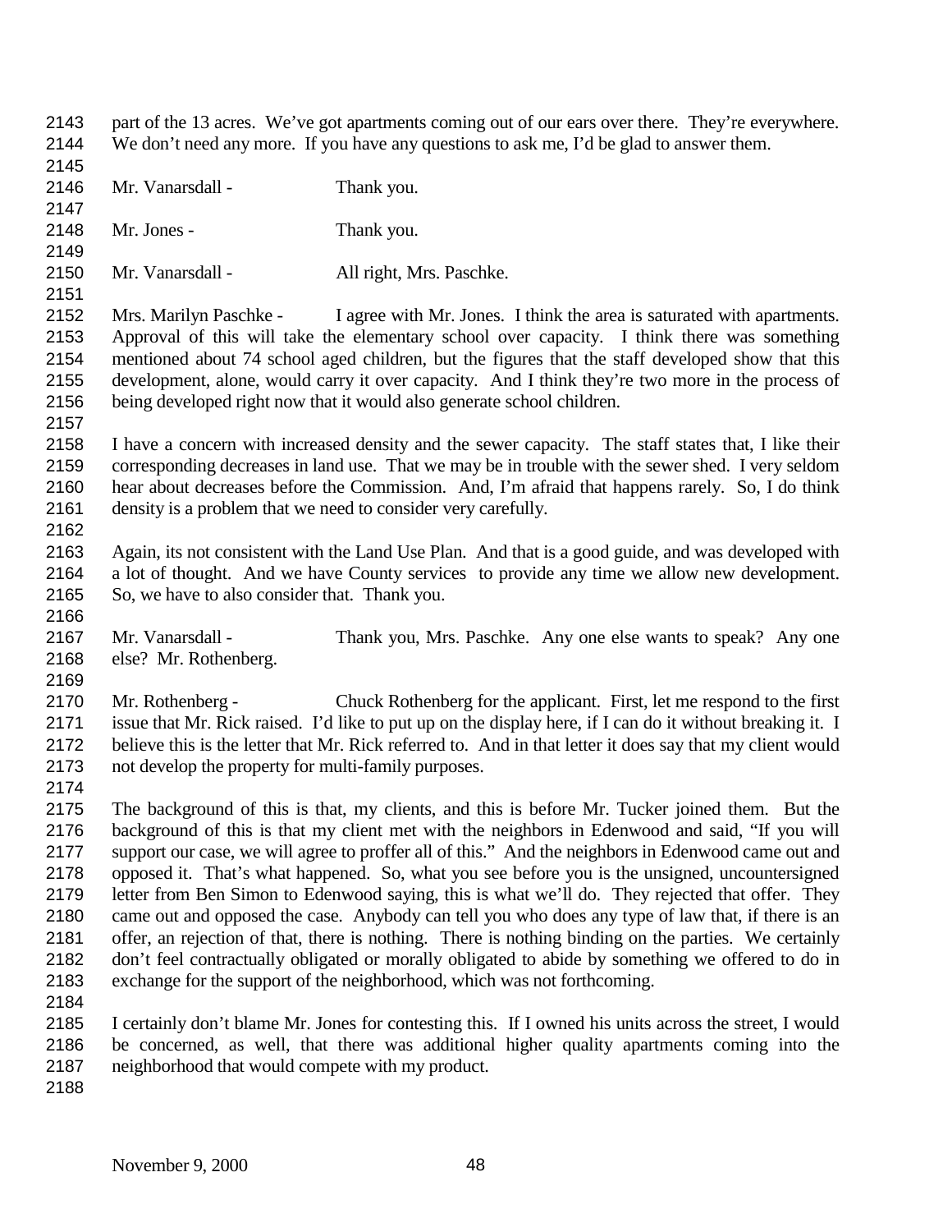part of the 13 acres. We've got apartments coming out of our ears over there. They're everywhere. We don't need any more. If you have any questions to ask me, I'd be glad to answer them.

Mr. Vanarsdall - Thank you.

Mr. Jones - Thank you.

Mr. Vanarsdall - All right, Mrs. Paschke.

Mrs. Marilyn Paschke - I agree with Mr. Jones. I think the area is saturated with apartments. Approval of this will take the elementary school over capacity. I think there was something mentioned about 74 school aged children, but the figures that the staff developed show that this development, alone, would carry it over capacity. And I think they're two more in the process of being developed right now that it would also generate school children.

I have a concern with increased density and the sewer capacity. The staff states that, I like their corresponding decreases in land use. That we may be in trouble with the sewer shed. I very seldom hear about decreases before the Commission. And, I'm afraid that happens rarely. So, I do think density is a problem that we need to consider very carefully.

Again, its not consistent with the Land Use Plan. And that is a good guide, and was developed with a lot of thought. And we have County services to provide any time we allow new development. So, we have to also consider that. Thank you.

Mr. Vanarsdall - Thank you, Mrs. Paschke. Any one else wants to speak? Any one else? Mr. Rothenberg.

Mr. Rothenberg - Chuck Rothenberg for the applicant. First, let me respond to the first issue that Mr. Rick raised. I'd like to put up on the display here, if I can do it without breaking it. I believe this is the letter that Mr. Rick referred to. And in that letter it does say that my client would not develop the property for multi-family purposes.

The background of this is that, my clients, and this is before Mr. Tucker joined them. But the background of this is that my client met with the neighbors in Edenwood and said, "If you will support our case, we will agree to proffer all of this." And the neighbors in Edenwood came out and opposed it. That's what happened. So, what you see before you is the unsigned, uncountersigned letter from Ben Simon to Edenwood saying, this is what we'll do. They rejected that offer. They came out and opposed the case. Anybody can tell you who does any type of law that, if there is an offer, an rejection of that, there is nothing. There is nothing binding on the parties. We certainly don't feel contractually obligated or morally obligated to abide by something we offered to do in exchange for the support of the neighborhood, which was not forthcoming.

I certainly don't blame Mr. Jones for contesting this. If I owned his units across the street, I would be concerned, as well, that there was additional higher quality apartments coming into the neighborhood that would compete with my product.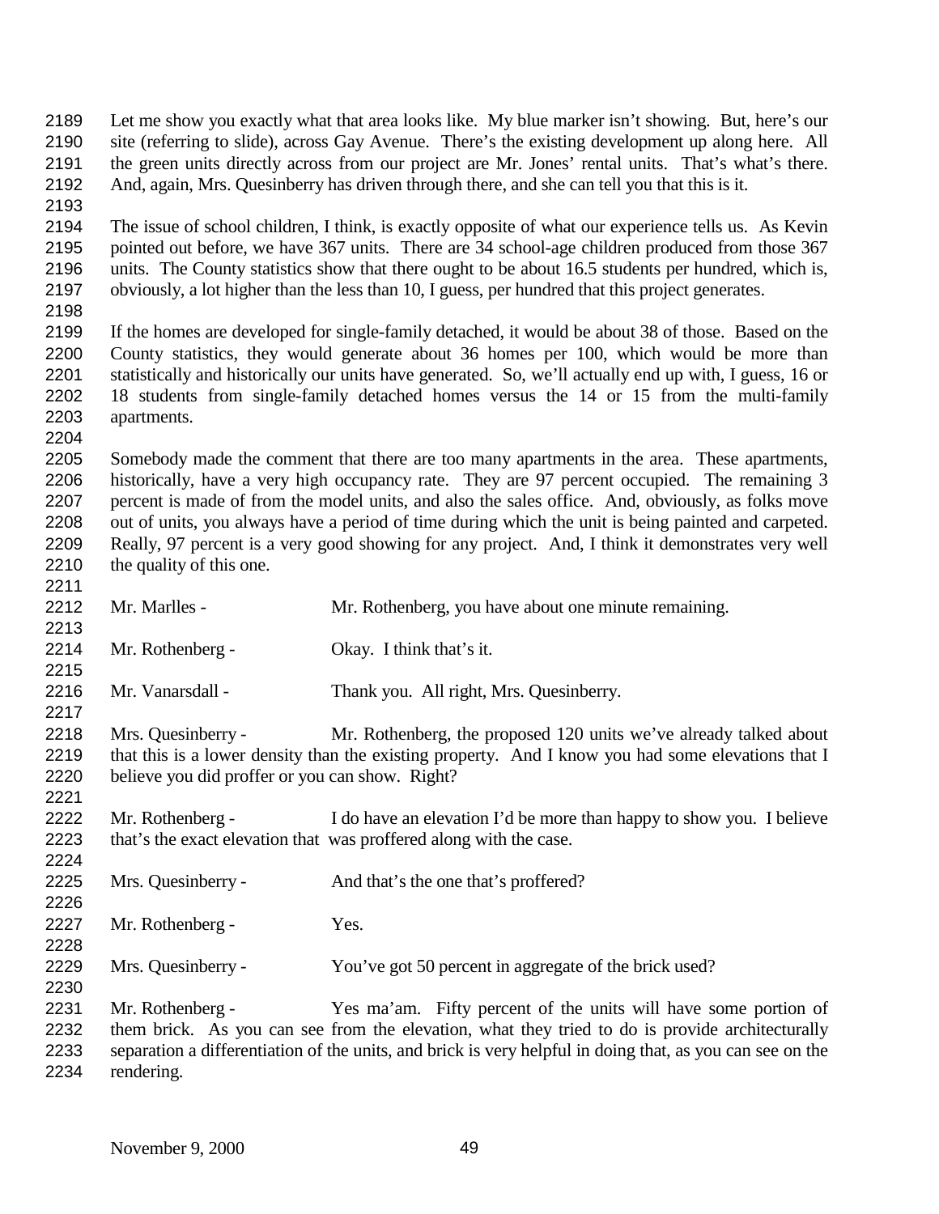Let me show you exactly what that area looks like. My blue marker isn't showing. But, here's our site (referring to slide), across Gay Avenue. There's the existing development up along here. All the green units directly across from our project are Mr. Jones' rental units. That's what's there. And, again, Mrs. Quesinberry has driven through there, and she can tell you that this is it.

The issue of school children, I think, is exactly opposite of what our experience tells us. As Kevin pointed out before, we have 367 units. There are 34 school-age children produced from those 367 units. The County statistics show that there ought to be about 16.5 students per hundred, which is, obviously, a lot higher than the less than 10, I guess, per hundred that this project generates.

If the homes are developed for single-family detached, it would be about 38 of those. Based on the County statistics, they would generate about 36 homes per 100, which would be more than statistically and historically our units have generated. So, we'll actually end up with, I guess, 16 or 18 students from single-family detached homes versus the 14 or 15 from the multi-family apartments.

Somebody made the comment that there are too many apartments in the area. These apartments, historically, have a very high occupancy rate. They are 97 percent occupied. The remaining 3 percent is made of from the model units, and also the sales office. And, obviously, as folks move out of units, you always have a period of time during which the unit is being painted and carpeted. Really, 97 percent is a very good showing for any project. And, I think it demonstrates very well the quality of this one.

Mr. Marlles - Mr. Rothenberg, you have about one minute remaining.

Mr. Rothenberg - Okay. I think that's it.

Mr. Vanarsdall - Thank you. All right, Mrs. Quesinberry.

Mrs. Quesinberry - Mr. Rothenberg, the proposed 120 units we've already talked about that this is a lower density than the existing property. And I know you had some elevations that I believe you did proffer or you can show. Right?

Mr. Rothenberg - I do have an elevation I'd be more than happy to show you. I believe that's the exact elevation that was proffered along with the case.

Mrs. Quesinberry - And that's the one that's proffered?

Mr. Rothenberg - Yes.

Mrs. Quesinberry - You've got 50 percent in aggregate of the brick used?

Mr. Rothenberg - Yes ma'am. Fifty percent of the units will have some portion of them brick. As you can see from the elevation, what they tried to do is provide architecturally separation a differentiation of the units, and brick is very helpful in doing that, as you can see on the rendering.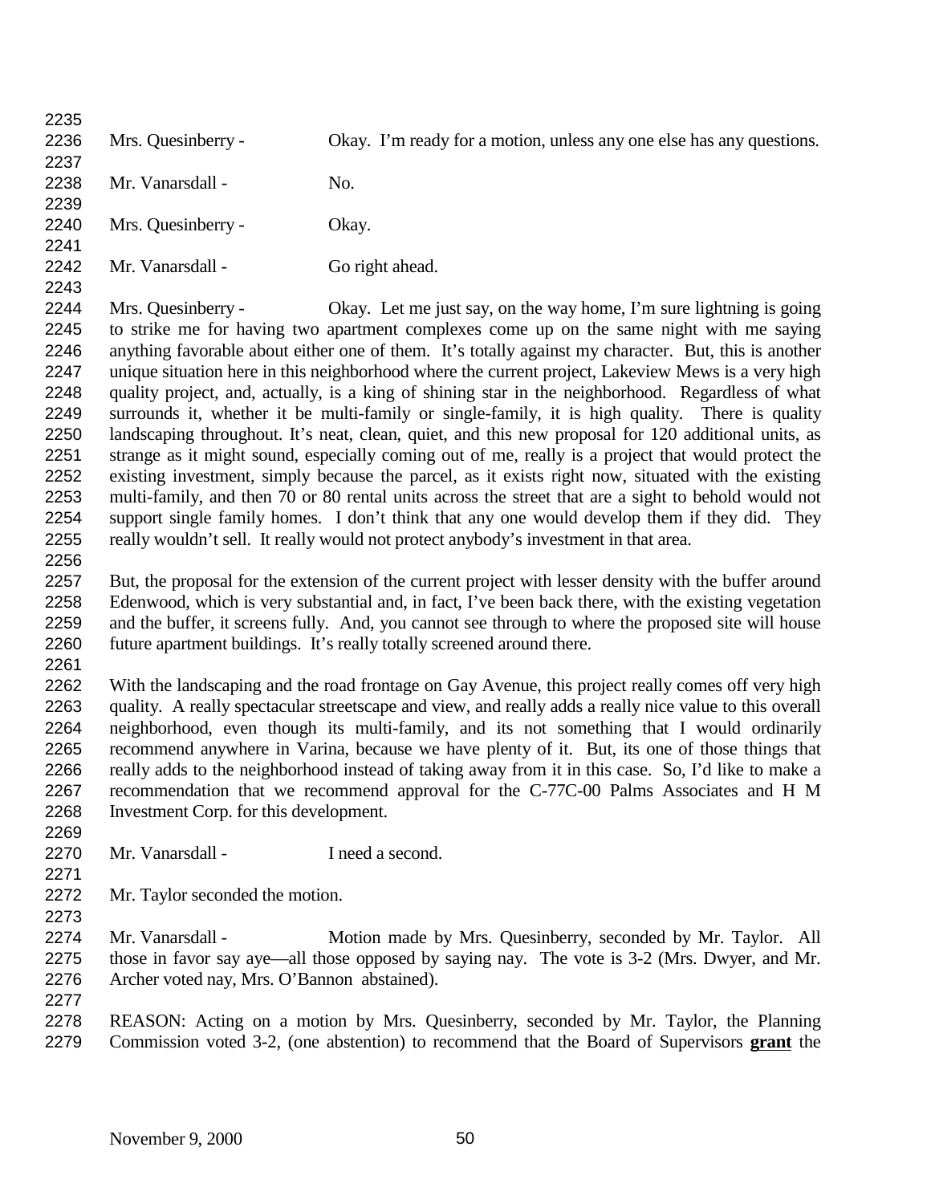Mrs. Quesinberry - Okay. I'm ready for a motion, unless any one else has any questions.

Mr. Vanarsdall - No.

Mrs. Quesinberry - Okay.

Mr. Vanarsdall - Go right ahead.

Mrs. Quesinberry - Okay. Let me just say, on the way home, I'm sure lightning is going to strike me for having two apartment complexes come up on the same night with me saying anything favorable about either one of them. It's totally against my character. But, this is another unique situation here in this neighborhood where the current project, Lakeview Mews is a very high quality project, and, actually, is a king of shining star in the neighborhood. Regardless of what surrounds it, whether it be multi-family or single-family, it is high quality. There is quality landscaping throughout. It's neat, clean, quiet, and this new proposal for 120 additional units, as strange as it might sound, especially coming out of me, really is a project that would protect the existing investment, simply because the parcel, as it exists right now, situated with the existing multi-family, and then 70 or 80 rental units across the street that are a sight to behold would not support single family homes. I don't think that any one would develop them if they did. They really wouldn't sell. It really would not protect anybody's investment in that area.

But, the proposal for the extension of the current project with lesser density with the buffer around Edenwood, which is very substantial and, in fact, I've been back there, with the existing vegetation and the buffer, it screens fully. And, you cannot see through to where the proposed site will house future apartment buildings. It's really totally screened around there.

With the landscaping and the road frontage on Gay Avenue, this project really comes off very high quality. A really spectacular streetscape and view, and really adds a really nice value to this overall neighborhood, even though its multi-family, and its not something that I would ordinarily recommend anywhere in Varina, because we have plenty of it. But, its one of those things that really adds to the neighborhood instead of taking away from it in this case. So, I'd like to make a recommendation that we recommend approval for the C-77C-00 Palms Associates and H M Investment Corp. for this development.

Mr. Vanarsdall - I need a second.

Mr. Taylor seconded the motion.

Mr. Vanarsdall - Motion made by Mrs. Quesinberry, seconded by Mr. Taylor. All those in favor say aye—all those opposed by saying nay. The vote is 3-2 (Mrs. Dwyer, and Mr. Archer voted nay, Mrs. O'Bannon abstained).

REASON: Acting on a motion by Mrs. Quesinberry, seconded by Mr. Taylor, the Planning Commission voted 3-2, (one abstention) to recommend that the Board of Supervisors **grant** the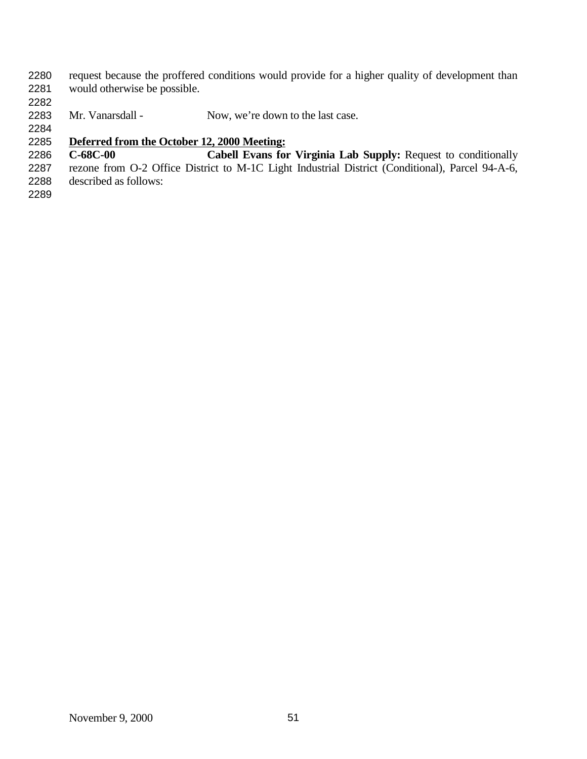request because the proffered conditions would provide for a higher quality of development than would otherwise be possible.

Mr. Vanarsdall - Now, we're down to the last case.

**Deferred from the October 12, 2000 Meeting:**

**C-68C-00** **Cabell Evans for Virginia Lab Supply:** Request to conditionally rezone from O-2 Office District to M-1C Light Industrial District (Conditional), Parcel 94-A-6, described as follows: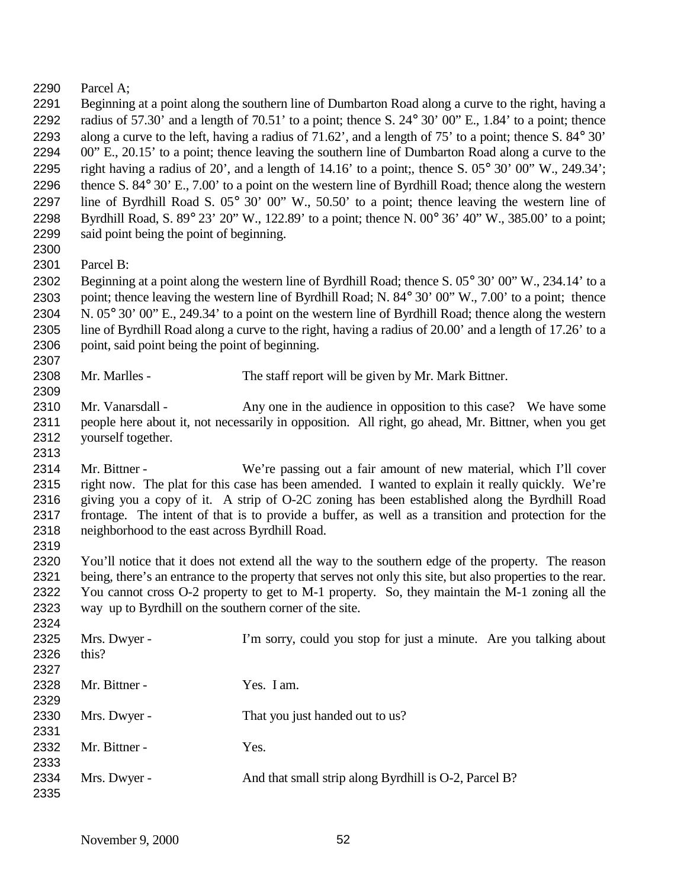Parcel A;

Beginning at a point along the southern line of Dumbarton Road along a curve to the right, having a radius of 57.30' and a length of 70.51' to a point; thence S. 24° 30' 00" E., 1.84' to a point; thence along a curve to the left, having a radius of 71.62', and a length of 75' to a point; thence S. 84° 30' 00" E., 20.15' to a point; thence leaving the southern line of Dumbarton Road along a curve to the right having a radius of 20', and a length of 14.16' to a point;, thence S. 05° 30' 00" W., 249.34'; thence S. 84° 30' E., 7.00' to a point on the western line of Byrdhill Road; thence along the western line of Byrdhill Road S. 05° 30' 00" W., 50.50' to a point; thence leaving the western line of Byrdhill Road, S. 89° 23' 20" W., 122.89' to a point; thence N. 00° 36' 40" W., 385.00' to a point; said point being the point of beginning.

Parcel B:

Beginning at a point along the western line of Byrdhill Road; thence S. 05° 30' 00" W., 234.14' to a point; thence leaving the western line of Byrdhill Road; N. 84° 30' 00" W., 7.00' to a point; thence N. 05° 30' 00" E., 249.34' to a point on the western line of Byrdhill Road; thence along the western line of Byrdhill Road along a curve to the right, having a radius of 20.00' and a length of 17.26' to a point, said point being the point of beginning.

Mr. Marlles - The staff report will be given by Mr. Mark Bittner.

Mr. Vanarsdall - Any one in the audience in opposition to this case? We have some people here about it, not necessarily in opposition. All right, go ahead, Mr. Bittner, when you get yourself together.

Mr. Bittner - We're passing out a fair amount of new material, which I'll cover right now. The plat for this case has been amended. I wanted to explain it really quickly. We're giving you a copy of it. A strip of O-2C zoning has been established along the Byrdhill Road frontage. The intent of that is to provide a buffer, as well as a transition and protection for the neighborhood to the east across Byrdhill Road.

You'll notice that it does not extend all the way to the southern edge of the property. The reason being, there's an entrance to the property that serves not only this site, but also properties to the rear. You cannot cross O-2 property to get to M-1 property. So, they maintain the M-1 zoning all the way up to Byrdhill on the southern corner of the site.

Mrs. Dwyer - I'm sorry, could you stop for just a minute. Are you talking about this?

Mr. Bittner - Yes. I am.

Mrs. Dwyer - That you just handed out to us?

Mr. Bittner - Yes.

Mrs. Dwyer - And that small strip along Byrdhill is O-2, Parcel B?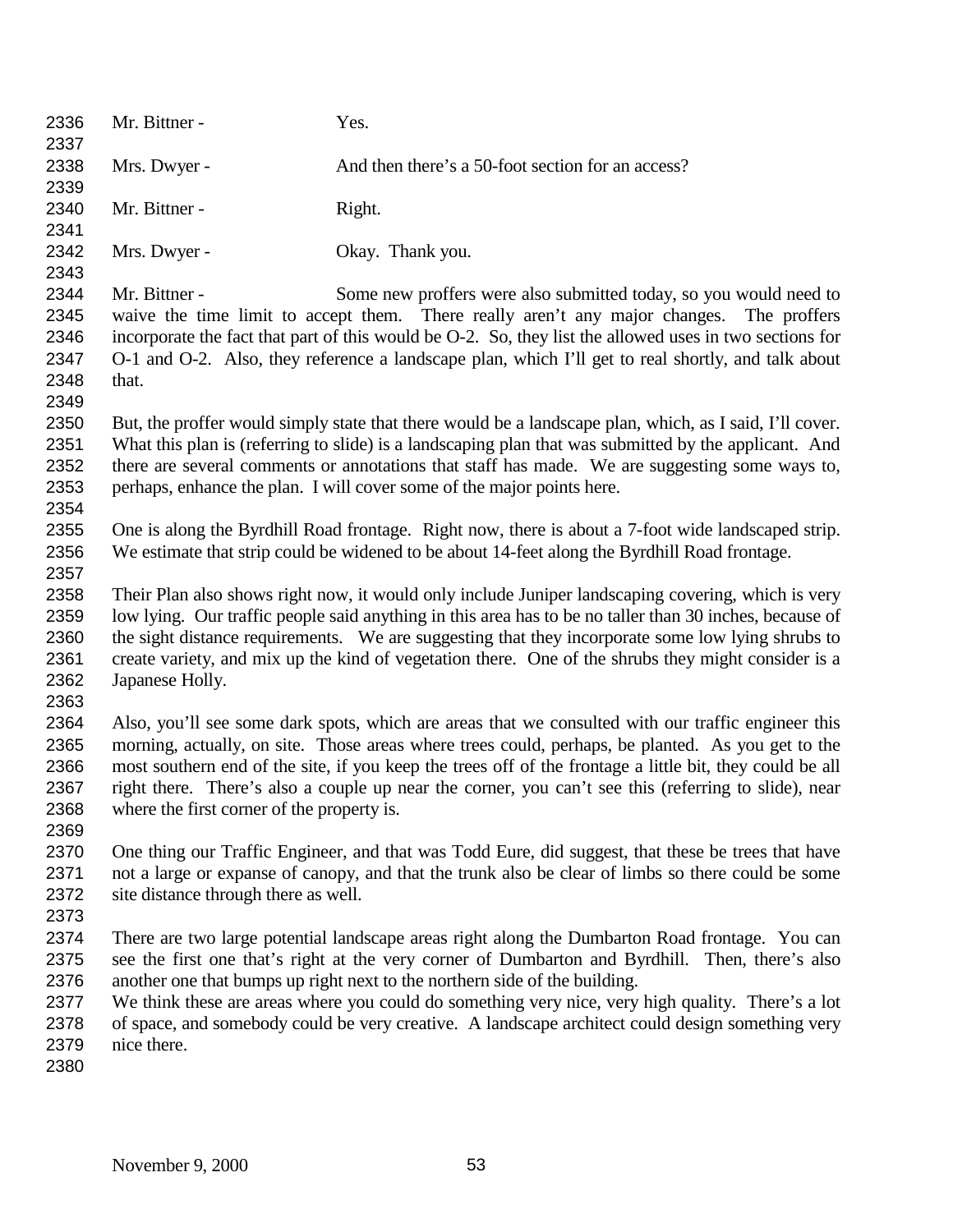Mr. Bittner - Yes.

Mrs. Dwyer - And then there's a 50-foot section for an access?

Mr. Bittner - Right.

Mrs. Dwyer - Okay. Thank you.

Mr. Bittner - Some new proffers were also submitted today, so you would need to waive the time limit to accept them. There really aren't any major changes. The proffers incorporate the fact that part of this would be O-2. So, they list the allowed uses in two sections for O-1 and O-2. Also, they reference a landscape plan, which I'll get to real shortly, and talk about that.

But, the proffer would simply state that there would be a landscape plan, which, as I said, I'll cover. What this plan is (referring to slide) is a landscaping plan that was submitted by the applicant. And there are several comments or annotations that staff has made. We are suggesting some ways to, perhaps, enhance the plan. I will cover some of the major points here.

One is along the Byrdhill Road frontage. Right now, there is about a 7-foot wide landscaped strip. We estimate that strip could be widened to be about 14-feet along the Byrdhill Road frontage.

Their Plan also shows right now, it would only include Juniper landscaping covering, which is very low lying. Our traffic people said anything in this area has to be no taller than 30 inches, because of the sight distance requirements. We are suggesting that they incorporate some low lying shrubs to create variety, and mix up the kind of vegetation there. One of the shrubs they might consider is a Japanese Holly.

Also, you'll see some dark spots, which are areas that we consulted with our traffic engineer this morning, actually, on site. Those areas where trees could, perhaps, be planted. As you get to the most southern end of the site, if you keep the trees off of the frontage a little bit, they could be all right there. There's also a couple up near the corner, you can't see this (referring to slide), near where the first corner of the property is.

One thing our Traffic Engineer, and that was Todd Eure, did suggest, that these be trees that have not a large or expanse of canopy, and that the trunk also be clear of limbs so there could be some site distance through there as well.

There are two large potential landscape areas right along the Dumbarton Road frontage. You can see the first one that's right at the very corner of Dumbarton and Byrdhill. Then, there's also another one that bumps up right next to the northern side of the building.
We think these are areas where you could do something very nice, very high quality. There's a lot of space, and somebody could be very creative. A landscape architect could design something very nice there.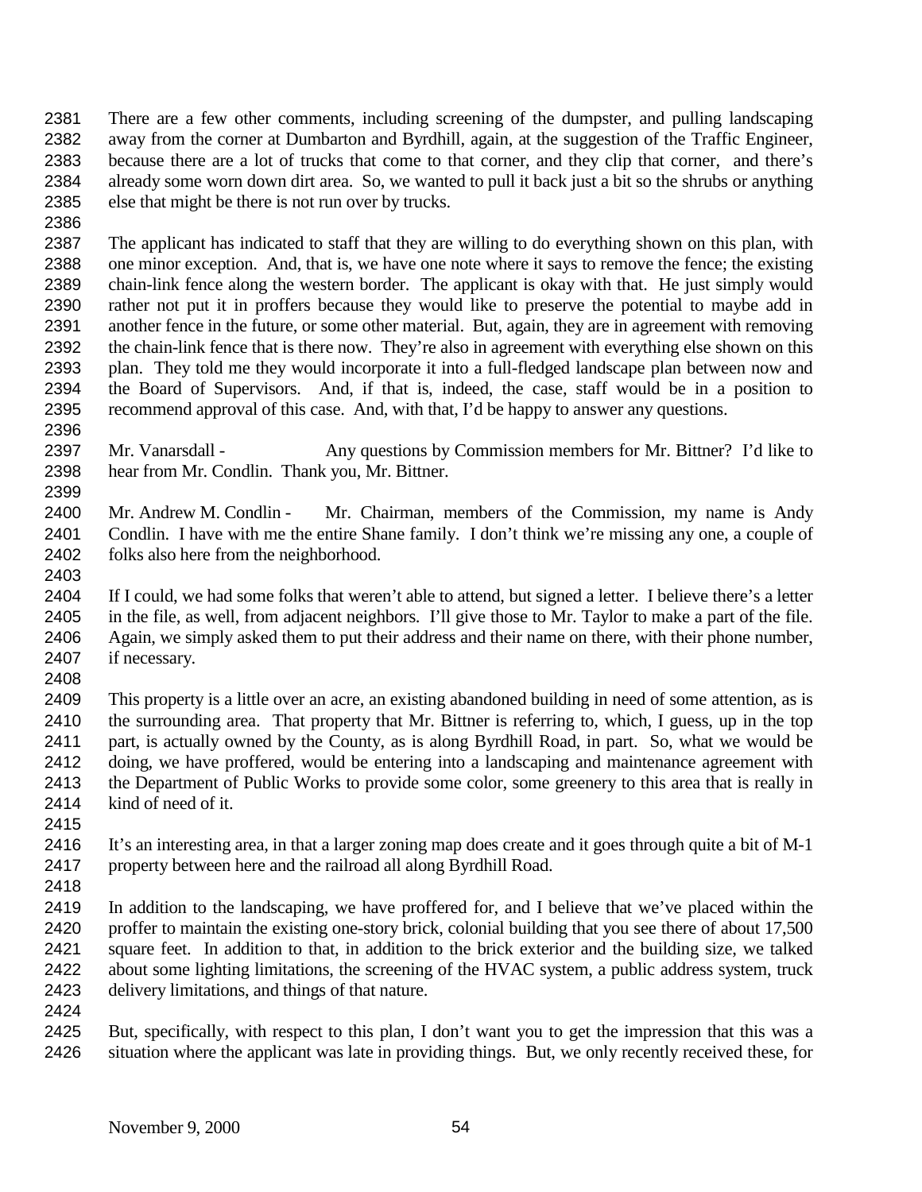There are a few other comments, including screening of the dumpster, and pulling landscaping away from the corner at Dumbarton and Byrdhill, again, at the suggestion of the Traffic Engineer, because there are a lot of trucks that come to that corner, and they clip that corner, and there's already some worn down dirt area. So, we wanted to pull it back just a bit so the shrubs or anything else that might be there is not run over by trucks.

The applicant has indicated to staff that they are willing to do everything shown on this plan, with one minor exception. And, that is, we have one note where it says to remove the fence; the existing chain-link fence along the western border. The applicant is okay with that. He just simply would rather not put it in proffers because they would like to preserve the potential to maybe add in another fence in the future, or some other material. But, again, they are in agreement with removing the chain-link fence that is there now. They're also in agreement with everything else shown on this plan. They told me they would incorporate it into a full-fledged landscape plan between now and the Board of Supervisors. And, if that is, indeed, the case, staff would be in a position to recommend approval of this case. And, with that, I'd be happy to answer any questions.

Mr. Vanarsdall - Any questions by Commission members for Mr. Bittner? I'd like to hear from Mr. Condlin. Thank you, Mr. Bittner.

Mr. Andrew M. Condlin - Mr. Chairman, members of the Commission, my name is Andy Condlin. I have with me the entire Shane family. I don't think we're missing any one, a couple of folks also here from the neighborhood.

If I could, we had some folks that weren't able to attend, but signed a letter. I believe there's a letter in the file, as well, from adjacent neighbors. I'll give those to Mr. Taylor to make a part of the file. Again, we simply asked them to put their address and their name on there, with their phone number, if necessary.

This property is a little over an acre, an existing abandoned building in need of some attention, as is the surrounding area. That property that Mr. Bittner is referring to, which, I guess, up in the top part, is actually owned by the County, as is along Byrdhill Road, in part. So, what we would be doing, we have proffered, would be entering into a landscaping and maintenance agreement with the Department of Public Works to provide some color, some greenery to this area that is really in kind of need of it.

It's an interesting area, in that a larger zoning map does create and it goes through quite a bit of M-1 property between here and the railroad all along Byrdhill Road.

In addition to the landscaping, we have proffered for, and I believe that we've placed within the proffer to maintain the existing one-story brick, colonial building that you see there of about 17,500 square feet. In addition to that, in addition to the brick exterior and the building size, we talked about some lighting limitations, the screening of the HVAC system, a public address system, truck delivery limitations, and things of that nature.

But, specifically, with respect to this plan, I don't want you to get the impression that this was a situation where the applicant was late in providing things. But, we only recently received these, for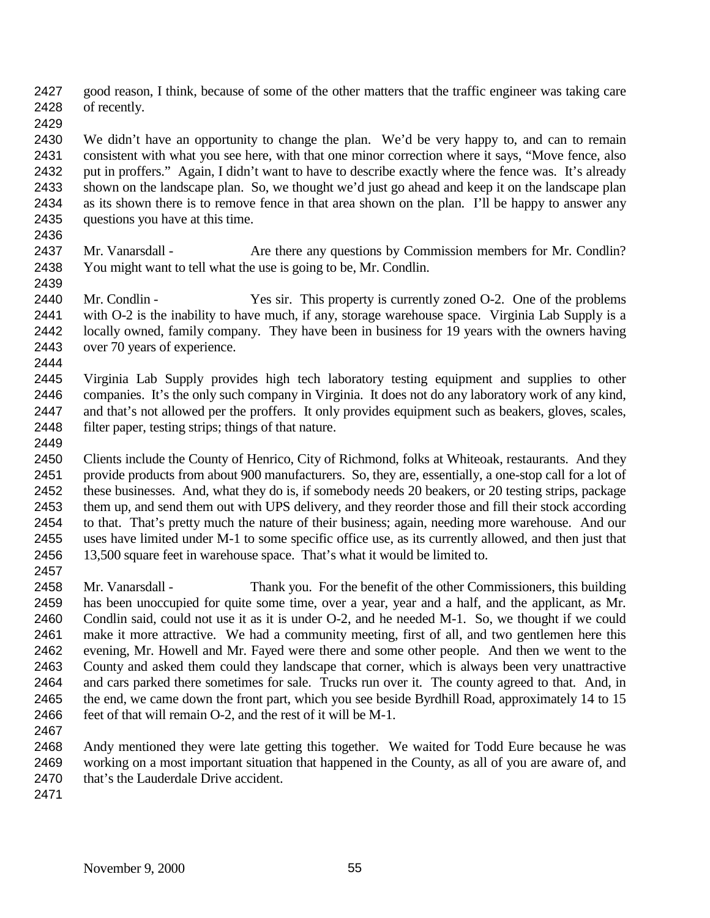good reason, I think, because of some of the other matters that the traffic engineer was taking care of recently.

We didn't have an opportunity to change the plan. We'd be very happy to, and can to remain consistent with what you see here, with that one minor correction where it says, "Move fence, also put in proffers." Again, I didn't want to have to describe exactly where the fence was. It's already shown on the landscape plan. So, we thought we'd just go ahead and keep it on the landscape plan as its shown there is to remove fence in that area shown on the plan. I'll be happy to answer any questions you have at this time.

Mr. Vanarsdall - Are there any questions by Commission members for Mr. Condlin? You might want to tell what the use is going to be, Mr. Condlin.

Mr. Condlin - Yes sir. This property is currently zoned O-2. One of the problems with O-2 is the inability to have much, if any, storage warehouse space. Virginia Lab Supply is a locally owned, family company. They have been in business for 19 years with the owners having over 70 years of experience.

Virginia Lab Supply provides high tech laboratory testing equipment and supplies to other companies. It's the only such company in Virginia. It does not do any laboratory work of any kind, and that's not allowed per the proffers. It only provides equipment such as beakers, gloves, scales, filter paper, testing strips; things of that nature.

Clients include the County of Henrico, City of Richmond, folks at Whiteoak, restaurants. And they provide products from about 900 manufacturers. So, they are, essentially, a one-stop call for a lot of these businesses. And, what they do is, if somebody needs 20 beakers, or 20 testing strips, package them up, and send them out with UPS delivery, and they reorder those and fill their stock according to that. That's pretty much the nature of their business; again, needing more warehouse. And our uses have limited under M-1 to some specific office use, as its currently allowed, and then just that 13,500 square feet in warehouse space. That's what it would be limited to.

Mr. Vanarsdall - Thank you. For the benefit of the other Commissioners, this building has been unoccupied for quite some time, over a year, year and a half, and the applicant, as Mr. Condlin said, could not use it as it is under O-2, and he needed M-1. So, we thought if we could make it more attractive. We had a community meeting, first of all, and two gentlemen here this evening, Mr. Howell and Mr. Fayed were there and some other people. And then we went to the County and asked them could they landscape that corner, which is always been very unattractive and cars parked there sometimes for sale. Trucks run over it. The county agreed to that. And, in the end, we came down the front part, which you see beside Byrdhill Road, approximately 14 to 15 feet of that will remain O-2, and the rest of it will be M-1.

Andy mentioned they were late getting this together. We waited for Todd Eure because he was working on a most important situation that happened in the County, as all of you are aware of, and that's the Lauderdale Drive accident.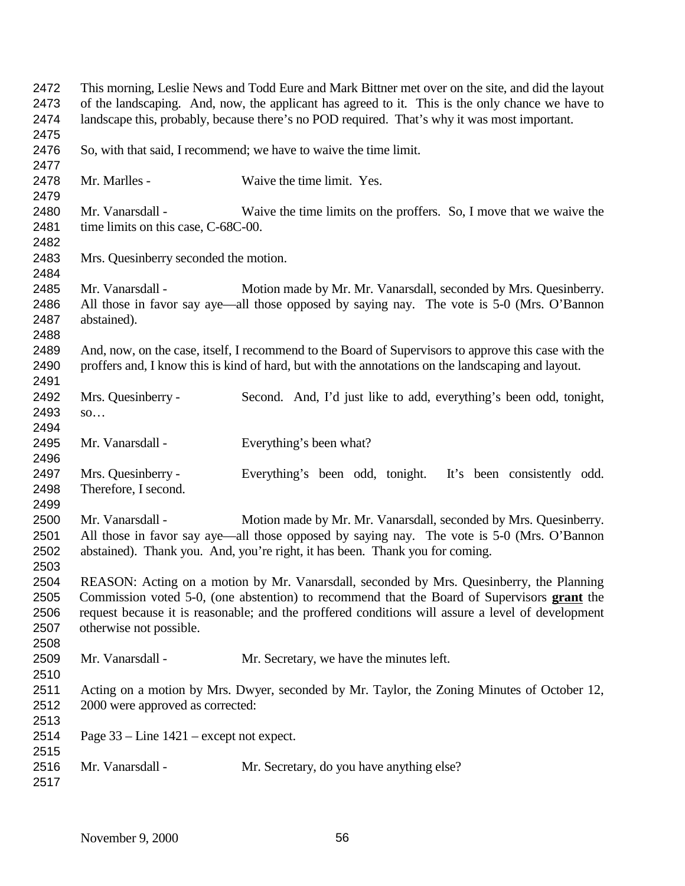This morning, Leslie News and Todd Eure and Mark Bittner met over on the site, and did the layout of the landscaping. And, now, the applicant has agreed to it. This is the only chance we have to landscape this, probably, because there's no POD required. That's why it was most important.

So, with that said, I recommend; we have to waive the time limit.

Mr. Marlles - Waive the time limit. Yes.

Mr. Vanarsdall - Waive the time limits on the proffers. So, I move that we waive the time limits on this case, C-68C-00.

Mrs. Quesinberry seconded the motion.

Mr. Vanarsdall - Motion made by Mr. Mr. Vanarsdall, seconded by Mrs. Quesinberry. All those in favor say aye—all those opposed by saying nay. The vote is 5-0 (Mrs. O'Bannon abstained).

And, now, on the case, itself, I recommend to the Board of Supervisors to approve this case with the proffers and, I know this is kind of hard, but with the annotations on the landscaping and layout.

Mrs. Quesinberry - Second. And, I'd just like to add, everything's been odd, tonight, so…

Mr. Vanarsdall - Everything's been what?

Mrs. Quesinberry - Everything's been odd, tonight. It's been consistently odd. Therefore, I second.

Mr. Vanarsdall - Motion made by Mr. Mr. Vanarsdall, seconded by Mrs. Quesinberry. All those in favor say aye—all those opposed by saying nay. The vote is 5-0 (Mrs. O'Bannon abstained). Thank you. And, you're right, it has been. Thank you for coming.

REASON: Acting on a motion by Mr. Vanarsdall, seconded by Mrs. Quesinberry, the Planning Commission voted 5-0, (one abstention) to recommend that the Board of Supervisors **grant** the request because it is reasonable; and the proffered conditions will assure a level of development otherwise not possible.

Mr. Vanarsdall - Mr. Secretary, we have the minutes left.

Acting on a motion by Mrs. Dwyer, seconded by Mr. Taylor, the Zoning Minutes of October 12, 2000 were approved as corrected:

Page 33 – Line 1421 – except not expect.

Mr. Vanarsdall - Mr. Secretary, do you have anything else?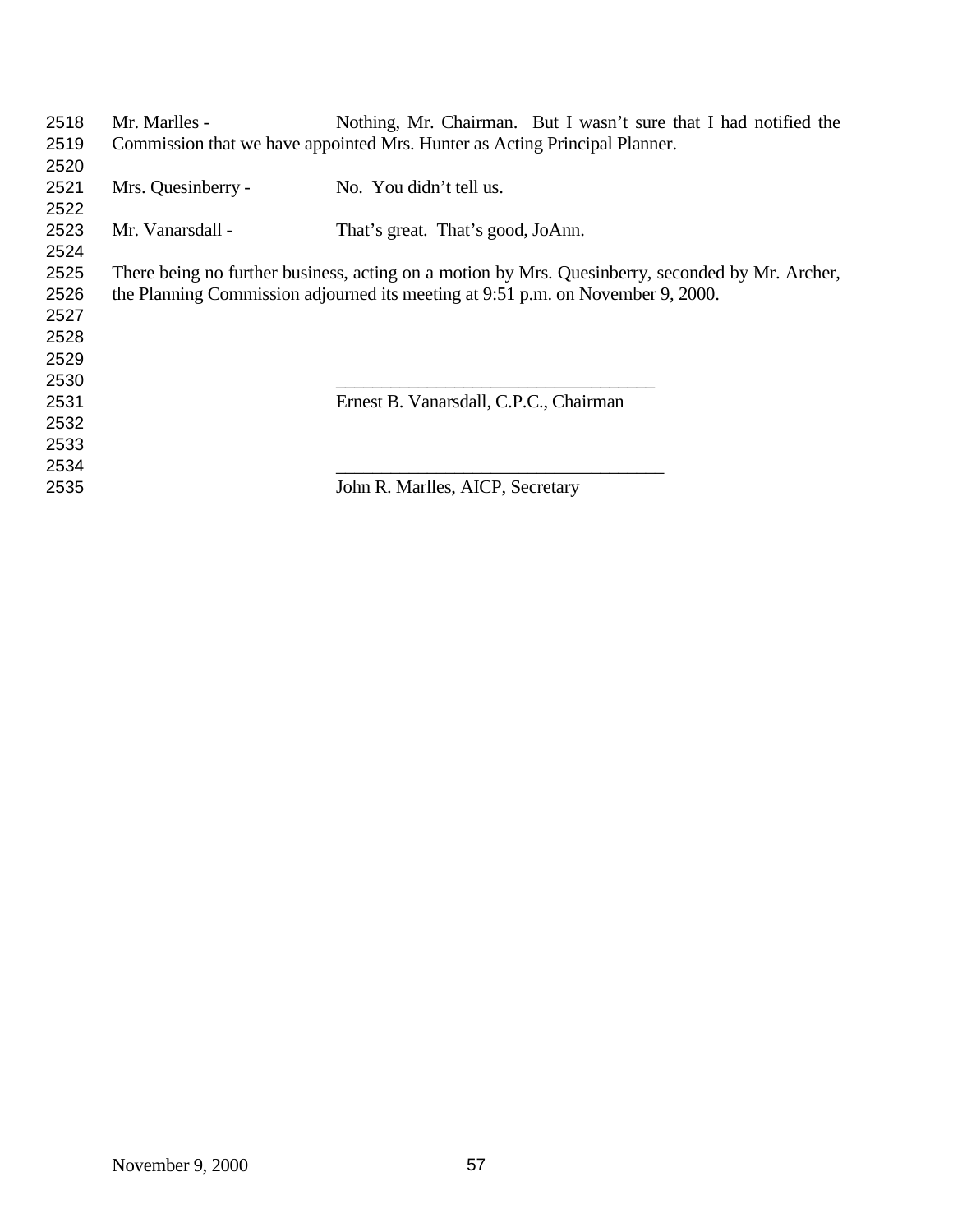Mr. Marlles - Nothing, Mr. Chairman. But I wasn't sure that I had notified the Commission that we have appointed Mrs. Hunter as Acting Principal Planner.

Mrs. Quesinberry - No. You didn't tell us.

Mr. Vanarsdall - That's great. That's good, JoAnn.

There being no further business, acting on a motion by Mrs. Quesinberry, seconded by Mr. Archer, the Planning Commission adjourned its meeting at 9:51 p.m. on November 9, 2000.

\_\_\_\_\_\_\_\_\_\_\_\_\_\_\_\_\_\_\_\_\_\_\_\_\_\_\_\_\_\_\_\_\_\_\_\_

Ernest B. Vanarsdall, C.P.C., Chairman

\_\_\_\_\_\_\_\_\_\_\_\_\_\_\_\_\_\_\_\_\_\_\_\_\_\_\_\_\_\_\_\_\_\_\_\_

John R. Marlles, AICP, Secretary